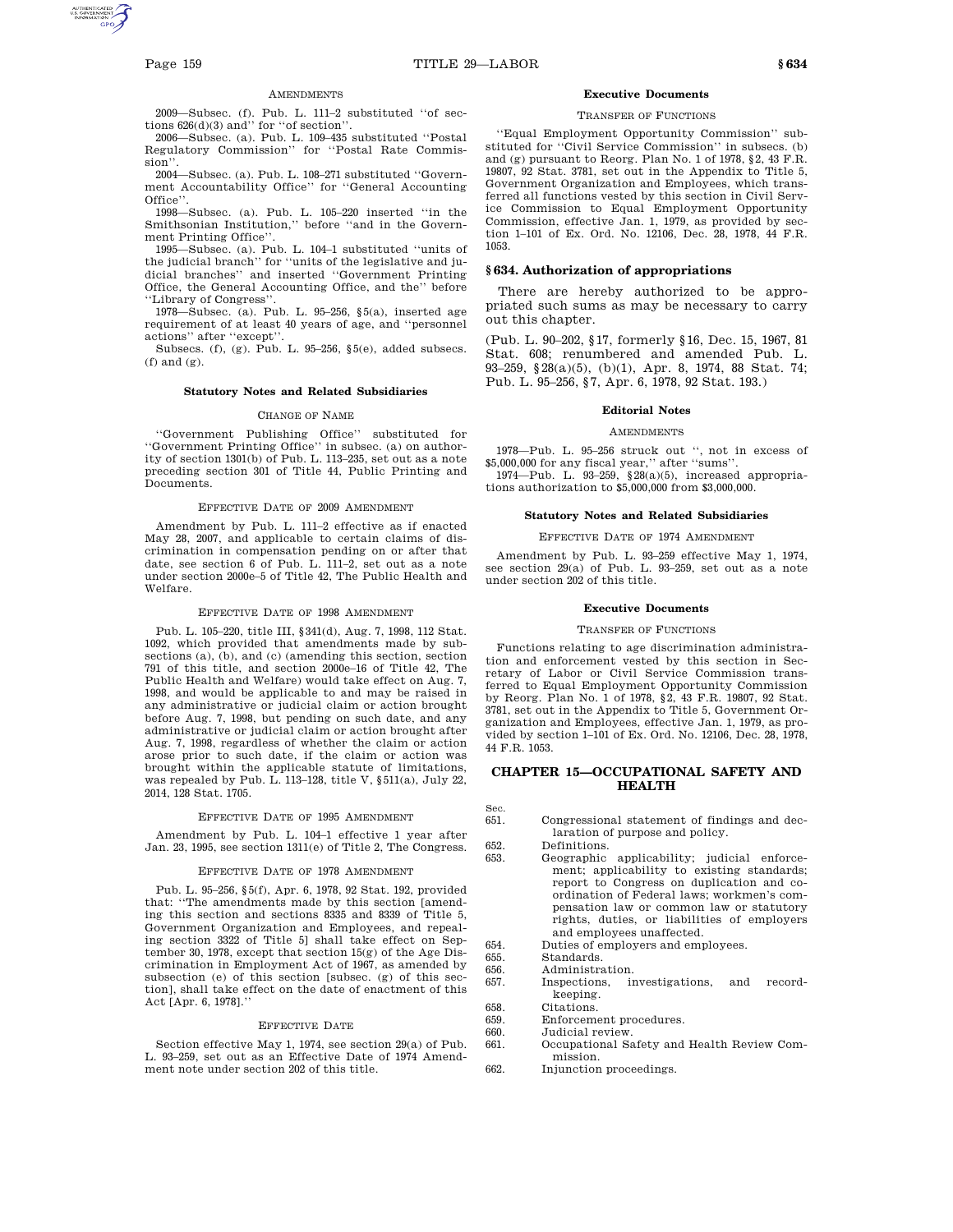AMENDMENTS

2009—Subsec. (f). Pub. L. 111–2 substituted ''of sections 626(d)(3) and'' for ''of section''.

2006—Subsec. (a). Pub. L. 109–435 substituted ''Postal Regulatory Commission'' for ''Postal Rate Commission''.

2004—Subsec. (a). Pub. L. 108–271 substituted ''Government Accountability Office'' for ''General Accounting Office''.

1998—Subsec. (a). Pub. L. 105–220 inserted ''in the Smithsonian Institution,'' before ''and in the Government Printing Office''.

1995—Subsec. (a). Pub. L. 104–1 substituted ''units of the judicial branch'' for ''units of the legislative and judicial branches'' and inserted ''Government Printing Office, the General Accounting Office, and the'' before ''Library of Congress''.

1978—Subsec. (a). Pub. L. 95–256, §5(a), inserted age requirement of at least 40 years of age, and ''personnel actions'' after ''except''.

Subsecs. (f), (g). Pub. L. 95–256, §5(e), added subsecs. (f) and (g).

**Statutory Notes and Related Subsidiaries**

CHANGE OF NAME

''Government Publishing Office'' substituted for ''Government Printing Office'' in subsec. (a) on authority of section 1301(b) of Pub. L. 113–235, set out as a note preceding section 301 of Title 44, Public Printing and Documents.

EFFECTIVE DATE OF 2009 AMENDMENT

Amendment by Pub. L. 111–2 effective as if enacted May 28, 2007, and applicable to certain claims of discrimination in compensation pending on or after that date, see section 6 of Pub. L. 111–2, set out as a note under section 2000e–5 of Title 42, The Public Health and Welfare.

EFFECTIVE DATE OF 1998 AMENDMENT

Pub. L. 105–220, title III, §341(d), Aug. 7, 1998, 112 Stat. 1092, which provided that amendments made by subsections (a), (b), and (c) (amending this section, section 791 of this title, and section 2000e–16 of Title 42, The Public Health and Welfare) would take effect on Aug. 7, 1998, and would be applicable to and may be raised in any administrative or judicial claim or action brought before Aug. 7, 1998, but pending on such date, and any administrative or judicial claim or action brought after Aug. 7, 1998, regardless of whether the claim or action arose prior to such date, if the claim or action was brought within the applicable statute of limitations, was repealed by Pub. L. 113–128, title V, §511(a), July 22, 2014, 128 Stat. 1705.

EFFECTIVE DATE OF 1995 AMENDMENT

Amendment by Pub. L. 104–1 effective 1 year after Jan. 23, 1995, see section 1311(e) of Title 2, The Congress.

EFFECTIVE DATE OF 1978 AMENDMENT

Pub. L. 95–256, §5(f), Apr. 6, 1978, 92 Stat. 192, provided that: ''The amendments made by this section [amending this section and sections 8335 and 8339 of Title 5, Government Organization and Employees, and repealing section 3322 of Title 5] shall take effect on September 30, 1978, except that section 15(g) of the Age Discrimination in Employment Act of 1967, as amended by subsection (e) of this section [subsec. (g) of this section], shall take effect on the date of enactment of this Act [Apr. 6, 1978].''

EFFECTIVE DATE

Section effective May 1, 1974, see section 29(a) of Pub. L. 93–259, set out as an Effective Date of 1974 Amendment note under section 202 of this title.

**Executive Documents**

TRANSFER OF FUNCTIONS

''Equal Employment Opportunity Commission'' substituted for ''Civil Service Commission'' in subsecs. (b) and (g) pursuant to Reorg. Plan No. 1 of 1978, §2, 43 F.R. 19807, 92 Stat. 3781, set out in the Appendix to Title 5, Government Organization and Employees, which transferred all functions vested by this section in Civil Service Commission to Equal Employment Opportunity Commission, effective Jan. 1, 1979, as provided by section 1–101 of Ex. Ord. No. 12106, Dec. 28, 1978, 44 F.R. 1053.

## §634. Authorization of appropriations

There are hereby authorized to be appropriated such sums as may be necessary to carry out this chapter.

(Pub. L. 90–202, §17, formerly §16, Dec. 15, 1967, 81 Stat. 608; renumbered and amended Pub. L. 93–259, §28(a)(5), (b)(1), Apr. 8, 1974, 88 Stat. 74; Pub. L. 95–256, §7, Apr. 6, 1978, 92 Stat. 193.)

**Editorial Notes**

AMENDMENTS

1978—Pub. L. 95–256 struck out '', not in excess of $5,000,000 for any fiscal year,'' after ''sums''.

1974—Pub. L. 93–259, §28(a)(5), increased appropriations authorization to $5,000,000 from $3,000,000.

**Statutory Notes and Related Subsidiaries**

EFFECTIVE DATE OF 1974 AMENDMENT

Amendment by Pub. L. 93–259 effective May 1, 1974, see section 29(a) of Pub. L. 93–259, set out as a note under section 202 of this title.

**Executive Documents**

TRANSFER OF FUNCTIONS

Functions relating to age discrimination administration and enforcement vested by this section in Secretary of Labor or Civil Service Commission transferred to Equal Employment Opportunity Commission by Reorg. Plan No. 1 of 1978, §2, 43 F.R. 19807, 92 Stat. 3781, set out in the Appendix to Title 5, Government Organization and Employees, effective Jan. 1, 1979, as provided by section 1–101 of Ex. Ord. No. 12106, Dec. 28, 1978, 44 F.R. 1053.

# CHAPTER 15—OCCUPATIONAL SAFETY AND HEALTH

| Sec. | |
|---|---|
| 651. | Congressional statement of findings and declaration of purpose and policy. |
| 652. | Definitions. |
| 653. | Geographic applicability; judicial enforcement; applicability to existing standards; report to Congress on duplication and coordination of Federal laws; workmen's compensation law or common law or statutory rights, duties, or liabilities of employers and employees unaffected. |
| 654. | Duties of employers and employees. |
| 655. | Standards. |
| 656. | Administration. |
| 657. | Inspections, investigations, and recordkeeping. |
| 658. | Citations. |
| 659. | Enforcement procedures. |
| 660. | Judicial review. |
| 661. | Occupational Safety and Health Review Commission. |
| 662. | Injunction proceedings. |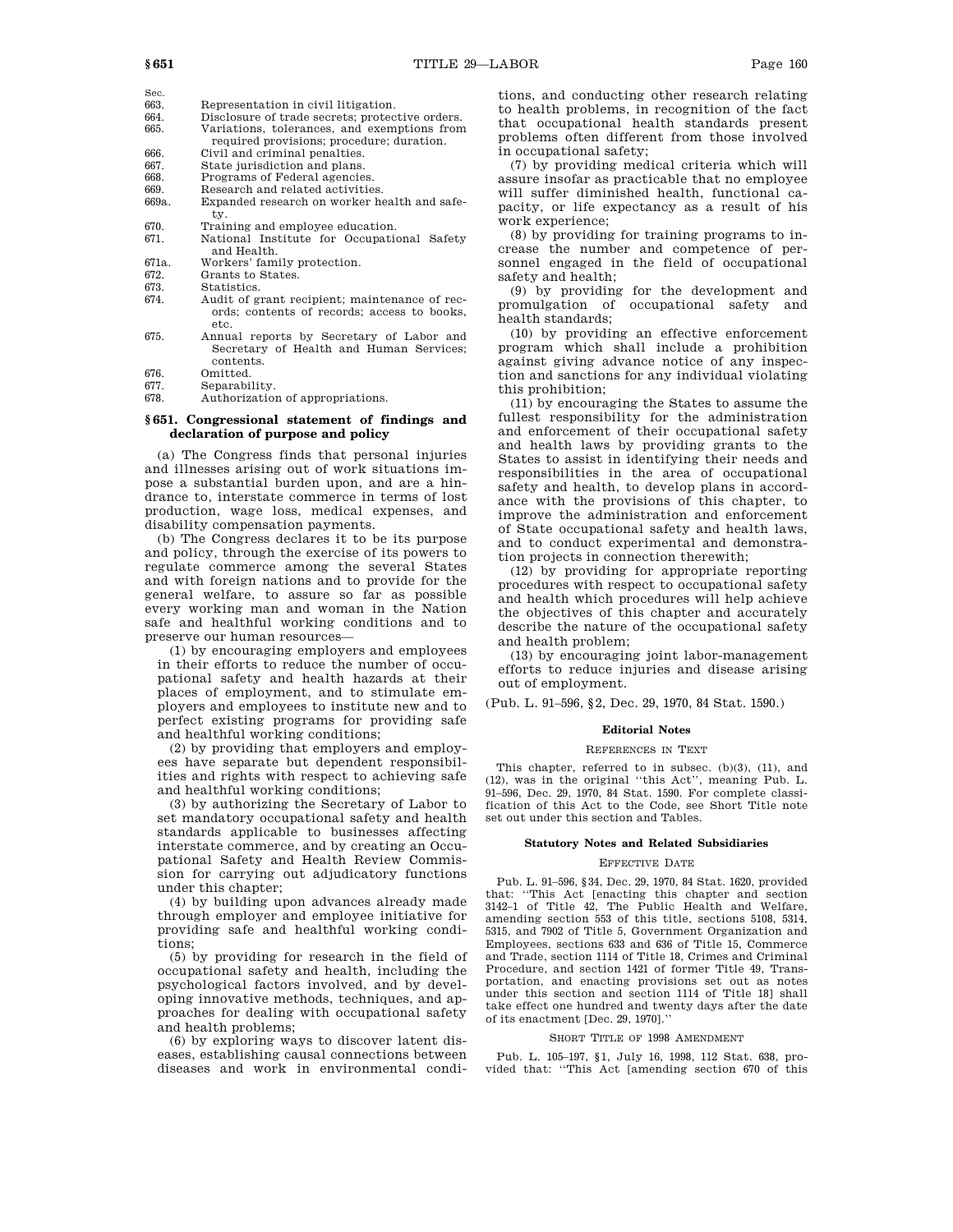| Sec. | |
|---|---|
| 663. | Representation in civil litigation. |
| 664. | Disclosure of trade secrets; protective orders. |
| 665. | Variations, tolerances, and exemptions from required provisions; procedure; duration. |
| 666. | Civil and criminal penalties. |
| 667. | State jurisdiction and plans. |
| 668. | Programs of Federal agencies. |
| 669. | Research and related activities. |
| 669a. | Expanded research on worker health and safety. |
| 670. | Training and employee education. |
| 671. | National Institute for Occupational Safety and Health. |
| 671a. | Workers' family protection. |
| 672. | Grants to States. |
| 673. | Statistics. |
| 674. | Audit of grant recipient; maintenance of records; contents of records; access to books, etc. |
| 675. | Annual reports by Secretary of Labor and Secretary of Health and Human Services; contents. |
| 676. | Omitted. |
| 677. | Separability. |
| 678. | Authorization of appropriations. |

## §651. Congressional statement of findings and declaration of purpose and policy

(a) The Congress finds that personal injuries and illnesses arising out of work situations impose a substantial burden upon, and are a hindrance to, interstate commerce in terms of lost production, wage loss, medical expenses, and disability compensation payments.

(b) The Congress declares it to be its purpose and policy, through the exercise of its powers to regulate commerce among the several States and with foreign nations and to provide for the general welfare, to assure so far as possible every working man and woman in the Nation safe and healthful working conditions and to preserve our human resources—

(1) by encouraging employers and employees in their efforts to reduce the number of occupational safety and health hazards at their places of employment, and to stimulate employers and employees to institute new and to perfect existing programs for providing safe and healthful working conditions;

(2) by providing that employers and employees have separate but dependent responsibilities and rights with respect to achieving safe and healthful working conditions;

(3) by authorizing the Secretary of Labor to set mandatory occupational safety and health standards applicable to businesses affecting interstate commerce, and by creating an Occupational Safety and Health Review Commission for carrying out adjudicatory functions under this chapter;

(4) by building upon advances already made through employer and employee initiative for providing safe and healthful working conditions;

(5) by providing for research in the field of occupational safety and health, including the psychological factors involved, and by developing innovative methods, techniques, and approaches for dealing with occupational safety and health problems;

(6) by exploring ways to discover latent diseases, establishing causal connections between diseases and work in environmental conditions, and conducting other research relating to health problems, in recognition of the fact that occupational health standards present problems often different from those involved in occupational safety;

(7) by providing medical criteria which will assure insofar as practicable that no employee will suffer diminished health, functional capacity, or life expectancy as a result of his work experience;

(8) by providing for training programs to increase the number and competence of personnel engaged in the field of occupational safety and health;

(9) by providing for the development and promulgation of occupational safety and health standards;

(10) by providing an effective enforcement program which shall include a prohibition against giving advance notice of any inspection and sanctions for any individual violating this prohibition;

(11) by encouraging the States to assume the fullest responsibility for the administration and enforcement of their occupational safety and health laws by providing grants to the States to assist in identifying their needs and responsibilities in the area of occupational safety and health, to develop plans in accordance with the provisions of this chapter, to improve the administration and enforcement of State occupational safety and health laws, and to conduct experimental and demonstration projects in connection therewith;

(12) by providing for appropriate reporting procedures with respect to occupational safety and health which procedures will help achieve the objectives of this chapter and accurately describe the nature of the occupational safety and health problem;

(13) by encouraging joint labor-management efforts to reduce injuries and disease arising out of employment.

(Pub. L. 91–596, §2, Dec. 29, 1970, 84 Stat. 1590.)

### Editorial Notes

REFERENCES IN TEXT

This chapter, referred to in subsec. (b)(3), (11), and (12), was in the original "this Act", meaning Pub. L. 91–596, Dec. 29, 1970, 84 Stat. 1590. For complete classification of this Act to the Code, see Short Title note set out under this section and Tables.

### Statutory Notes and Related Subsidiaries

EFFECTIVE DATE

Pub. L. 91–596, §34, Dec. 29, 1970, 84 Stat. 1620, provided that: "This Act [enacting this chapter and section 3142–1 of Title 42, The Public Health and Welfare, amending section 553 of this title, sections 5108, 5314, 5315, and 7902 of Title 5, Government Organization and Employees, sections 633 and 636 of Title 15, Commerce and Trade, section 1114 of Title 18, Crimes and Criminal Procedure, and section 1421 of former Title 49, Transportation, and enacting provisions set out as notes under this section and section 1114 of Title 18] shall take effect one hundred and twenty days after the date of its enactment [Dec. 29, 1970]."

SHORT TITLE OF 1998 AMENDMENT

Pub. L. 105–197, §1, July 16, 1998, 112 Stat. 638, provided that: "This Act [amending section 670 of this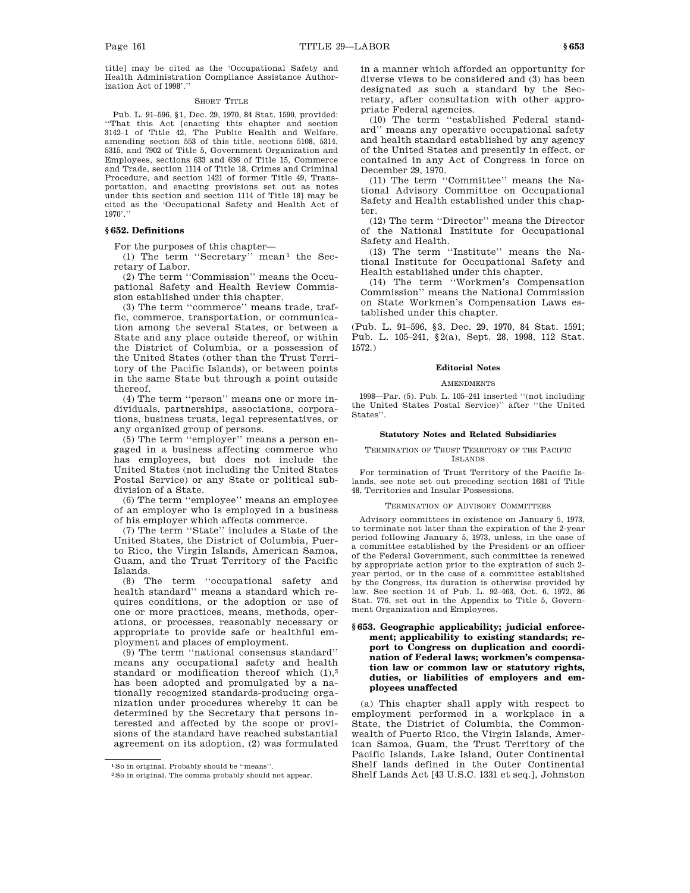title] may be cited as the 'Occupational Safety and Health Administration Compliance Assistance Authorization Act of 1998'.''

SHORT TITLE

Pub. L. 91–596, §1, Dec. 29, 1970, 84 Stat. 1590, provided: ''That this Act [enacting this chapter and section 3142–1 of Title 42, The Public Health and Welfare, amending section 553 of this title, sections 5108, 5314, 5315, and 7902 of Title 5, Government Organization and Employees, sections 633 and 636 of Title 15, Commerce and Trade, section 1114 of Title 18, Crimes and Criminal Procedure, and section 1421 of former Title 49, Transportation, and enacting provisions set out as notes under this section and section 1114 of Title 18] may be cited as the 'Occupational Safety and Health Act of 1970'.''

## § 652. Definitions

For the purposes of this chapter—

(1) The term ''Secretary'' mean[1] the Secretary of Labor.

(2) The term ''Commission'' means the Occupational Safety and Health Review Commission established under this chapter.

(3) The term ''commerce'' means trade, traffic, commerce, transportation, or communication among the several States, or between a State and any place outside thereof, or within the District of Columbia, or a possession of the United States (other than the Trust Territory of the Pacific Islands), or between points in the same State but through a point outside thereof.

(4) The term ''person'' means one or more individuals, partnerships, associations, corporations, business trusts, legal representatives, or any organized group of persons.

(5) The term ''employer'' means a person engaged in a business affecting commerce who has employees, but does not include the United States (not including the United States Postal Service) or any State or political subdivision of a State.

(6) The term ''employee'' means an employee of an employer who is employed in a business of his employer which affects commerce.

(7) The term ''State'' includes a State of the United States, the District of Columbia, Puerto Rico, the Virgin Islands, American Samoa, Guam, and the Trust Territory of the Pacific Islands.

(8) The term ''occupational safety and health standard'' means a standard which requires conditions, or the adoption or use of one or more practices, means, methods, operations, or processes, reasonably necessary or appropriate to provide safe or healthful employment and places of employment.

(9) The term ''national consensus standard'' means any occupational safety and health standard or modification thereof which (1),[2] has been adopted and promulgated by a nationally recognized standards-producing organization under procedures whereby it can be determined by the Secretary that persons interested and affected by the scope or provisions of the standard have reached substantial agreement on its adoption, (2) was formulated in a manner which afforded an opportunity for diverse views to be considered and (3) has been designated as such a standard by the Secretary, after consultation with other appropriate Federal agencies.

(10) The term ''established Federal standard'' means any operative occupational safety and health standard established by any agency of the United States and presently in effect, or contained in any Act of Congress in force on December 29, 1970.

(11) The term ''Committee'' means the National Advisory Committee on Occupational Safety and Health established under this chapter.

(12) The term ''Director'' means the Director of the National Institute for Occupational Safety and Health.

(13) The term ''Institute'' means the National Institute for Occupational Safety and Health established under this chapter.

(14) The term ''Workmen's Compensation Commission'' means the National Commission on State Workmen's Compensation Laws established under this chapter.

(Pub. L. 91–596, §3, Dec. 29, 1970, 84 Stat. 1591; Pub. L. 105–241, §2(a), Sept. 28, 1998, 112 Stat. 1572.)

[1] So in original. Probably should be ''means''.

[2] So in original. The comma probably should not appear.

### Editorial Notes

AMENDMENTS

1998—Par. (5). Pub. L. 105–241 inserted ''(not including the United States Postal Service)'' after ''the United States''.

### Statutory Notes and Related Subsidiaries

TERMINATION OF TRUST TERRITORY OF THE PACIFIC ISLANDS

For termination of Trust Territory of the Pacific Islands, see note set out preceding section 1681 of Title 48, Territories and Insular Possessions.

TERMINATION OF ADVISORY COMMITTEES

Advisory committees in existence on January 5, 1973, to terminate not later than the expiration of the 2-year period following January 5, 1973, unless, in the case of a committee established by the President or an officer of the Federal Government, such committee is renewed by appropriate action prior to the expiration of such 2-year period, or in the case of a committee established by the Congress, its duration is otherwise provided by law. See section 14 of Pub. L. 92–463, Oct. 6, 1972, 86 Stat. 776, set out in the Appendix to Title 5, Government Organization and Employees.

## § 653. Geographic applicability; judicial enforcement; applicability to existing standards; report to Congress on duplication and coordination of Federal laws; workmen's compensation law or common law or statutory rights, duties, or liabilities of employers and employees unaffected

(a) This chapter shall apply with respect to employment performed in a workplace in a State, the District of Columbia, the Commonwealth of Puerto Rico, the Virgin Islands, American Samoa, Guam, the Trust Territory of the Pacific Islands, Lake Island, Outer Continental Shelf lands defined in the Outer Continental Shelf Lands Act [43 U.S.C. 1331 et seq.], Johnston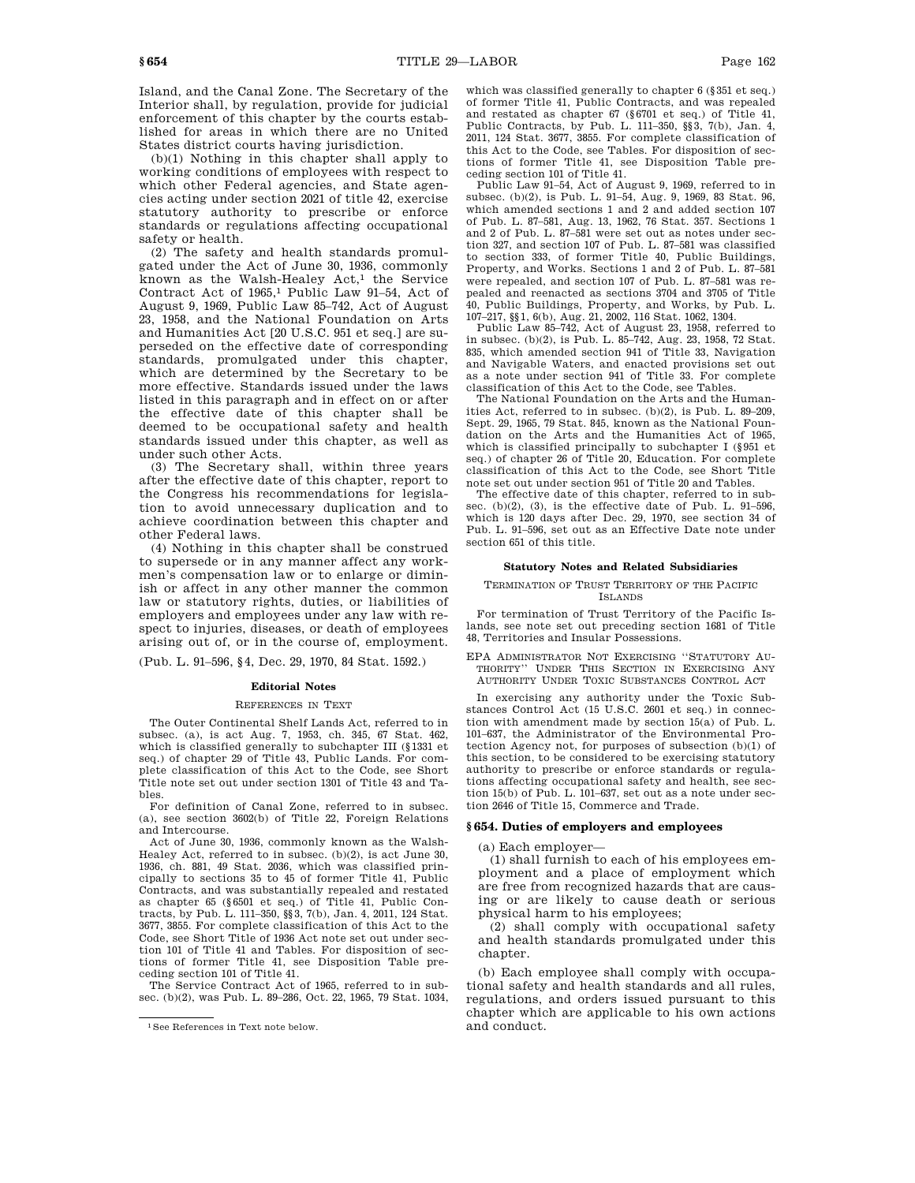Island, and the Canal Zone. The Secretary of the Interior shall, by regulation, provide for judicial enforcement of this chapter by the courts established for areas in which there are no United States district courts having jurisdiction.

(b)(1) Nothing in this chapter shall apply to working conditions of employees with respect to which other Federal agencies, and State agencies acting under section 2021 of title 42, exercise statutory authority to prescribe or enforce standards or regulations affecting occupational safety or health.

(2) The safety and health standards promulgated under the Act of June 30, 1936, commonly known as the Walsh-Healey Act,[1] the Service Contract Act of 1965,[1] Public Law 91–54, Act of August 9, 1969, Public Law 85–742, Act of August 23, 1958, and the National Foundation on Arts and Humanities Act [20 U.S.C. 951 et seq.] are superseded on the effective date of corresponding standards, promulgated under this chapter, which are determined by the Secretary to be more effective. Standards issued under the laws listed in this paragraph and in effect on or after the effective date of this chapter shall be deemed to be occupational safety and health standards issued under this chapter, as well as under such other Acts.

(3) The Secretary shall, within three years after the effective date of this chapter, report to the Congress his recommendations for legislation to avoid unnecessary duplication and to achieve coordination between this chapter and other Federal laws.

(4) Nothing in this chapter shall be construed to supersede or in any manner affect any workmen's compensation law or to enlarge or diminish or affect in any other manner the common law or statutory rights, duties, or liabilities of employers and employees under any law with respect to injuries, diseases, or death of employees arising out of, or in the course of, employment.

(Pub. L. 91–596, §4, Dec. 29, 1970, 84 Stat. 1592.)

[1] See References in Text note below.

#### Editorial Notes

##### References in Text

The Outer Continental Shelf Lands Act, referred to in subsec. (a), is act Aug. 7, 1953, ch. 345, 67 Stat. 462, which is classified generally to subchapter III (§1331 et seq.) of chapter 29 of Title 43, Public Lands. For complete classification of this Act to the Code, see Short Title note set out under section 1301 of Title 43 and Tables.

For definition of Canal Zone, referred to in subsec. (a), see section 3602(b) of Title 22, Foreign Relations and Intercourse.

Act of June 30, 1936, commonly known as the Walsh-Healey Act, referred to in subsec. (b)(2), is act June 30, 1936, ch. 881, 49 Stat. 2036, which was classified principally to sections 35 to 45 of former Title 41, Public Contracts, and was substantially repealed and restated as chapter 65 (§6501 et seq.) of Title 41, Public Contracts, by Pub. L. 111–350, §§3, 7(b), Jan. 4, 2011, 124 Stat. 3677, 3855. For complete classification of this Act to the Code, see Short Title of 1936 Act note set out under section 101 of Title 41 and Tables. For disposition of sections of former Title 41, see Disposition Table preceding section 101 of Title 41.

The Service Contract Act of 1965, referred to in subsec. (b)(2), was Pub. L. 89–286, Oct. 22, 1965, 79 Stat. 1034, which was classified generally to chapter 6 (§351 et seq.) of former Title 41, Public Contracts, and was repealed and restated as chapter 67 (§6701 et seq.) of Title 41, Public Contracts, by Pub. L. 111–350, §§3, 7(b), Jan. 4, 2011, 124 Stat. 3677, 3855. For complete classification of this Act to the Code, see Tables. For disposition of sections of former Title 41, see Disposition Table preceding section 101 of Title 41.

Public Law 91–54, Act of August 9, 1969, referred to in subsec. (b)(2), is Pub. L. 91–54, Aug. 9, 1969, 83 Stat. 96, which amended sections 1 and 2 and added section 107 of Pub. L. 87–581, Aug. 13, 1962, 76 Stat. 357. Sections 1 and 2 of Pub. L. 87–581 were set out as notes under section 327, and section 107 of Pub. L. 87–581 was classified to section 333, of former Title 40, Public Buildings, Property, and Works. Sections 1 and 2 of Pub. L. 87–581 were repealed, and section 107 of Pub. L. 87–581 was repealed and reenacted as sections 3704 and 3705 of Title 40, Public Buildings, Property, and Works, by Pub. L. 107–217, §§1, 6(b), Aug. 21, 2002, 116 Stat. 1062, 1304.

Public Law 85–742, Act of August 23, 1958, referred to in subsec. (b)(2), is Pub. L. 85–742, Aug. 23, 1958, 72 Stat. 835, which amended section 941 of Title 33, Navigation and Navigable Waters, and enacted provisions set out as a note under section 941 of Title 33. For complete classification of this Act to the Code, see Tables.

The National Foundation on the Arts and the Humanities Act, referred to in subsec. (b)(2), is Pub. L. 89–209, Sept. 29, 1965, 79 Stat. 845, known as the National Foundation on the Arts and the Humanities Act of 1965, which is classified principally to subchapter I (§951 et seq.) of chapter 26 of Title 20, Education. For complete classification of this Act to the Code, see Short Title note set out under section 951 of Title 20 and Tables.

The effective date of this chapter, referred to in subsec. (b)(2), (3), is the effective date of Pub. L. 91–596, which is 120 days after Dec. 29, 1970, see section 34 of Pub. L. 91–596, set out as an Effective Date note under section 651 of this title.

#### Statutory Notes and Related Subsidiaries

##### Termination of Trust Territory of the Pacific Islands

For termination of Trust Territory of the Pacific Islands, see note set out preceding section 1681 of Title 48, Territories and Insular Possessions.

##### EPA Administrator Not Exercising "Statutory Authority" Under This Section in Exercising Any Authority Under Toxic Substances Control Act

In exercising any authority under the Toxic Substances Control Act (15 U.S.C. 2601 et seq.) in connection with amendment made by section 15(a) of Pub. L. 101–637, the Administrator of the Environmental Protection Agency not, for purposes of subsection (b)(1) of this section, to be considered to be exercising statutory authority to prescribe or enforce standards or regulations affecting occupational safety and health, see section 15(b) of Pub. L. 101–637, set out as a note under section 2646 of Title 15, Commerce and Trade.

### §654. Duties of employers and employees

(a) Each employer—

(1) shall furnish to each of his employees employment and a place of employment which are free from recognized hazards that are causing or are likely to cause death or serious physical harm to his employees;

(2) shall comply with occupational safety and health standards promulgated under this chapter.

(b) Each employee shall comply with occupational safety and health standards and all rules, regulations, and orders issued pursuant to this chapter which are applicable to his own actions and conduct.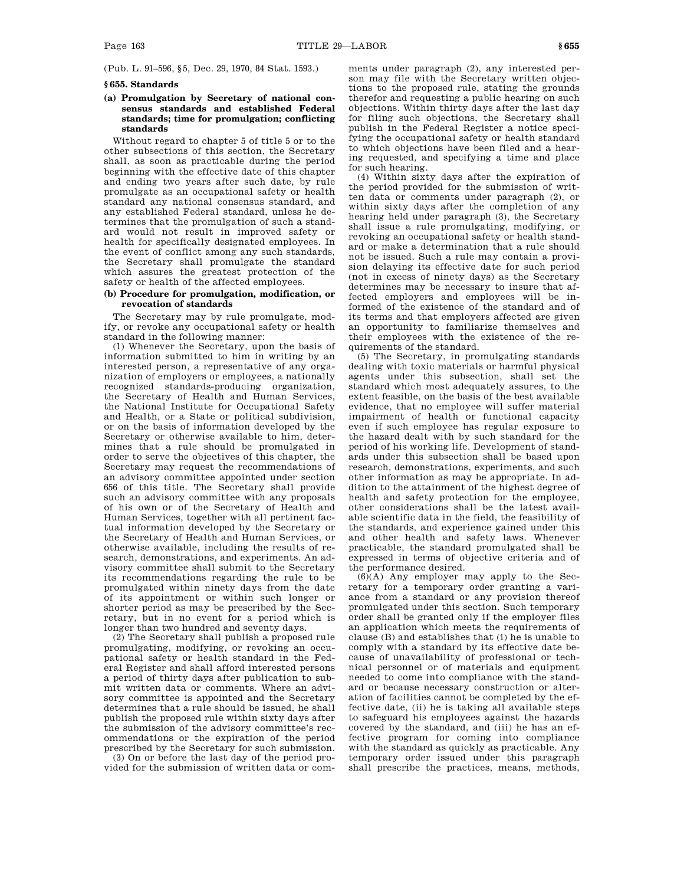(Pub. L. 91–596, §5, Dec. 29, 1970, 84 Stat. 1593.)

### §655. Standards

#### (a) Promulgation by Secretary of national consensus standards and established Federal standards; time for promulgation; conflicting standards

Without regard to chapter 5 of title 5 or to the other subsections of this section, the Secretary shall, as soon as practicable during the period beginning with the effective date of this chapter and ending two years after such date, by rule promulgate as an occupational safety or health standard any national consensus standard, and any established Federal standard, unless he determines that the promulgation of such a standard would not result in improved safety or health for specifically designated employees. In the event of conflict among any such standards, the Secretary shall promulgate the standard which assures the greatest protection of the safety or health of the affected employees.

#### (b) Procedure for promulgation, modification, or revocation of standards

The Secretary may by rule promulgate, modify, or revoke any occupational safety or health standard in the following manner:

(1) Whenever the Secretary, upon the basis of information submitted to him in writing by an interested person, a representative of any organization of employers or employees, a nationally recognized standards-producing organization, the Secretary of Health and Human Services, the National Institute for Occupational Safety and Health, or a State or political subdivision, or on the basis of information developed by the Secretary or otherwise available to him, determines that a rule should be promulgated in order to serve the objectives of this chapter, the Secretary may request the recommendations of an advisory committee appointed under section 656 of this title. The Secretary shall provide such an advisory committee with any proposals of his own or of the Secretary of Health and Human Services, together with all pertinent factual information developed by the Secretary or the Secretary of Health and Human Services, or otherwise available, including the results of research, demonstrations, and experiments. An advisory committee shall submit to the Secretary its recommendations regarding the rule to be promulgated within ninety days from the date of its appointment or within such longer or shorter period as may be prescribed by the Secretary, but in no event for a period which is longer than two hundred and seventy days.

(2) The Secretary shall publish a proposed rule promulgating, modifying, or revoking an occupational safety or health standard in the Federal Register and shall afford interested persons a period of thirty days after publication to submit written data or comments. Where an advisory committee is appointed and the Secretary determines that a rule should be issued, he shall publish the proposed rule within sixty days after the submission of the advisory committee's recommendations or the expiration of the period prescribed by the Secretary for such submission.

(3) On or before the last day of the period provided for the submission of written data or comments under paragraph (2), any interested person may file with the Secretary written objections to the proposed rule, stating the grounds therefor and requesting a public hearing on such objections. Within thirty days after the last day for filing such objections, the Secretary shall publish in the Federal Register a notice specifying the occupational safety or health standard to which objections have been filed and a hearing requested, and specifying a time and place for such hearing.

(4) Within sixty days after the expiration of the period provided for the submission of written data or comments under paragraph (2), or within sixty days after the completion of any hearing held under paragraph (3), the Secretary shall issue a rule promulgating, modifying, or revoking an occupational safety or health standard or make a determination that a rule should not be issued. Such a rule may contain a provision delaying its effective date for such period (not in excess of ninety days) as the Secretary determines may be necessary to insure that affected employers and employees will be informed of the existence of the standard and of its terms and that employers affected are given an opportunity to familiarize themselves and their employees with the existence of the requirements of the standard.

(5) The Secretary, in promulgating standards dealing with toxic materials or harmful physical agents under this subsection, shall set the standard which most adequately assures, to the extent feasible, on the basis of the best available evidence, that no employee will suffer material impairment of health or functional capacity even if such employee has regular exposure to the hazard dealt with by such standard for the period of his working life. Development of standards under this subsection shall be based upon research, demonstrations, experiments, and such other information as may be appropriate. In addition to the attainment of the highest degree of health and safety protection for the employee, other considerations shall be the latest available scientific data in the field, the feasibility of the standards, and experience gained under this and other health and safety laws. Whenever practicable, the standard promulgated shall be expressed in terms of objective criteria and of the performance desired.

(6)(A) Any employer may apply to the Secretary for a temporary order granting a variance from a standard or any provision thereof promulgated under this section. Such temporary order shall be granted only if the employer files an application which meets the requirements of clause (B) and establishes that (i) he is unable to comply with a standard by its effective date because of unavailability of professional or technical personnel or of materials and equipment needed to come into compliance with the standard or because necessary construction or alteration of facilities cannot be completed by the effective date, (ii) he is taking all available steps to safeguard his employees against the hazards covered by the standard, and (iii) he has an effective program for coming into compliance with the standard as quickly as practicable. Any temporary order issued under this paragraph shall prescribe the practices, means, methods,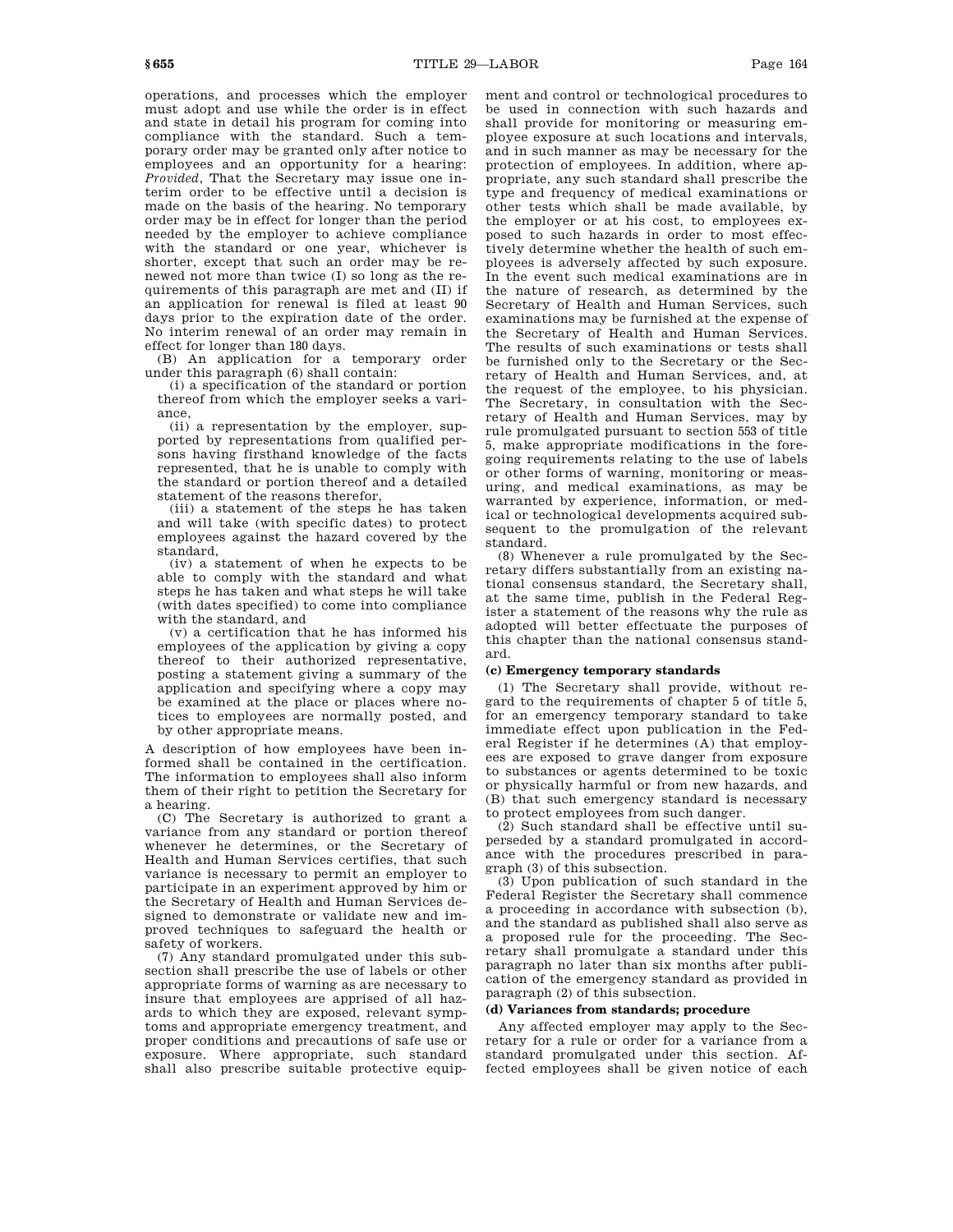operations, and processes which the employer must adopt and use while the order is in effect and state in detail his program for coming into compliance with the standard. Such a temporary order may be granted only after notice to employees and an opportunity for a hearing: *Provided*, That the Secretary may issue one interim order to be effective until a decision is made on the basis of the hearing. No temporary order may be in effect for longer than the period needed by the employer to achieve compliance with the standard or one year, whichever is shorter, except that such an order may be renewed not more than twice (I) so long as the requirements of this paragraph are met and (II) if an application for renewal is filed at least 90 days prior to the expiration date of the order. No interim renewal of an order may remain in effect for longer than 180 days.

(B) An application for a temporary order under this paragraph (6) shall contain:

(i) a specification of the standard or portion thereof from which the employer seeks a variance,

(ii) a representation by the employer, supported by representations from qualified persons having firsthand knowledge of the facts represented, that he is unable to comply with the standard or portion thereof and a detailed statement of the reasons therefor,

(iii) a statement of the steps he has taken and will take (with specific dates) to protect employees against the hazard covered by the standard,

(iv) a statement of when he expects to be able to comply with the standard and what steps he has taken and what steps he will take (with dates specified) to come into compliance with the standard, and

(v) a certification that he has informed his employees of the application by giving a copy thereof to their authorized representative, posting a statement giving a summary of the application and specifying where a copy may be examined at the place or places where notices to employees are normally posted, and by other appropriate means.

A description of how employees have been informed shall be contained in the certification. The information to employees shall also inform them of their right to petition the Secretary for a hearing.

(C) The Secretary is authorized to grant a variance from any standard or portion thereof whenever he determines, or the Secretary of Health and Human Services certifies, that such variance is necessary to permit an employer to participate in an experiment approved by him or the Secretary of Health and Human Services designed to demonstrate or validate new and improved techniques to safeguard the health or safety of workers.

(7) Any standard promulgated under this subsection shall prescribe the use of labels or other appropriate forms of warning as are necessary to insure that employees are apprised of all hazards to which they are exposed, relevant symptoms and appropriate emergency treatment, and proper conditions and precautions of safe use or exposure. Where appropriate, such standard shall also prescribe suitable protective equipment and control or technological procedures to be used in connection with such hazards and shall provide for monitoring or measuring employee exposure at such locations and intervals, and in such manner as may be necessary for the protection of employees. In addition, where appropriate, any such standard shall prescribe the type and frequency of medical examinations or other tests which shall be made available, by the employer or at his cost, to employees exposed to such hazards in order to most effectively determine whether the health of such employees is adversely affected by such exposure. In the event such medical examinations are in the nature of research, as determined by the Secretary of Health and Human Services, such examinations may be furnished at the expense of the Secretary of Health and Human Services. The results of such examinations or tests shall be furnished only to the Secretary or the Secretary of Health and Human Services, and, at the request of the employee, to his physician. The Secretary, in consultation with the Secretary of Health and Human Services, may by rule promulgated pursuant to section 553 of title 5, make appropriate modifications in the foregoing requirements relating to the use of labels or other forms of warning, monitoring or measuring, and medical examinations, as may be warranted by experience, information, or medical or technological developments acquired subsequent to the promulgation of the relevant standard.

(8) Whenever a rule promulgated by the Secretary differs substantially from an existing national consensus standard, the Secretary shall, at the same time, publish in the Federal Register a statement of the reasons why the rule as adopted will better effectuate the purposes of this chapter than the national consensus standard.

**(c) Emergency temporary standards**

(1) The Secretary shall provide, without regard to the requirements of chapter 5 of title 5, for an emergency temporary standard to take immediate effect upon publication in the Federal Register if he determines (A) that employees are exposed to grave danger from exposure to substances or agents determined to be toxic or physically harmful or from new hazards, and (B) that such emergency standard is necessary to protect employees from such danger.

(2) Such standard shall be effective until superseded by a standard promulgated in accordance with the procedures prescribed in paragraph (3) of this subsection.

(3) Upon publication of such standard in the Federal Register the Secretary shall commence a proceeding in accordance with subsection (b), and the standard as published shall also serve as a proposed rule for the proceeding. The Secretary shall promulgate a standard under this paragraph no later than six months after publication of the emergency standard as provided in paragraph (2) of this subsection.

**(d) Variances from standards; procedure**

Any affected employer may apply to the Secretary for a rule or order for a variance from a standard promulgated under this section. Affected employees shall be given notice of each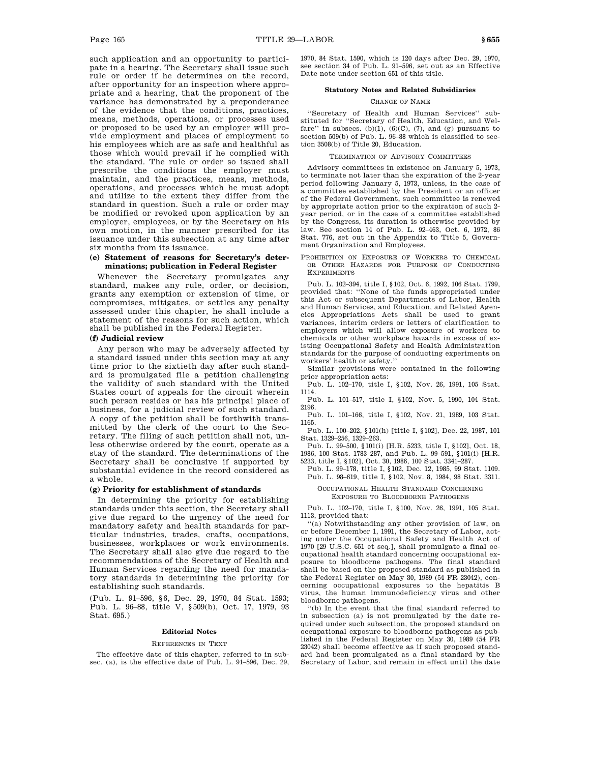such application and an opportunity to participate in a hearing. The Secretary shall issue such rule or order if he determines on the record, after opportunity for an inspection where appropriate and a hearing, that the proponent of the variance has demonstrated by a preponderance of the evidence that the conditions, practices, means, methods, operations, or processes used or proposed to be used by an employer will provide employment and places of employment to his employees which are as safe and healthful as those which would prevail if he complied with the standard. The rule or order so issued shall prescribe the conditions the employer must maintain, and the practices, means, methods, operations, and processes which he must adopt and utilize to the extent they differ from the standard in question. Such a rule or order may be modified or revoked upon application by an employer, employees, or by the Secretary on his own motion, in the manner prescribed for its issuance under this subsection at any time after six months from its issuance.

**(e) Statement of reasons for Secretary's determinations; publication in Federal Register**

Whenever the Secretary promulgates any standard, makes any rule, order, or decision, grants any exemption or extension of time, or compromises, mitigates, or settles any penalty assessed under this chapter, he shall include a statement of the reasons for such action, which shall be published in the Federal Register.

**(f) Judicial review**

Any person who may be adversely affected by a standard issued under this section may at any time prior to the sixtieth day after such standard is promulgated file a petition challenging the validity of such standard with the United States court of appeals for the circuit wherein such person resides or has his principal place of business, for a judicial review of such standard. A copy of the petition shall be forthwith transmitted by the clerk of the court to the Secretary. The filing of such petition shall not, unless otherwise ordered by the court, operate as a stay of the standard. The determinations of the Secretary shall be conclusive if supported by substantial evidence in the record considered as a whole.

**(g) Priority for establishment of standards**

In determining the priority for establishing standards under this section, the Secretary shall give due regard to the urgency of the need for mandatory safety and health standards for particular industries, trades, crafts, occupations, businesses, workplaces or work environments. The Secretary shall also give due regard to the recommendations of the Secretary of Health and Human Services regarding the need for mandatory standards in determining the priority for establishing such standards.

(Pub. L. 91–596, §6, Dec. 29, 1970, 84 Stat. 1593; Pub. L. 96–88, title V, §509(b), Oct. 17, 1979, 93 Stat. 695.)

#### Editorial Notes

REFERENCES IN TEXT

The effective date of this chapter, referred to in subsec. (a), is the effective date of Pub. L. 91–596, Dec. 29, 1970, 84 Stat. 1590, which is 120 days after Dec. 29, 1970, see section 34 of Pub. L. 91–596, set out as an Effective Date note under section 651 of this title.

#### Statutory Notes and Related Subsidiaries

CHANGE OF NAME

"Secretary of Health and Human Services" substituted for "Secretary of Health, Education, and Welfare" in subsecs. (b)(1), (6)(C), (7), and (g) pursuant to section 509(b) of Pub. L. 96–88 which is classified to section 3508(b) of Title 20, Education.

TERMINATION OF ADVISORY COMMITTEES

Advisory committees in existence on January 5, 1973, to terminate not later than the expiration of the 2-year period following January 5, 1973, unless, in the case of a committee established by the President or an officer of the Federal Government, such committee is renewed by appropriate action prior to the expiration of such 2-year period, or in the case of a committee established by the Congress, its duration is otherwise provided by law. See section 14 of Pub. L. 92–463, Oct. 6, 1972, 86 Stat. 776, set out in the Appendix to Title 5, Government Organization and Employees.

PROHIBITION ON EXPOSURE OF WORKERS TO CHEMICAL OR OTHER HAZARDS FOR PURPOSE OF CONDUCTING EXPERIMENTS

Pub. L. 102–394, title I, §102, Oct. 6, 1992, 106 Stat. 1799, provided that: "None of the funds appropriated under this Act or subsequent Departments of Labor, Health and Human Services, and Education, and Related Agencies Appropriations Acts shall be used to grant variances, interim orders or letters of clarification to employers which will allow exposure of workers to chemicals or other workplace hazards in excess of existing Occupational Safety and Health Administration standards for the purpose of conducting experiments on workers' health or safety."

Similar provisions were contained in the following prior appropriation acts:

Pub. L. 102–170, title I, §102, Nov. 26, 1991, 105 Stat. 1114.

Pub. L. 101–517, title I, §102, Nov. 5, 1990, 104 Stat. 2196.

Pub. L. 101–166, title I, §102, Nov. 21, 1989, 103 Stat. 1165.

Pub. L. 100–202, §101(h) [title I, §102], Dec. 22, 1987, 101 Stat. 1329–256, 1329–263.

Pub. L. 99–500, §101(i) [H.R. 5233, title I, §102], Oct. 18, 1986, 100 Stat. 1783–287, and Pub. L. 99–591, §101(i) [H.R. 5233, title I, §102], Oct. 30, 1986, 100 Stat. 3341–287.

Pub. L. 99–178, title I, §102, Dec. 12, 1985, 99 Stat. 1109.

Pub. L. 98–619, title I, §102, Nov. 8, 1984, 98 Stat. 3311.

OCCUPATIONAL HEALTH STANDARD CONCERNING EXPOSURE TO BLOODBORNE PATHOGENS

Pub. L. 102–170, title I, §100, Nov. 26, 1991, 105 Stat. 1113, provided that:

"(a) Notwithstanding any other provision of law, on or before December 1, 1991, the Secretary of Labor, acting under the Occupational Safety and Health Act of 1970 [29 U.S.C. 651 et seq.], shall promulgate a final occupational health standard concerning occupational exposure to bloodborne pathogens. The final standard shall be based on the proposed standard as published in the Federal Register on May 30, 1989 (54 FR 23042), concerning occupational exposures to the hepatitis B virus, the human immunodeficiency virus and other bloodborne pathogens.

"(b) In the event that the final standard referred to in subsection (a) is not promulgated by the date required under such subsection, the proposed standard on occupational exposure to bloodborne pathogens as published in the Federal Register on May 30, 1989 (54 FR 23042) shall become effective as if such proposed standard had been promulgated as a final standard by the Secretary of Labor, and remain in effect until the date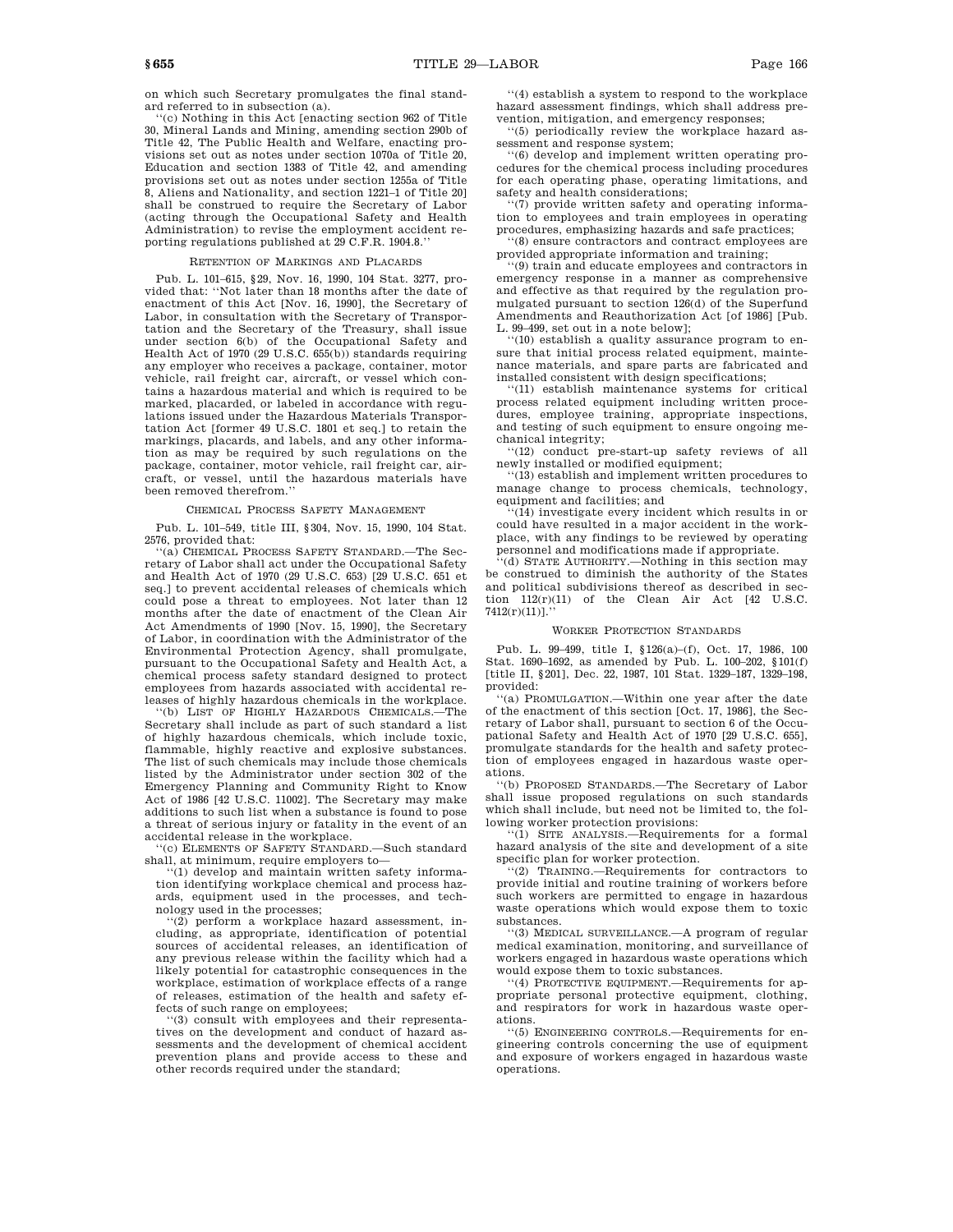on which such Secretary promulgates the final standard referred to in subsection (a).

''(c) Nothing in this Act [enacting section 962 of Title 30, Mineral Lands and Mining, amending section 290b of Title 42, The Public Health and Welfare, enacting provisions set out as notes under section 1070a of Title 20, Education and section 1383 of Title 42, and amending provisions set out as notes under section 1255a of Title 8, Aliens and Nationality, and section 1221–1 of Title 20] shall be construed to require the Secretary of Labor (acting through the Occupational Safety and Health Administration) to revise the employment accident reporting regulations published at 29 C.F.R. 1904.8.''

### RETENTION OF MARKINGS AND PLACARDS

Pub. L. 101–615, §29, Nov. 16, 1990, 104 Stat. 3277, provided that: ''Not later than 18 months after the date of enactment of this Act [Nov. 16, 1990], the Secretary of Labor, in consultation with the Secretary of Transportation and the Secretary of the Treasury, shall issue under section 6(b) of the Occupational Safety and Health Act of 1970 (29 U.S.C. 655(b)) standards requiring any employer who receives a package, container, motor vehicle, rail freight car, aircraft, or vessel which contains a hazardous material and which is required to be marked, placarded, or labeled in accordance with regulations issued under the Hazardous Materials Transportation Act [former 49 U.S.C. 1801 et seq.] to retain the markings, placards, and labels, and any other information as may be required by such regulations on the package, container, motor vehicle, rail freight car, aircraft, or vessel, until the hazardous materials have been removed therefrom.''

### CHEMICAL PROCESS SAFETY MANAGEMENT

Pub. L. 101–549, title III, §304, Nov. 15, 1990, 104 Stat. 2576, provided that:

''(a) CHEMICAL PROCESS SAFETY STANDARD.—The Secretary of Labor shall act under the Occupational Safety and Health Act of 1970 (29 U.S.C. 653) [29 U.S.C. 651 et seq.] to prevent accidental releases of chemicals which could pose a threat to employees. Not later than 12 months after the date of enactment of the Clean Air Act Amendments of 1990 [Nov. 15, 1990], the Secretary of Labor, in coordination with the Administrator of the Environmental Protection Agency, shall promulgate, pursuant to the Occupational Safety and Health Act, a chemical process safety standard designed to protect employees from hazards associated with accidental releases of highly hazardous chemicals in the workplace.

''(b) LIST OF HIGHLY HAZARDOUS CHEMICALS.—The Secretary shall include as part of such standard a list of highly hazardous chemicals, which include toxic, flammable, highly reactive and explosive substances. The list of such chemicals may include those chemicals listed by the Administrator under section 302 of the Emergency Planning and Community Right to Know Act of 1986 [42 U.S.C. 11002]. The Secretary may make additions to such list when a substance is found to pose a threat of serious injury or fatality in the event of an accidental release in the workplace.

''(c) ELEMENTS OF SAFETY STANDARD.—Such standard shall, at minimum, require employers to—

''(1) develop and maintain written safety information identifying workplace chemical and process hazards, equipment used in the processes, and technology used in the processes;

''(2) perform a workplace hazard assessment, including, as appropriate, identification of potential sources of accidental releases, an identification of any previous release within the facility which had a likely potential for catastrophic consequences in the workplace, estimation of workplace effects of a range of releases, estimation of the health and safety effects of such range on employees;

''(3) consult with employees and their representatives on the development and conduct of hazard assessments and the development of chemical accident prevention plans and provide access to these and other records required under the standard;

''(4) establish a system to respond to the workplace hazard assessment findings, which shall address prevention, mitigation, and emergency responses;

''(5) periodically review the workplace hazard assessment and response system;

''(6) develop and implement written operating procedures for the chemical process including procedures for each operating phase, operating limitations, and safety and health considerations;

''(7) provide written safety and operating information to employees and train employees in operating procedures, emphasizing hazards and safe practices;

''(8) ensure contractors and contract employees are provided appropriate information and training;

''(9) train and educate employees and contractors in emergency response in a manner as comprehensive and effective as that required by the regulation promulgated pursuant to section 126(d) of the Superfund Amendments and Reauthorization Act [of 1986] [Pub. L. 99–499, set out in a note below];

''(10) establish a quality assurance program to ensure that initial process related equipment, maintenance materials, and spare parts are fabricated and installed consistent with design specifications;

''(11) establish maintenance systems for critical process related equipment including written procedures, employee training, appropriate inspections, and testing of such equipment to ensure ongoing mechanical integrity;

''(12) conduct pre-start-up safety reviews of all newly installed or modified equipment;

''(13) establish and implement written procedures to manage change to process chemicals, technology, equipment and facilities; and

''(14) investigate every incident which results in or could have resulted in a major accident in the workplace, with any findings to be reviewed by operating personnel and modifications made if appropriate.

''(d) STATE AUTHORITY.—Nothing in this section may be construed to diminish the authority of the States and political subdivisions thereof as described in section 112(r)(11) of the Clean Air Act [42 U.S.C. 7412(r)(11)].''

### WORKER PROTECTION STANDARDS

Pub. L. 99–499, title I, §126(a)–(f), Oct. 17, 1986, 100 Stat. 1690–1692, as amended by Pub. L. 100–202, §101(f) [title II, §201], Dec. 22, 1987, 101 Stat. 1329–187, 1329–198, provided:

''(a) PROMULGATION.—Within one year after the date of the enactment of this section [Oct. 17, 1986], the Secretary of Labor shall, pursuant to section 6 of the Occupational Safety and Health Act of 1970 [29 U.S.C. 655], promulgate standards for the health and safety protection of employees engaged in hazardous waste operations.

''(b) PROPOSED STANDARDS.—The Secretary of Labor shall issue proposed regulations on such standards which shall include, but need not be limited to, the following worker protection provisions:

''(1) SITE ANALYSIS.—Requirements for a formal hazard analysis of the site and development of a site specific plan for worker protection.

''(2) TRAINING.—Requirements for contractors to provide initial and routine training of workers before such workers are permitted to engage in hazardous waste operations which would expose them to toxic substances.

''(3) MEDICAL SURVEILLANCE.—A program of regular medical examination, monitoring, and surveillance of workers engaged in hazardous waste operations which would expose them to toxic substances.

''(4) PROTECTIVE EQUIPMENT.—Requirements for appropriate personal protective equipment, clothing, and respirators for work in hazardous waste operations.

''(5) ENGINEERING CONTROLS.—Requirements for engineering controls concerning the use of equipment and exposure of workers engaged in hazardous waste operations.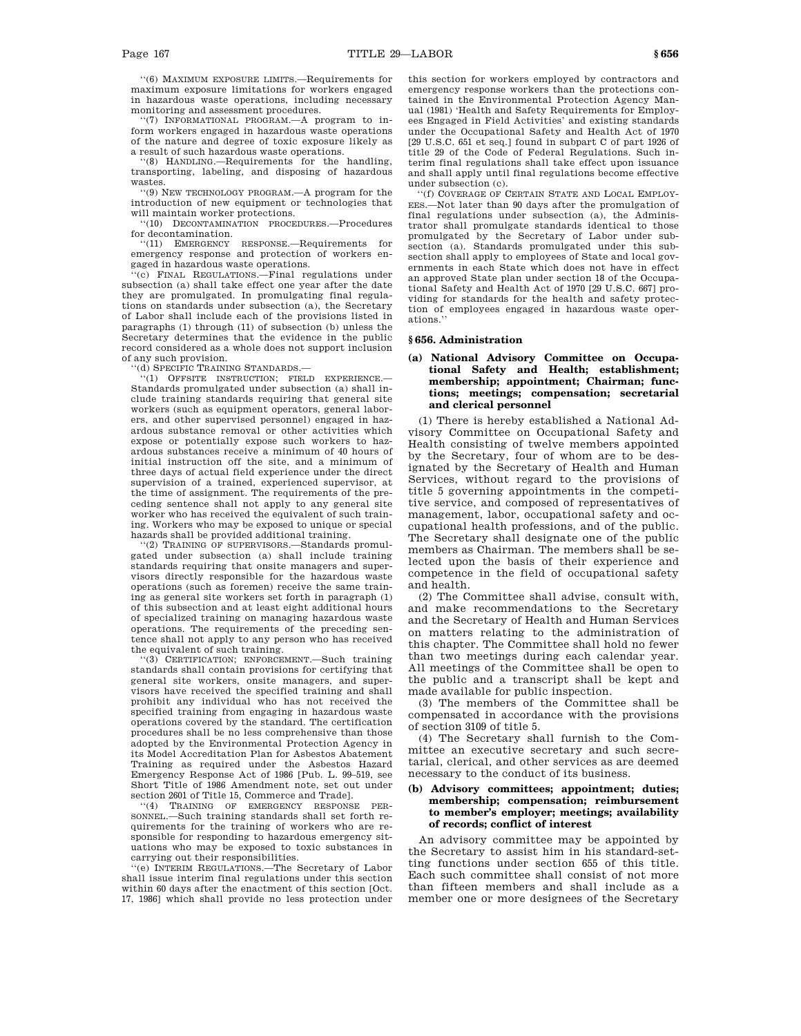"(6) MAXIMUM EXPOSURE LIMITS.—Requirements for maximum exposure limitations for workers engaged in hazardous waste operations, including necessary monitoring and assessment procedures.

"(7) INFORMATIONAL PROGRAM.—A program to inform workers engaged in hazardous waste operations of the nature and degree of toxic exposure likely as a result of such hazardous waste operations.

"(8) HANDLING.—Requirements for the handling, transporting, labeling, and disposing of hazardous wastes.

"(9) NEW TECHNOLOGY PROGRAM.—A program for the introduction of new equipment or technologies that will maintain worker protections.

"(10) DECONTAMINATION PROCEDURES.—Procedures for decontamination.

"(11) EMERGENCY RESPONSE.—Requirements for emergency response and protection of workers engaged in hazardous waste operations.

"(c) FINAL REGULATIONS.—Final regulations under subsection (a) shall take effect one year after the date they are promulgated. In promulgating final regulations on standards under subsection (a), the Secretary of Labor shall include each of the provisions listed in paragraphs (1) through (11) of subsection (b) unless the Secretary determines that the evidence in the public record considered as a whole does not support inclusion of any such provision.

"(d) SPECIFIC TRAINING STANDARDS.—

"(1) OFFSITE INSTRUCTION; FIELD EXPERIENCE.—Standards promulgated under subsection (a) shall include training standards requiring that general site workers (such as equipment operators, general laborers, and other supervised personnel) engaged in hazardous substance removal or other activities which expose or potentially expose such workers to hazardous substances receive a minimum of 40 hours of initial instruction off the site, and a minimum of three days of actual field experience under the direct supervision of a trained, experienced supervisor, at the time of assignment. The requirements of the preceding sentence shall not apply to any general site worker who has received the equivalent of such training. Workers who may be exposed to unique or special hazards shall be provided additional training.

"(2) TRAINING OF SUPERVISORS.—Standards promulgated under subsection (a) shall include training standards requiring that onsite managers and supervisors directly responsible for the hazardous waste operations (such as foremen) receive the same training as general site workers set forth in paragraph (1) of this subsection and at least eight additional hours of specialized training on managing hazardous waste operations. The requirements of the preceding sentence shall not apply to any person who has received the equivalent of such training.

"(3) CERTIFICATION; ENFORCEMENT.—Such training standards shall contain provisions for certifying that general site workers, onsite managers, and supervisors have received the specified training and shall prohibit any individual who has not received the specified training from engaging in hazardous waste operations covered by the standard. The certification procedures shall be no less comprehensive than those adopted by the Environmental Protection Agency in its Model Accreditation Plan for Asbestos Abatement Training as required under the Asbestos Hazard Emergency Response Act of 1986 [Pub. L. 99–519, see Short Title of 1986 Amendment note, set out under section 2601 of Title 15, Commerce and Trade].

"(4) TRAINING OF EMERGENCY RESPONSE PERSONNEL.—Such training standards shall set forth requirements for the training of workers who are responsible for responding to hazardous emergency situations who may be exposed to toxic substances in carrying out their responsibilities.

"(e) INTERIM REGULATIONS.—The Secretary of Labor shall issue interim final regulations under this section within 60 days after the enactment of this section [Oct. 17, 1986] which shall provide no less protection under this section for workers employed by contractors and emergency response workers than the protections contained in the Environmental Protection Agency Manual (1981) 'Health and Safety Requirements for Employees Engaged in Field Activities' and existing standards under the Occupational Safety and Health Act of 1970 [29 U.S.C. 651 et seq.] found in subpart C of part 1926 of title 29 of the Code of Federal Regulations. Such interim final regulations shall take effect upon issuance and shall apply until final regulations become effective under subsection (c).

"(f) COVERAGE OF CERTAIN STATE AND LOCAL EMPLOYEES.—Not later than 90 days after the promulgation of final regulations under subsection (a), the Administrator shall promulgate standards identical to those promulgated by the Secretary of Labor under subsection (a). Standards promulgated under this subsection shall apply to employees of State and local governments in each State which does not have in effect an approved State plan under section 18 of the Occupational Safety and Health Act of 1970 [29 U.S.C. 667] providing for standards for the health and safety protection of employees engaged in hazardous waste operations."

## § 656. Administration

### (a) National Advisory Committee on Occupational Safety and Health; establishment; membership; appointment; Chairman; functions; meetings; compensation; secretarial and clerical personnel

(1) There is hereby established a National Advisory Committee on Occupational Safety and Health consisting of twelve members appointed by the Secretary, four of whom are to be designated by the Secretary of Health and Human Services, without regard to the provisions of title 5 governing appointments in the competitive service, and composed of representatives of management, labor, occupational safety and occupational health professions, and of the public. The Secretary shall designate one of the public members as Chairman. The members shall be selected upon the basis of their experience and competence in the field of occupational safety and health.

(2) The Committee shall advise, consult with, and make recommendations to the Secretary and the Secretary of Health and Human Services on matters relating to the administration of this chapter. The Committee shall hold no fewer than two meetings during each calendar year. All meetings of the Committee shall be open to the public and a transcript shall be kept and made available for public inspection.

(3) The members of the Committee shall be compensated in accordance with the provisions of section 3109 of title 5.

(4) The Secretary shall furnish to the Committee an executive secretary and such secretarial, clerical, and other services as are deemed necessary to the conduct of its business.

### (b) Advisory committees; appointment; duties; membership; compensation; reimbursement to member's employer; meetings; availability of records; conflict of interest

An advisory committee may be appointed by the Secretary to assist him in his standard-setting functions under section 655 of this title. Each such committee shall consist of not more than fifteen members and shall include as a member one or more designees of the Secretary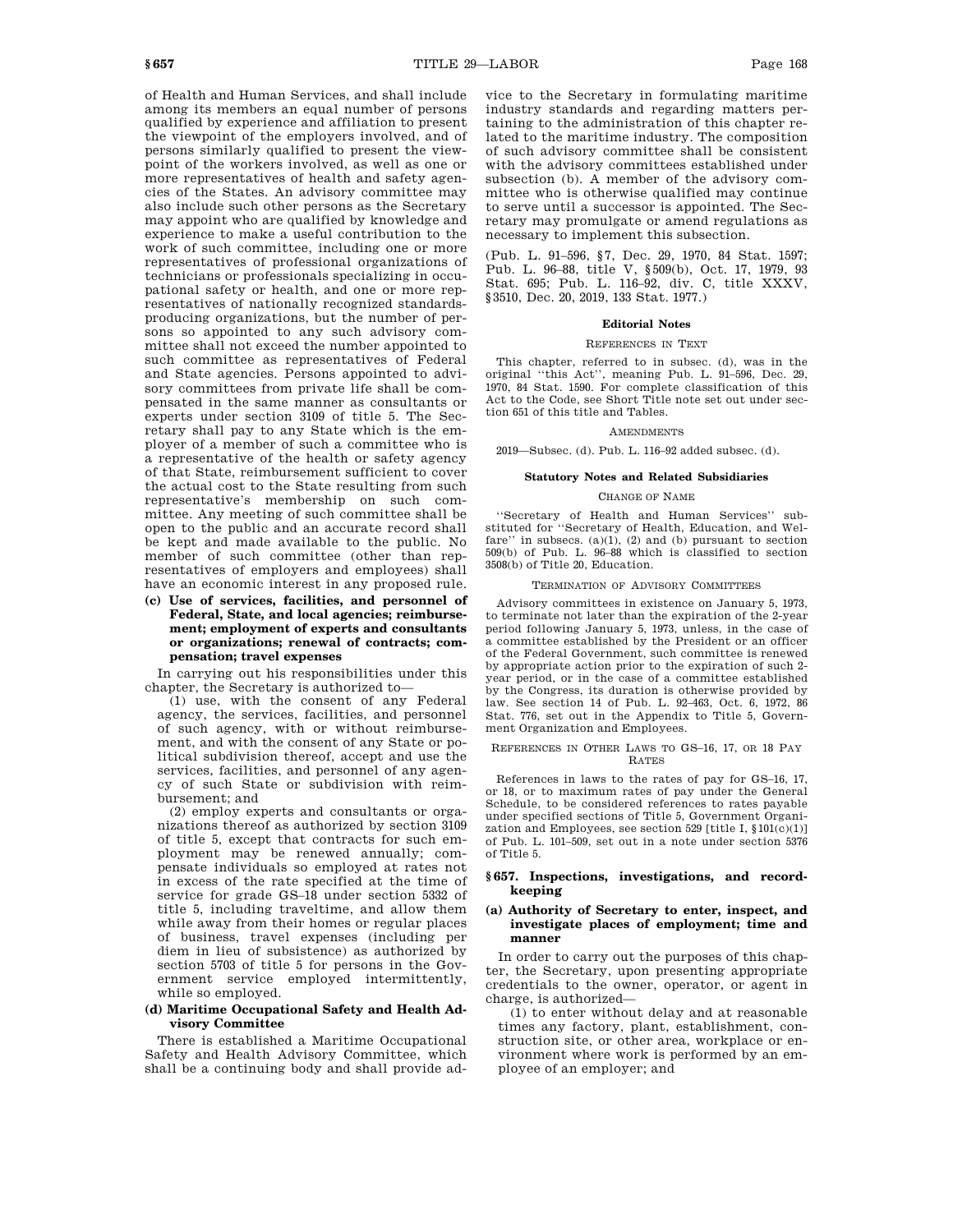of Health and Human Services, and shall include among its members an equal number of persons qualified by experience and affiliation to present the viewpoint of the employers involved, and of persons similarly qualified to present the viewpoint of the workers involved, as well as one or more representatives of health and safety agencies of the States. An advisory committee may also include such other persons as the Secretary may appoint who are qualified by knowledge and experience to make a useful contribution to the work of such committee, including one or more representatives of professional organizations of technicians or professionals specializing in occupational safety or health, and one or more representatives of nationally recognized standards-producing organizations, but the number of persons so appointed to any such advisory committee shall not exceed the number appointed to such committee as representatives of Federal and State agencies. Persons appointed to advisory committees from private life shall be compensated in the same manner as consultants or experts under section 3109 of title 5. The Secretary shall pay to any State which is the employer of a member of such a committee who is a representative of the health or safety agency of that State, reimbursement sufficient to cover the actual cost to the State resulting from such representative's membership on such committee. Any meeting of such committee shall be open to the public and an accurate record shall be kept and made available to the public. No member of such committee (other than representatives of employers and employees) shall have an economic interest in any proposed rule.

**(c) Use of services, facilities, and personnel of Federal, State, and local agencies; reimbursement; employment of experts and consultants or organizations; renewal of contracts; compensation; travel expenses**

In carrying out his responsibilities under this chapter, the Secretary is authorized to—

(1) use, with the consent of any Federal agency, the services, facilities, and personnel of such agency, with or without reimbursement, and with the consent of any State or political subdivision thereof, accept and use the services, facilities, and personnel of any agency of such State or subdivision with reimbursement; and

(2) employ experts and consultants or organizations thereof as authorized by section 3109 of title 5, except that contracts for such employment may be renewed annually; compensate individuals so employed at rates not in excess of the rate specified at the time of service for grade GS–18 under section 5332 of title 5, including traveltime, and allow them while away from their homes or regular places of business, travel expenses (including per diem in lieu of subsistence) as authorized by section 5703 of title 5 for persons in the Government service employed intermittently, while so employed.

**(d) Maritime Occupational Safety and Health Advisory Committee**

There is established a Maritime Occupational Safety and Health Advisory Committee, which shall be a continuing body and shall provide advice to the Secretary in formulating maritime industry standards and regarding matters pertaining to the administration of this chapter related to the maritime industry. The composition of such advisory committee shall be consistent with the advisory committees established under subsection (b). A member of the advisory committee who is otherwise qualified may continue to serve until a successor is appointed. The Secretary may promulgate or amend regulations as necessary to implement this subsection.

(Pub. L. 91–596, §7, Dec. 29, 1970, 84 Stat. 1597; Pub. L. 96–88, title V, §509(b), Oct. 17, 1979, 93 Stat. 695; Pub. L. 116–92, div. C, title XXXV, §3510, Dec. 20, 2019, 133 Stat. 1977.)

**Editorial Notes**

REFERENCES IN TEXT

This chapter, referred to in subsec. (d), was in the original "this Act", meaning Pub. L. 91–596, Dec. 29, 1970, 84 Stat. 1590. For complete classification of this Act to the Code, see Short Title note set out under section 651 of this title and Tables.

AMENDMENTS

2019—Subsec. (d). Pub. L. 116–92 added subsec. (d).

**Statutory Notes and Related Subsidiaries**

CHANGE OF NAME

"Secretary of Health and Human Services" substituted for "Secretary of Health, Education, and Welfare" in subsecs. (a)(1), (2) and (b) pursuant to section 509(b) of Pub. L. 96–88 which is classified to section 3508(b) of Title 20, Education.

TERMINATION OF ADVISORY COMMITTEES

Advisory committees in existence on January 5, 1973, to terminate not later than the expiration of the 2-year period following January 5, 1973, unless, in the case of a committee established by the President or an officer of the Federal Government, such committee is renewed by appropriate action prior to the expiration of such 2-year period, or in the case of a committee established by the Congress, its duration is otherwise provided by law. See section 14 of Pub. L. 92–463, Oct. 6, 1972, 86 Stat. 776, set out in the Appendix to Title 5, Government Organization and Employees.

REFERENCES IN OTHER LAWS TO GS–16, 17, OR 18 PAY RATES

References in laws to the rates of pay for GS–16, 17, or 18, or to maximum rates of pay under the General Schedule, to be considered references to rates payable under specified sections of Title 5, Government Organization and Employees, see section 529 [title I, §101(c)(1)] of Pub. L. 101–509, set out in a note under section 5376 of Title 5.

## §657. Inspections, investigations, and recordkeeping

**(a) Authority of Secretary to enter, inspect, and investigate places of employment; time and manner**

In order to carry out the purposes of this chapter, the Secretary, upon presenting appropriate credentials to the owner, operator, or agent in charge, is authorized—

(1) to enter without delay and at reasonable times any factory, plant, establishment, construction site, or other area, workplace or environment where work is performed by an employee of an employer; and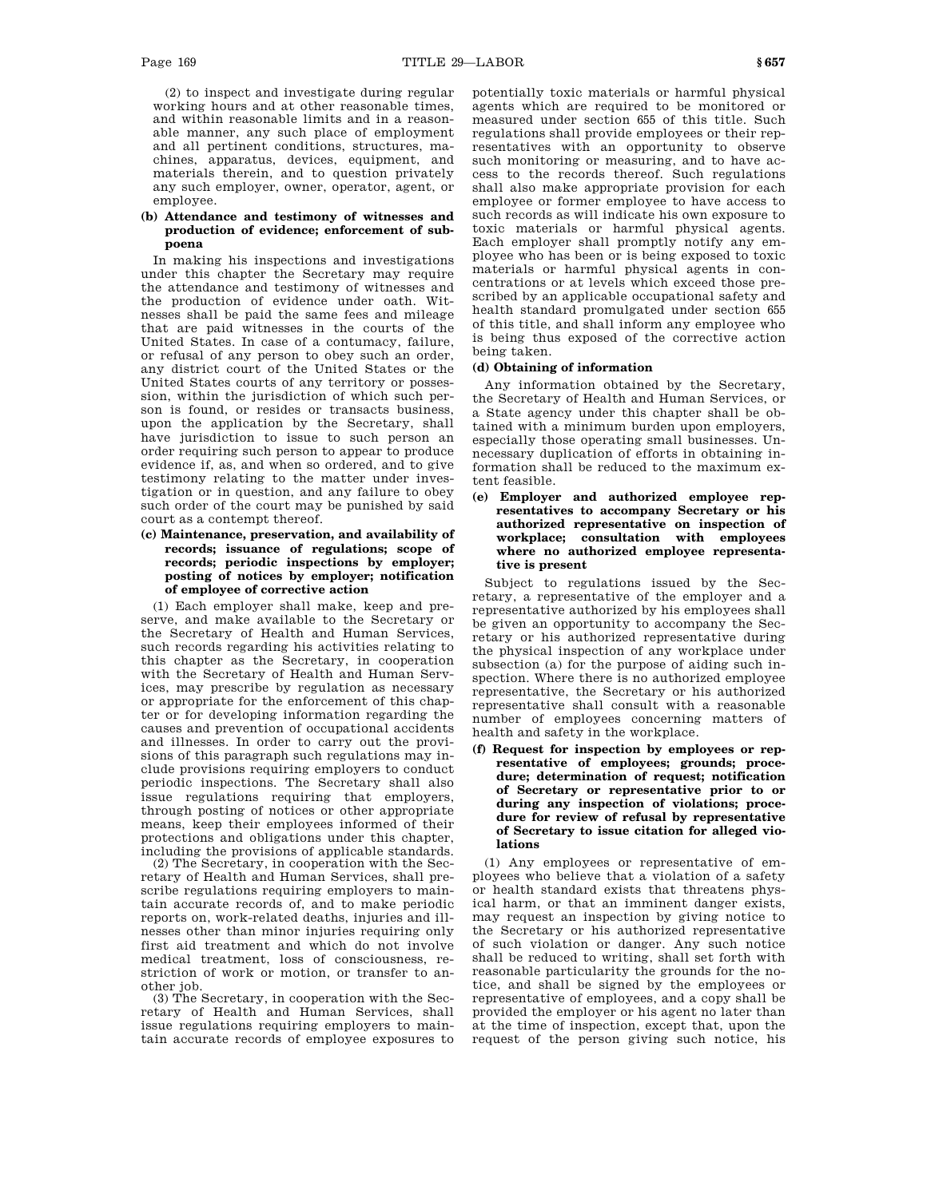(2) to inspect and investigate during regular working hours and at other reasonable times, and within reasonable limits and in a reasonable manner, any such place of employment and all pertinent conditions, structures, machines, apparatus, devices, equipment, and materials therein, and to question privately any such employer, owner, operator, agent, or employee.

**(b) Attendance and testimony of witnesses and production of evidence; enforcement of subpoena**

In making his inspections and investigations under this chapter the Secretary may require the attendance and testimony of witnesses and the production of evidence under oath. Witnesses shall be paid the same fees and mileage that are paid witnesses in the courts of the United States. In case of a contumacy, failure, or refusal of any person to obey such an order, any district court of the United States or the United States courts of any territory or possession, within the jurisdiction of which such person is found, or resides or transacts business, upon the application by the Secretary, shall have jurisdiction to issue to such person an order requiring such person to appear to produce evidence if, as, and when so ordered, and to give testimony relating to the matter under investigation or in question, and any failure to obey such order of the court may be punished by said court as a contempt thereof.

**(c) Maintenance, preservation, and availability of records; issuance of regulations; scope of records; periodic inspections by employer; posting of notices by employer; notification of employee of corrective action**

(1) Each employer shall make, keep and preserve, and make available to the Secretary or the Secretary of Health and Human Services, such records regarding his activities relating to this chapter as the Secretary, in cooperation with the Secretary of Health and Human Services, may prescribe by regulation as necessary or appropriate for the enforcement of this chapter or for developing information regarding the causes and prevention of occupational accidents and illnesses. In order to carry out the provisions of this paragraph such regulations may include provisions requiring employers to conduct periodic inspections. The Secretary shall also issue regulations requiring that employers, through posting of notices or other appropriate means, keep their employees informed of their protections and obligations under this chapter, including the provisions of applicable standards.

(2) The Secretary, in cooperation with the Secretary of Health and Human Services, shall prescribe regulations requiring employers to maintain accurate records of, and to make periodic reports on, work-related deaths, injuries and illnesses other than minor injuries requiring only first aid treatment and which do not involve medical treatment, loss of consciousness, restriction of work or motion, or transfer to another job.

(3) The Secretary, in cooperation with the Secretary of Health and Human Services, shall issue regulations requiring employers to maintain accurate records of employee exposures to potentially toxic materials or harmful physical agents which are required to be monitored or measured under section 655 of this title. Such regulations shall provide employees or their representatives with an opportunity to observe such monitoring or measuring, and to have access to the records thereof. Such regulations shall also make appropriate provision for each employee or former employee to have access to such records as will indicate his own exposure to toxic materials or harmful physical agents. Each employer shall promptly notify any employee who has been or is being exposed to toxic materials or harmful physical agents in concentrations or at levels which exceed those prescribed by an applicable occupational safety and health standard promulgated under section 655 of this title, and shall inform any employee who is being thus exposed of the corrective action being taken.

**(d) Obtaining of information**

Any information obtained by the Secretary, the Secretary of Health and Human Services, or a State agency under this chapter shall be obtained with a minimum burden upon employers, especially those operating small businesses. Unnecessary duplication of efforts in obtaining information shall be reduced to the maximum extent feasible.

**(e) Employer and authorized employee representatives to accompany Secretary or his authorized representative on inspection of workplace; consultation with employees where no authorized employee representative is present**

Subject to regulations issued by the Secretary, a representative of the employer and a representative authorized by his employees shall be given an opportunity to accompany the Secretary or his authorized representative during the physical inspection of any workplace under subsection (a) for the purpose of aiding such inspection. Where there is no authorized employee representative, the Secretary or his authorized representative shall consult with a reasonable number of employees concerning matters of health and safety in the workplace.

**(f) Request for inspection by employees or representative of employees; grounds; procedure; determination of request; notification of Secretary or representative prior to or during any inspection of violations; procedure for review of refusal by representative of Secretary to issue citation for alleged violations**

(1) Any employees or representative of employees who believe that a violation of a safety or health standard exists that threatens physical harm, or that an imminent danger exists, may request an inspection by giving notice to the Secretary or his authorized representative of such violation or danger. Any such notice shall be reduced to writing, shall set forth with reasonable particularity the grounds for the notice, and shall be signed by the employees or representative of employees, and a copy shall be provided the employer or his agent no later than at the time of inspection, except that, upon the request of the person giving such notice, his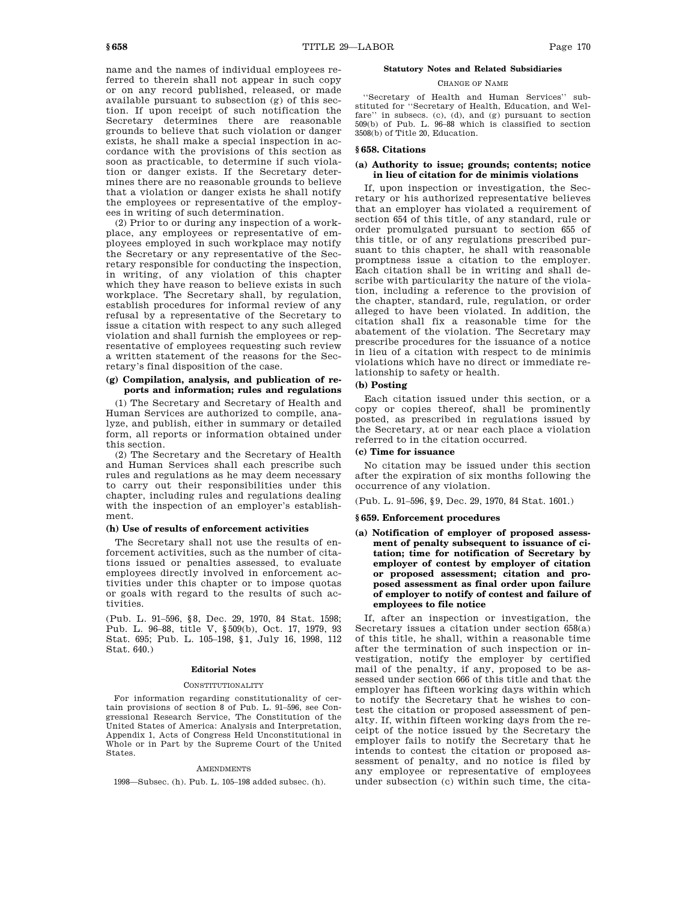name and the names of individual employees referred to therein shall not appear in such copy or on any record published, released, or made available pursuant to subsection (g) of this section. If upon receipt of such notification the Secretary determines there are reasonable grounds to believe that such violation or danger exists, he shall make a special inspection in accordance with the provisions of this section as soon as practicable, to determine if such violation or danger exists. If the Secretary determines there are no reasonable grounds to believe that a violation or danger exists he shall notify the employees or representative of the employees in writing of such determination.

(2) Prior to or during any inspection of a workplace, any employees or representative of employees employed in such workplace may notify the Secretary or any representative of the Secretary responsible for conducting the inspection, in writing, of any violation of this chapter which they have reason to believe exists in such workplace. The Secretary shall, by regulation, establish procedures for informal review of any refusal by a representative of the Secretary to issue a citation with respect to any such alleged violation and shall furnish the employees or representative of employees requesting such review a written statement of the reasons for the Secretary's final disposition of the case.

#### (g) Compilation, analysis, and publication of reports and information; rules and regulations

(1) The Secretary and Secretary of Health and Human Services are authorized to compile, analyze, and publish, either in summary or detailed form, all reports or information obtained under this section.

(2) The Secretary and the Secretary of Health and Human Services shall each prescribe such rules and regulations as he may deem necessary to carry out their responsibilities under this chapter, including rules and regulations dealing with the inspection of an employer's establishment.

#### (h) Use of results of enforcement activities

The Secretary shall not use the results of enforcement activities, such as the number of citations issued or penalties assessed, to evaluate employees directly involved in enforcement activities under this chapter or to impose quotas or goals with regard to the results of such activities.

(Pub. L. 91–596, §8, Dec. 29, 1970, 84 Stat. 1598; Pub. L. 96–88, title V, §509(b), Oct. 17, 1979, 93 Stat. 695; Pub. L. 105–198, §1, July 16, 1998, 112 Stat. 640.)

##### Editorial Notes

CONSTITUTIONALITY

For information regarding constitutionality of certain provisions of section 8 of Pub. L. 91–596, see Congressional Research Service, The Constitution of the United States of America: Analysis and Interpretation, Appendix 1, Acts of Congress Held Unconstitutional in Whole or in Part by the Supreme Court of the United States.

AMENDMENTS

1998—Subsec. (h). Pub. L. 105–198 added subsec. (h).

##### Statutory Notes and Related Subsidiaries

CHANGE OF NAME

"Secretary of Health and Human Services" substituted for "Secretary of Health, Education, and Welfare" in subsecs. (c), (d), and (g) pursuant to section 509(b) of Pub. L. 96–88 which is classified to section 3508(b) of Title 20, Education.

### § 658. Citations

#### (a) Authority to issue; grounds; contents; notice in lieu of citation for de minimis violations

If, upon inspection or investigation, the Secretary or his authorized representative believes that an employer has violated a requirement of section 654 of this title, of any standard, rule or order promulgated pursuant to section 655 of this title, or of any regulations prescribed pursuant to this chapter, he shall with reasonable promptness issue a citation to the employer. Each citation shall be in writing and shall describe with particularity the nature of the violation, including a reference to the provision of the chapter, standard, rule, regulation, or order alleged to have been violated. In addition, the citation shall fix a reasonable time for the abatement of the violation. The Secretary may prescribe procedures for the issuance of a notice in lieu of a citation with respect to de minimis violations which have no direct or immediate relationship to safety or health.

#### (b) Posting

Each citation issued under this section, or a copy or copies thereof, shall be prominently posted, as prescribed in regulations issued by the Secretary, at or near each place a violation referred to in the citation occurred.

#### (c) Time for issuance

No citation may be issued under this section after the expiration of six months following the occurrence of any violation.

(Pub. L. 91–596, §9, Dec. 29, 1970, 84 Stat. 1601.)

### § 659. Enforcement procedures

#### (a) Notification of employer of proposed assessment of penalty subsequent to issuance of citation; time for notification of Secretary by employer of contest by employer of citation or proposed assessment; citation and proposed assessment as final order upon failure of employer to notify of contest and failure of employees to file notice

If, after an inspection or investigation, the Secretary issues a citation under section 658(a) of this title, he shall, within a reasonable time after the termination of such inspection or investigation, notify the employer by certified mail of the penalty, if any, proposed to be assessed under section 666 of this title and that the employer has fifteen working days within which to notify the Secretary that he wishes to contest the citation or proposed assessment of penalty. If, within fifteen working days from the receipt of the notice issued by the Secretary the employer fails to notify the Secretary that he intends to contest the citation or proposed assessment of penalty, and no notice is filed by any employee or representative of employees under subsection (c) within such time, the cita-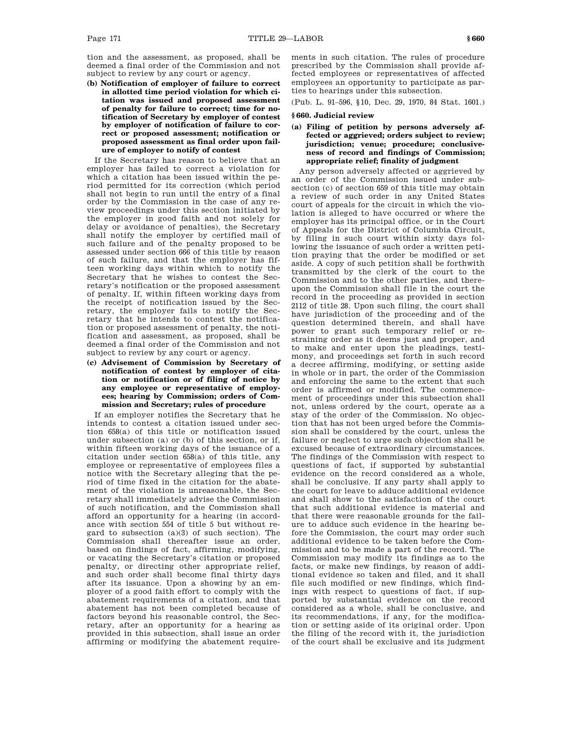tion and the assessment, as proposed, shall be deemed a final order of the Commission and not subject to review by any court or agency.

**(b) Notification of employer of failure to correct in allotted time period violation for which citation was issued and proposed assessment of penalty for failure to correct; time for notification of Secretary by employer of contest by employer of notification of failure to correct or proposed assessment; notification or proposed assessment as final order upon failure of employer to notify of contest**

If the Secretary has reason to believe that an employer has failed to correct a violation for which a citation has been issued within the period permitted for its correction (which period shall not begin to run until the entry of a final order by the Commission in the case of any review proceedings under this section initiated by the employer in good faith and not solely for delay or avoidance of penalties), the Secretary shall notify the employer by certified mail of such failure and of the penalty proposed to be assessed under section 666 of this title by reason of such failure, and that the employer has fifteen working days within which to notify the Secretary that he wishes to contest the Secretary's notification or the proposed assessment of penalty. If, within fifteen working days from the receipt of notification issued by the Secretary, the employer fails to notify the Secretary that he intends to contest the notification or proposed assessment of penalty, the notification and assessment, as proposed, shall be deemed a final order of the Commission and not subject to review by any court or agency.

**(c) Advisement of Commission by Secretary of notification of contest by employer of citation or notification or of filing of notice by any employee or representative of employees; hearing by Commission; orders of Commission and Secretary; rules of procedure**

If an employer notifies the Secretary that he intends to contest a citation issued under section 658(a) of this title or notification issued under subsection (a) or (b) of this section, or if, within fifteen working days of the issuance of a citation under section 658(a) of this title, any employee or representative of employees files a notice with the Secretary alleging that the period of time fixed in the citation for the abatement of the violation is unreasonable, the Secretary shall immediately advise the Commission of such notification, and the Commission shall afford an opportunity for a hearing (in accordance with section 554 of title 5 but without regard to subsection (a)(3) of such section). The Commission shall thereafter issue an order, based on findings of fact, affirming, modifying, or vacating the Secretary's citation or proposed penalty, or directing other appropriate relief, and such order shall become final thirty days after its issuance. Upon a showing by an employer of a good faith effort to comply with the abatement requirements of a citation, and that abatement has not been completed because of factors beyond his reasonable control, the Secretary, after an opportunity for a hearing as provided in this subsection, shall issue an order affirming or modifying the abatement requirements in such citation. The rules of procedure prescribed by the Commission shall provide affected employees or representatives of affected employees an opportunity to participate as parties to hearings under this subsection.

(Pub. L. 91–596, §10, Dec. 29, 1970, 84 Stat. 1601.)

## §660. Judicial review

**(a) Filing of petition by persons adversely affected or aggrieved; orders subject to review; jurisdiction; venue; procedure; conclusiveness of record and findings of Commission; appropriate relief; finality of judgment**

Any person adversely affected or aggrieved by an order of the Commission issued under subsection (c) of section 659 of this title may obtain a review of such order in any United States court of appeals for the circuit in which the violation is alleged to have occurred or where the employer has its principal office, or in the Court of Appeals for the District of Columbia Circuit, by filing in such court within sixty days following the issuance of such order a written petition praying that the order be modified or set aside. A copy of such petition shall be forthwith transmitted by the clerk of the court to the Commission and to the other parties, and thereupon the Commission shall file in the court the record in the proceeding as provided in section 2112 of title 28. Upon such filing, the court shall have jurisdiction of the proceeding and of the question determined therein, and shall have power to grant such temporary relief or restraining order as it deems just and proper, and to make and enter upon the pleadings, testimony, and proceedings set forth in such record a decree affirming, modifying, or setting aside in whole or in part, the order of the Commission and enforcing the same to the extent that such order is affirmed or modified. The commencement of proceedings under this subsection shall not, unless ordered by the court, operate as a stay of the order of the Commission. No objection that has not been urged before the Commission shall be considered by the court, unless the failure or neglect to urge such objection shall be excused because of extraordinary circumstances. The findings of the Commission with respect to questions of fact, if supported by substantial evidence on the record considered as a whole, shall be conclusive. If any party shall apply to the court for leave to adduce additional evidence and shall show to the satisfaction of the court that such additional evidence is material and that there were reasonable grounds for the failure to adduce such evidence in the hearing before the Commission, the court may order such additional evidence to be taken before the Commission and to be made a part of the record. The Commission may modify its findings as to the facts, or make new findings, by reason of additional evidence so taken and filed, and it shall file such modified or new findings, which findings with respect to questions of fact, if supported by substantial evidence on the record considered as a whole, shall be conclusive, and its recommendations, if any, for the modification or setting aside of its original order. Upon the filing of the record with it, the jurisdiction of the court shall be exclusive and its judgment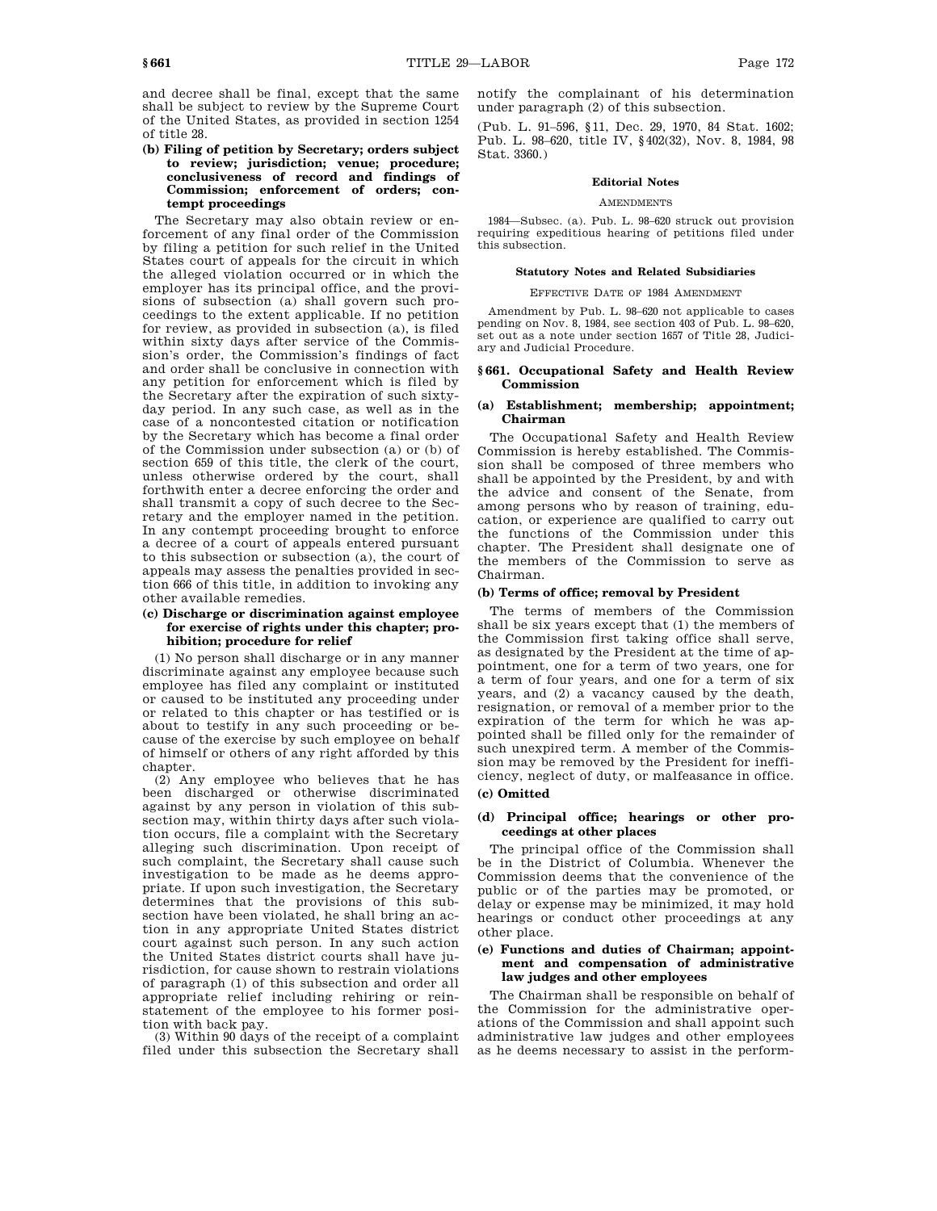and decree shall be final, except that the same shall be subject to review by the Supreme Court of the United States, as provided in section 1254 of title 28.

#### (b) Filing of petition by Secretary; orders subject to review; jurisdiction; venue; procedure; conclusiveness of record and findings of Commission; enforcement of orders; contempt proceedings

The Secretary may also obtain review or enforcement of any final order of the Commission by filing a petition for such relief in the United States court of appeals for the circuit in which the alleged violation occurred or in which the employer has its principal office, and the provisions of subsection (a) shall govern such proceedings to the extent applicable. If no petition for review, as provided in subsection (a), is filed within sixty days after service of the Commission's order, the Commission's findings of fact and order shall be conclusive in connection with any petition for enforcement which is filed by the Secretary after the expiration of such sixty-day period. In any such case, as well as in the case of a noncontested citation or notification by the Secretary which has become a final order of the Commission under subsection (a) or (b) of section 659 of this title, the clerk of the court, unless otherwise ordered by the court, shall forthwith enter a decree enforcing the order and shall transmit a copy of such decree to the Secretary and the employer named in the petition. In any contempt proceeding brought to enforce a decree of a court of appeals entered pursuant to this subsection or subsection (a), the court of appeals may assess the penalties provided in section 666 of this title, in addition to invoking any other available remedies.

#### (c) Discharge or discrimination against employee for exercise of rights under this chapter; prohibition; procedure for relief

(1) No person shall discharge or in any manner discriminate against any employee because such employee has filed any complaint or instituted or caused to be instituted any proceeding under or related to this chapter or has testified or is about to testify in any such proceeding or because of the exercise by such employee on behalf of himself or others of any right afforded by this chapter.

(2) Any employee who believes that he has been discharged or otherwise discriminated against by any person in violation of this subsection may, within thirty days after such violation occurs, file a complaint with the Secretary alleging such discrimination. Upon receipt of such complaint, the Secretary shall cause such investigation to be made as he deems appropriate. If upon such investigation, the Secretary determines that the provisions of this subsection have been violated, he shall bring an action in any appropriate United States district court against such person. In any such action the United States district courts shall have jurisdiction, for cause shown to restrain violations of paragraph (1) of this subsection and order all appropriate relief including rehiring or reinstatement of the employee to his former position with back pay.

(3) Within 90 days of the receipt of a complaint filed under this subsection the Secretary shall notify the complainant of his determination under paragraph (2) of this subsection.

(Pub. L. 91–596, §11, Dec. 29, 1970, 84 Stat. 1602; Pub. L. 98–620, title IV, §402(32), Nov. 8, 1984, 98 Stat. 3360.)

**Editorial Notes**

AMENDMENTS

1984—Subsec. (a). Pub. L. 98–620 struck out provision requiring expeditious hearing of petitions filed under this subsection.

**Statutory Notes and Related Subsidiaries**

EFFECTIVE DATE OF 1984 AMENDMENT

Amendment by Pub. L. 98–620 not applicable to cases pending on Nov. 8, 1984, see section 403 of Pub. L. 98–620, set out as a note under section 1657 of Title 28, Judiciary and Judicial Procedure.

### §661. Occupational Safety and Health Review Commission

#### (a) Establishment; membership; appointment; Chairman

The Occupational Safety and Health Review Commission is hereby established. The Commission shall be composed of three members who shall be appointed by the President, by and with the advice and consent of the Senate, from among persons who by reason of training, education, or experience are qualified to carry out the functions of the Commission under this chapter. The President shall designate one of the members of the Commission to serve as Chairman.

#### (b) Terms of office; removal by President

The terms of members of the Commission shall be six years except that (1) the members of the Commission first taking office shall serve, as designated by the President at the time of appointment, one for a term of two years, one for a term of four years, and one for a term of six years, and (2) a vacancy caused by the death, resignation, or removal of a member prior to the expiration of the term for which he was appointed shall be filled only for the remainder of such unexpired term. A member of the Commission may be removed by the President for inefficiency, neglect of duty, or malfeasance in office.

#### (c) Omitted

#### (d) Principal office; hearings or other proceedings at other places

The principal office of the Commission shall be in the District of Columbia. Whenever the Commission deems that the convenience of the public or of the parties may be promoted, or delay or expense may be minimized, it may hold hearings or conduct other proceedings at any other place.

#### (e) Functions and duties of Chairman; appointment and compensation of administrative law judges and other employees

The Chairman shall be responsible on behalf of the Commission for the administrative operations of the Commission and shall appoint such administrative law judges and other employees as he deems necessary to assist in the perform-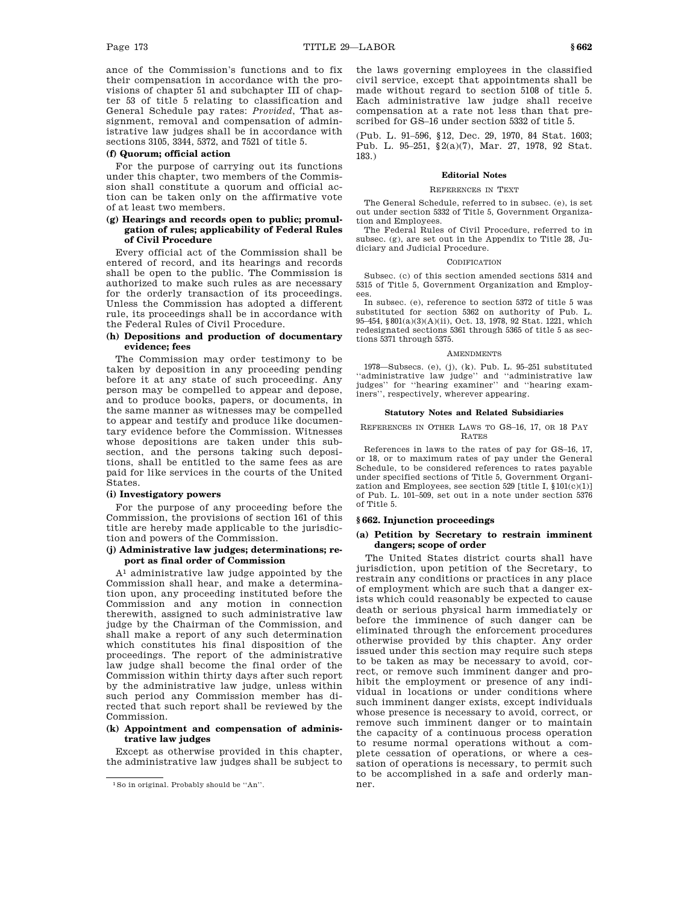ance of the Commission's functions and to fix their compensation in accordance with the provisions of chapter 51 and subchapter III of chapter 53 of title 5 relating to classification and General Schedule pay rates: *Provided*, That assignment, removal and compensation of administrative law judges shall be in accordance with sections 3105, 3344, 5372, and 7521 of title 5.

**(f) Quorum; official action**

For the purpose of carrying out its functions under this chapter, two members of the Commission shall constitute a quorum and official action can be taken only on the affirmative vote of at least two members.

**(g) Hearings and records open to public; promulgation of rules; applicability of Federal Rules of Civil Procedure**

Every official act of the Commission shall be entered of record, and its hearings and records shall be open to the public. The Commission is authorized to make such rules as are necessary for the orderly transaction of its proceedings. Unless the Commission has adopted a different rule, its proceedings shall be in accordance with the Federal Rules of Civil Procedure.

**(h) Depositions and production of documentary evidence; fees**

The Commission may order testimony to be taken by deposition in any proceeding pending before it at any state of such proceeding. Any person may be compelled to appear and depose, and to produce books, papers, or documents, in the same manner as witnesses may be compelled to appear and testify and produce like documentary evidence before the Commission. Witnesses whose depositions are taken under this subsection, and the persons taking such depositions, shall be entitled to the same fees as are paid for like services in the courts of the United States.

**(i) Investigatory powers**

For the purpose of any proceeding before the Commission, the provisions of section 161 of this title are hereby made applicable to the jurisdiction and powers of the Commission.

**(j) Administrative law judges; determinations; report as final order of Commission**

A[1] administrative law judge appointed by the Commission shall hear, and make a determination upon, any proceeding instituted before the Commission and any motion in connection therewith, assigned to such administrative law judge by the Chairman of the Commission, and shall make a report of any such determination which constitutes his final disposition of the proceedings. The report of the administrative law judge shall become the final order of the Commission within thirty days after such report by the administrative law judge, unless within such period any Commission member has directed that such report shall be reviewed by the Commission.

**(k) Appointment and compensation of administrative law judges**

Except as otherwise provided in this chapter, the administrative law judges shall be subject to the laws governing employees in the classified civil service, except that appointments shall be made without regard to section 5108 of title 5. Each administrative law judge shall receive compensation at a rate not less than that prescribed for GS–16 under section 5332 of title 5.

(Pub. L. 91–596, §12, Dec. 29, 1970, 84 Stat. 1603; Pub. L. 95–251, §2(a)(7), Mar. 27, 1978, 92 Stat. 183.)

[1] So in original. Probably should be "An".

#### Editorial Notes

##### References in Text

The General Schedule, referred to in subsec. (e), is set out under section 5332 of Title 5, Government Organization and Employees.

The Federal Rules of Civil Procedure, referred to in subsec. (g), are set out in the Appendix to Title 28, Judiciary and Judicial Procedure.

##### Codification

Subsec. (c) of this section amended sections 5314 and 5315 of Title 5, Government Organization and Employees.

In subsec. (e), reference to section 5372 of title 5 was substituted for section 5362 on authority of Pub. L. 95–454, §801(a)(3)(A)(ii), Oct. 13, 1978, 92 Stat. 1221, which redesignated sections 5361 through 5365 of title 5 as sections 5371 through 5375.

##### Amendments

1978—Subsecs. (e), (j), (k). Pub. L. 95–251 substituted "administrative law judge" and "administrative law judges" for "hearing examiner" and "hearing examiners", respectively, wherever appearing.

#### Statutory Notes and Related Subsidiaries

##### References in Other Laws to GS–16, 17, or 18 Pay Rates

References in laws to the rates of pay for GS–16, 17, or 18, or to maximum rates of pay under the General Schedule, to be considered references to rates payable under specified sections of Title 5, Government Organization and Employees, see section 529 [title I, §101(c)(1)] of Pub. L. 101–509, set out in a note under section 5376 of Title 5.

### §662. Injunction proceedings

**(a) Petition by Secretary to restrain imminent dangers; scope of order**

The United States district courts shall have jurisdiction, upon petition of the Secretary, to restrain any conditions or practices in any place of employment which are such that a danger exists which could reasonably be expected to cause death or serious physical harm immediately or before the imminence of such danger can be eliminated through the enforcement procedures otherwise provided by this chapter. Any order issued under this section may require such steps to be taken as may be necessary to avoid, correct, or remove such imminent danger and prohibit the employment or presence of any individual in locations or under conditions where such imminent danger exists, except individuals whose presence is necessary to avoid, correct, or remove such imminent danger or to maintain the capacity of a continuous process operation to resume normal operations without a complete cessation of operations, or where a cessation of operations is necessary, to permit such to be accomplished in a safe and orderly manner.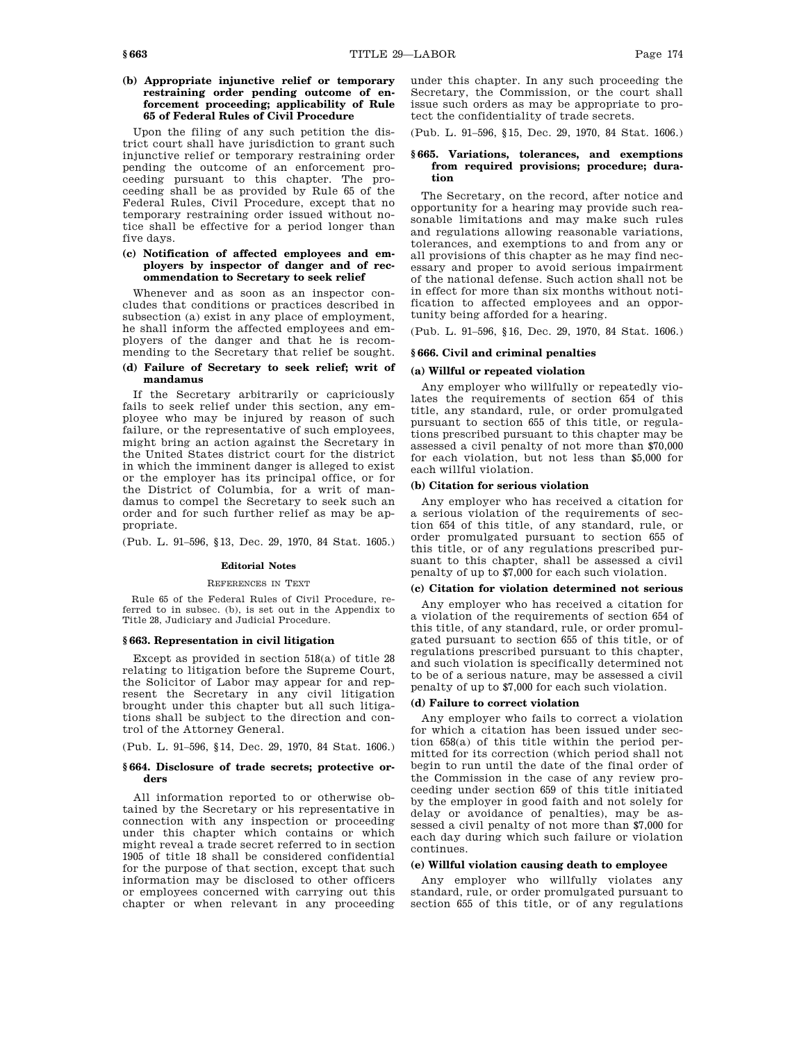#### (b) Appropriate injunctive relief or temporary restraining order pending outcome of enforcement proceeding; applicability of Rule 65 of Federal Rules of Civil Procedure

Upon the filing of any such petition the district court shall have jurisdiction to grant such injunctive relief or temporary restraining order pending the outcome of an enforcement proceeding pursuant to this chapter. The proceeding shall be as provided by Rule 65 of the Federal Rules, Civil Procedure, except that no temporary restraining order issued without notice shall be effective for a period longer than five days.

#### (c) Notification of affected employees and employers by inspector of danger and of recommendation to Secretary to seek relief

Whenever and as soon as an inspector concludes that conditions or practices described in subsection (a) exist in any place of employment, he shall inform the affected employees and employers of the danger and that he is recommending to the Secretary that relief be sought.

#### (d) Failure of Secretary to seek relief; writ of mandamus

If the Secretary arbitrarily or capriciously fails to seek relief under this section, any employee who may be injured by reason of such failure, or the representative of such employees, might bring an action against the Secretary in the United States district court for the district in which the imminent danger is alleged to exist or the employer has its principal office, or for the District of Columbia, for a writ of mandamus to compel the Secretary to seek such an order and for such further relief as may be appropriate.

(Pub. L. 91–596, §13, Dec. 29, 1970, 84 Stat. 1605.)

##### Editorial Notes

###### References in Text

Rule 65 of the Federal Rules of Civil Procedure, referred to in subsec. (b), is set out in the Appendix to Title 28, Judiciary and Judicial Procedure.

### § 663. Representation in civil litigation

Except as provided in section 518(a) of title 28 relating to litigation before the Supreme Court, the Solicitor of Labor may appear for and represent the Secretary in any civil litigation brought under this chapter but all such litigations shall be subject to the direction and control of the Attorney General.

(Pub. L. 91–596, §14, Dec. 29, 1970, 84 Stat. 1606.)

### § 664. Disclosure of trade secrets; protective orders

All information reported to or otherwise obtained by the Secretary or his representative in connection with any inspection or proceeding under this chapter which contains or which might reveal a trade secret referred to in section 1905 of title 18 shall be considered confidential for the purpose of that section, except that such information may be disclosed to other officers or employees concerned with carrying out this chapter or when relevant in any proceeding under this chapter. In any such proceeding the Secretary, the Commission, or the court shall issue such orders as may be appropriate to protect the confidentiality of trade secrets.

(Pub. L. 91–596, §15, Dec. 29, 1970, 84 Stat. 1606.)

### § 665. Variations, tolerances, and exemptions from required provisions; procedure; duration

The Secretary, on the record, after notice and opportunity for a hearing may provide such reasonable limitations and may make such rules and regulations allowing reasonable variations, tolerances, and exemptions to and from any or all provisions of this chapter as he may find necessary and proper to avoid serious impairment of the national defense. Such action shall not be in effect for more than six months without notification to affected employees and an opportunity being afforded for a hearing.

(Pub. L. 91–596, §16, Dec. 29, 1970, 84 Stat. 1606.)

### § 666. Civil and criminal penalties

#### (a) Willful or repeated violation

Any employer who willfully or repeatedly violates the requirements of section 654 of this title, any standard, rule, or order promulgated pursuant to section 655 of this title, or regulations prescribed pursuant to this chapter may be assessed a civil penalty of not more than $70,000 for each violation, but not less than $5,000 for each willful violation.

#### (b) Citation for serious violation

Any employer who has received a citation for a serious violation of the requirements of section 654 of this title, of any standard, rule, or order promulgated pursuant to section 655 of this title, or of any regulations prescribed pursuant to this chapter, shall be assessed a civil penalty of up to $7,000 for each such violation.

#### (c) Citation for violation determined not serious

Any employer who has received a citation for a violation of the requirements of section 654 of this title, of any standard, rule, or order promulgated pursuant to section 655 of this title, or of regulations prescribed pursuant to this chapter, and such violation is specifically determined not to be of a serious nature, may be assessed a civil penalty of up to $7,000 for each such violation.

#### (d) Failure to correct violation

Any employer who fails to correct a violation for which a citation has been issued under section 658(a) of this title within the period permitted for its correction (which period shall not begin to run until the date of the final order of the Commission in the case of any review proceeding under section 659 of this title initiated by the employer in good faith and not solely for delay or avoidance of penalties), may be assessed a civil penalty of not more than $7,000 for each day during which such failure or violation continues.

#### (e) Willful violation causing death to employee

Any employer who willfully violates any standard, rule, or order promulgated pursuant to section 655 of this title, or of any regulations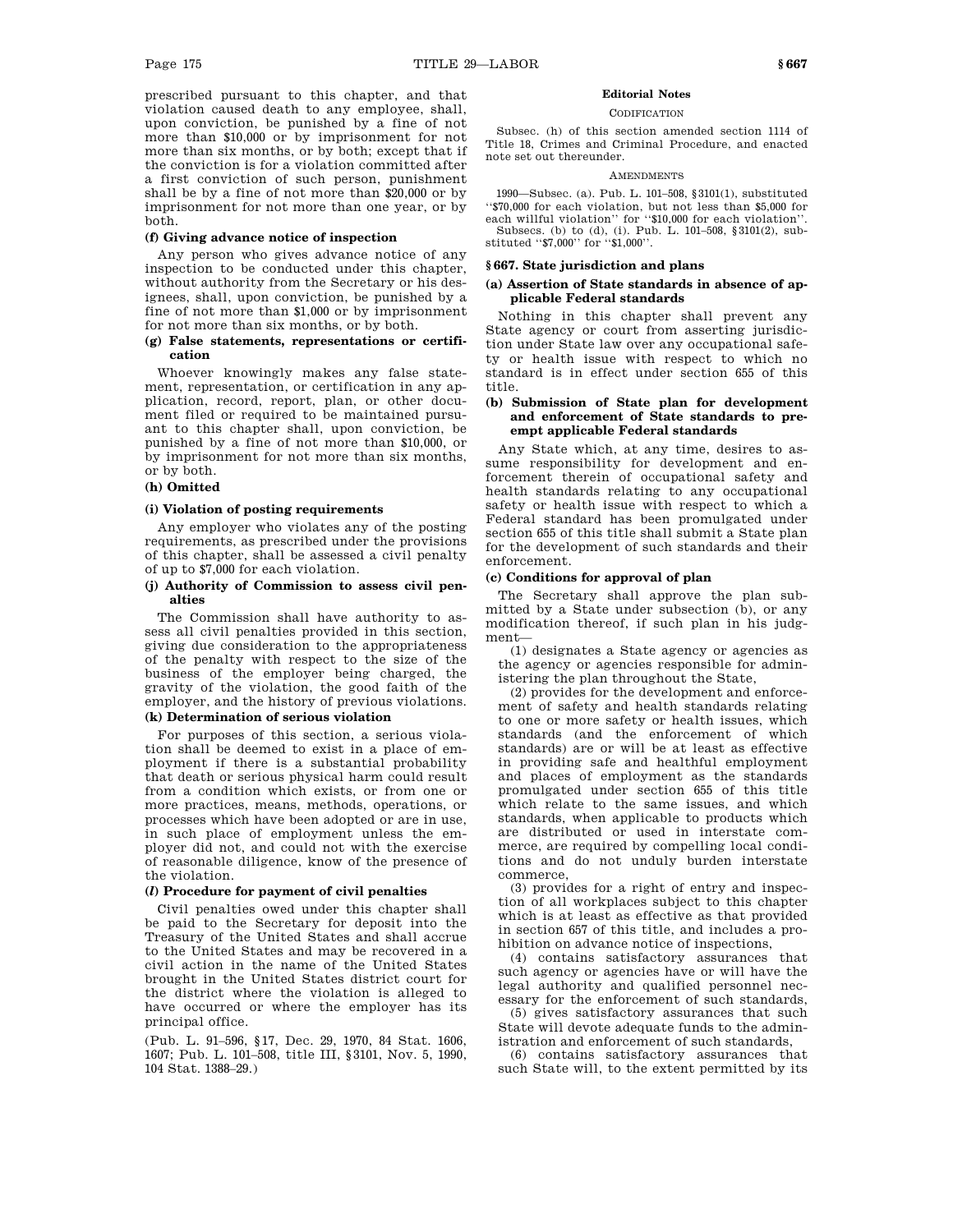prescribed pursuant to this chapter, and that violation caused death to any employee, shall, upon conviction, be punished by a fine of not more than $10,000 or by imprisonment for not more than six months, or by both; except that if the conviction is for a violation committed after a first conviction of such person, punishment shall be by a fine of not more than $20,000 or by imprisonment for not more than one year, or by both.

#### (f) Giving advance notice of inspection

Any person who gives advance notice of any inspection to be conducted under this chapter, without authority from the Secretary or his designees, shall, upon conviction, be punished by a fine of not more than $1,000 or by imprisonment for not more than six months, or by both.

#### (g) False statements, representations or certification

Whoever knowingly makes any false statement, representation, or certification in any application, record, report, plan, or other document filed or required to be maintained pursuant to this chapter shall, upon conviction, be punished by a fine of not more than $10,000, or by imprisonment for not more than six months, or by both.

#### (h) Omitted

#### (i) Violation of posting requirements

Any employer who violates any of the posting requirements, as prescribed under the provisions of this chapter, shall be assessed a civil penalty of up to $7,000 for each violation.

#### (j) Authority of Commission to assess civil penalties

The Commission shall have authority to assess all civil penalties provided in this section, giving due consideration to the appropriateness of the penalty with respect to the size of the business of the employer being charged, the gravity of the violation, the good faith of the employer, and the history of previous violations.

#### (k) Determination of serious violation

For purposes of this section, a serious violation shall be deemed to exist in a place of employment if there is a substantial probability that death or serious physical harm could result from a condition which exists, or from one or more practices, means, methods, operations, or processes which have been adopted or are in use, in such place of employment unless the employer did not, and could not with the exercise of reasonable diligence, know of the presence of the violation.

#### (*l*) Procedure for payment of civil penalties

Civil penalties owed under this chapter shall be paid to the Secretary for deposit into the Treasury of the United States and shall accrue to the United States and may be recovered in a civil action in the name of the United States brought in the United States district court for the district where the violation is alleged to have occurred or where the employer has its principal office.

(Pub. L. 91–596, §17, Dec. 29, 1970, 84 Stat. 1606, 1607; Pub. L. 101–508, title III, §3101, Nov. 5, 1990, 104 Stat. 1388–29.)

##### Editorial Notes

###### Codification

Subsec. (h) of this section amended section 1114 of Title 18, Crimes and Criminal Procedure, and enacted note set out thereunder.

###### Amendments

1990—Subsec. (a). Pub. L. 101–508, §3101(1), substituted "$70,000 for each violation, but not less than $5,000 for each willful violation" for "$10,000 for each violation".

Subsecs. (b) to (d), (i). Pub. L. 101–508, §3101(2), substituted "$7,000" for "$1,000".

### §667. State jurisdiction and plans

#### (a) Assertion of State standards in absence of applicable Federal standards

Nothing in this chapter shall prevent any State agency or court from asserting jurisdiction under State law over any occupational safety or health issue with respect to which no standard is in effect under section 655 of this title.

#### (b) Submission of State plan for development and enforcement of State standards to preempt applicable Federal standards

Any State which, at any time, desires to assume responsibility for development and enforcement therein of occupational safety and health standards relating to any occupational safety or health issue with respect to which a Federal standard has been promulgated under section 655 of this title shall submit a State plan for the development of such standards and their enforcement.

#### (c) Conditions for approval of plan

The Secretary shall approve the plan submitted by a State under subsection (b), or any modification thereof, if such plan in his judgment—

(1) designates a State agency or agencies as the agency or agencies responsible for administering the plan throughout the State,

(2) provides for the development and enforcement of safety and health standards relating to one or more safety or health issues, which standards (and the enforcement of which standards) are or will be at least as effective in providing safe and healthful employment and places of employment as the standards promulgated under section 655 of this title which relate to the same issues, and which standards, when applicable to products which are distributed or used in interstate commerce, are required by compelling local conditions and do not unduly burden interstate commerce,

(3) provides for a right of entry and inspection of all workplaces subject to this chapter which is at least as effective as that provided in section 657 of this title, and includes a prohibition on advance notice of inspections,

(4) contains satisfactory assurances that such agency or agencies have or will have the legal authority and qualified personnel necessary for the enforcement of such standards,

(5) gives satisfactory assurances that such State will devote adequate funds to the administration and enforcement of such standards,

(6) contains satisfactory assurances that such State will, to the extent permitted by its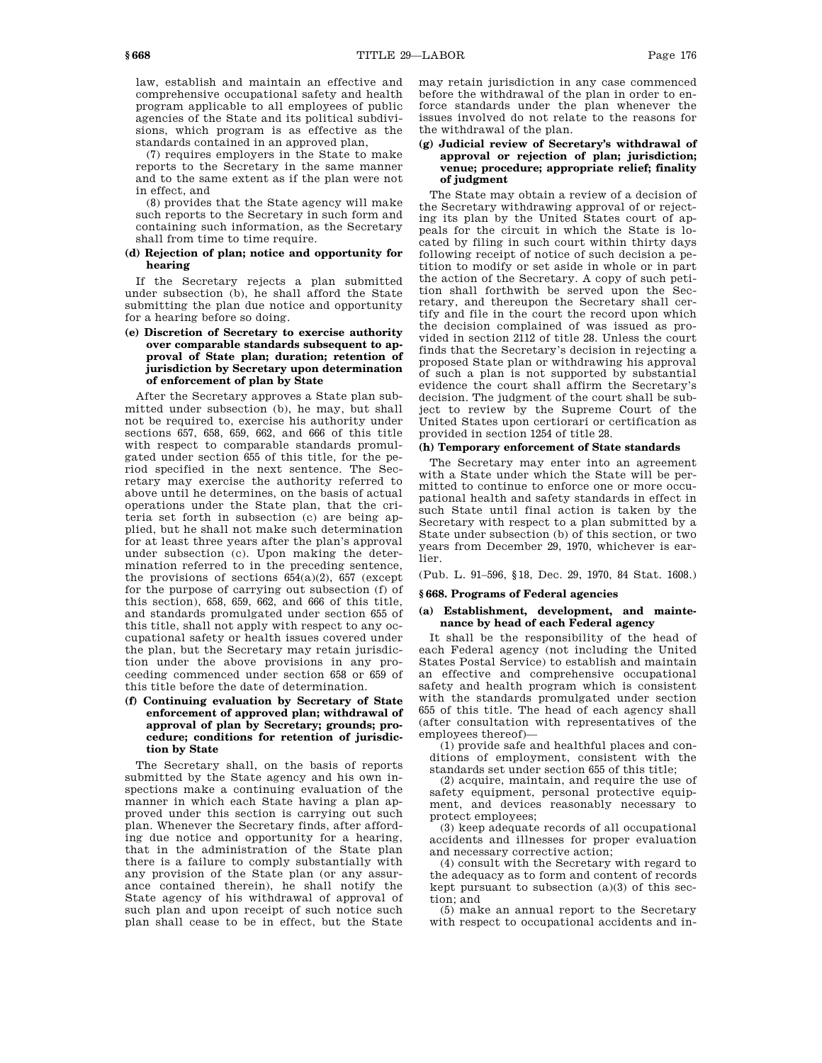law, establish and maintain an effective and comprehensive occupational safety and health program applicable to all employees of public agencies of the State and its political subdivisions, which program is as effective as the standards contained in an approved plan,

(7) requires employers in the State to make reports to the Secretary in the same manner and to the same extent as if the plan were not in effect, and

(8) provides that the State agency will make such reports to the Secretary in such form and containing such information, as the Secretary shall from time to time require.

#### (d) Rejection of plan; notice and opportunity for hearing

If the Secretary rejects a plan submitted under subsection (b), he shall afford the State submitting the plan due notice and opportunity for a hearing before so doing.

#### (e) Discretion of Secretary to exercise authority over comparable standards subsequent to approval of State plan; duration; retention of jurisdiction by Secretary upon determination of enforcement of plan by State

After the Secretary approves a State plan submitted under subsection (b), he may, but shall not be required to, exercise his authority under sections 657, 658, 659, 662, and 666 of this title with respect to comparable standards promulgated under section 655 of this title, for the period specified in the next sentence. The Secretary may exercise the authority referred to above until he determines, on the basis of actual operations under the State plan, that the criteria set forth in subsection (c) are being applied, but he shall not make such determination for at least three years after the plan's approval under subsection (c). Upon making the determination referred to in the preceding sentence, the provisions of sections 654(a)(2), 657 (except for the purpose of carrying out subsection (f) of this section), 658, 659, 662, and 666 of this title, and standards promulgated under section 655 of this title, shall not apply with respect to any occupational safety or health issues covered under the plan, but the Secretary may retain jurisdiction under the above provisions in any proceeding commenced under section 658 or 659 of this title before the date of determination.

#### (f) Continuing evaluation by Secretary of State enforcement of approved plan; withdrawal of approval of plan by Secretary; grounds; procedure; conditions for retention of jurisdiction by State

The Secretary shall, on the basis of reports submitted by the State agency and his own inspections make a continuing evaluation of the manner in which each State having a plan approved under this section is carrying out such plan. Whenever the Secretary finds, after affording due notice and opportunity for a hearing, that in the administration of the State plan there is a failure to comply substantially with any provision of the State plan (or any assurance contained therein), he shall notify the State agency of his withdrawal of approval of such plan and upon receipt of such notice such plan shall cease to be in effect, but the State may retain jurisdiction in any case commenced before the withdrawal of the plan in order to enforce standards under the plan whenever the issues involved do not relate to the reasons for the withdrawal of the plan.

#### (g) Judicial review of Secretary's withdrawal of approval or rejection of plan; jurisdiction; venue; procedure; appropriate relief; finality of judgment

The State may obtain a review of a decision of the Secretary withdrawing approval of or rejecting its plan by the United States court of appeals for the circuit in which the State is located by filing in such court within thirty days following receipt of notice of such decision a petition to modify or set aside in whole or in part the action of the Secretary. A copy of such petition shall forthwith be served upon the Secretary, and thereupon the Secretary shall certify and file in the court the record upon which the decision complained of was issued as provided in section 2112 of title 28. Unless the court finds that the Secretary's decision in rejecting a proposed State plan or withdrawing his approval of such a plan is not supported by substantial evidence the court shall affirm the Secretary's decision. The judgment of the court shall be subject to review by the Supreme Court of the United States upon certiorari or certification as provided in section 1254 of title 28.

#### (h) Temporary enforcement of State standards

The Secretary may enter into an agreement with a State under which the State will be permitted to continue to enforce one or more occupational health and safety standards in effect in such State until final action is taken by the Secretary with respect to a plan submitted by a State under subsection (b) of this section, or two years from December 29, 1970, whichever is earlier.

(Pub. L. 91–596, §18, Dec. 29, 1970, 84 Stat. 1608.)

### § 668. Programs of Federal agencies

#### (a) Establishment, development, and maintenance by head of each Federal agency

It shall be the responsibility of the head of each Federal agency (not including the United States Postal Service) to establish and maintain an effective and comprehensive occupational safety and health program which is consistent with the standards promulgated under section 655 of this title. The head of each agency shall (after consultation with representatives of the employees thereof)—

(1) provide safe and healthful places and conditions of employment, consistent with the standards set under section 655 of this title;

(2) acquire, maintain, and require the use of safety equipment, personal protective equipment, and devices reasonably necessary to protect employees;

(3) keep adequate records of all occupational accidents and illnesses for proper evaluation and necessary corrective action;

(4) consult with the Secretary with regard to the adequacy as to form and content of records kept pursuant to subsection (a)(3) of this section; and

(5) make an annual report to the Secretary with respect to occupational accidents and in-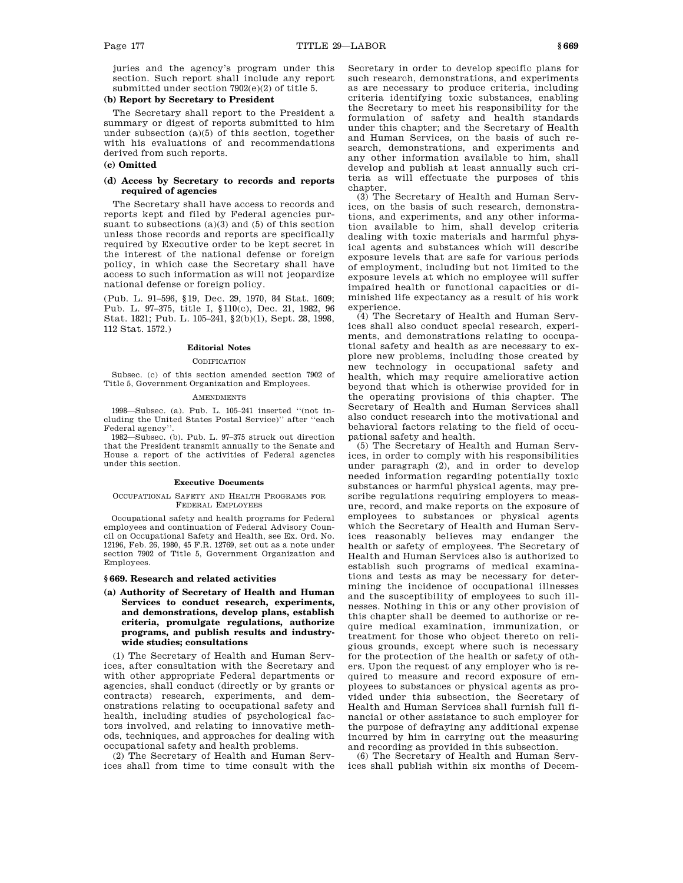juries and the agency's program under this section. Such report shall include any report submitted under section 7902(e)(2) of title 5.

**(b) Report by Secretary to President**

The Secretary shall report to the President a summary or digest of reports submitted to him under subsection (a)(5) of this section, together with his evaluations of and recommendations derived from such reports.

**(c) Omitted**

**(d) Access by Secretary to records and reports required of agencies**

The Secretary shall have access to records and reports kept and filed by Federal agencies pursuant to subsections (a)(3) and (5) of this section unless those records and reports are specifically required by Executive order to be kept secret in the interest of the national defense or foreign policy, in which case the Secretary shall have access to such information as will not jeopardize national defense or foreign policy.

(Pub. L. 91–596, §19, Dec. 29, 1970, 84 Stat. 1609; Pub. L. 97–375, title I, §110(c), Dec. 21, 1982, 96 Stat. 1821; Pub. L. 105–241, §2(b)(1), Sept. 28, 1998, 112 Stat. 1572.)

#### Editorial Notes

CODIFICATION

Subsec. (c) of this section amended section 7902 of Title 5, Government Organization and Employees.

AMENDMENTS

1998—Subsec. (a). Pub. L. 105–241 inserted "(not including the United States Postal Service)" after "each Federal agency".

1982—Subsec. (b). Pub. L. 97–375 struck out direction that the President transmit annually to the Senate and House a report of the activities of Federal agencies under this section.

#### Executive Documents

OCCUPATIONAL SAFETY AND HEALTH PROGRAMS FOR FEDERAL EMPLOYEES

Occupational safety and health programs for Federal employees and continuation of Federal Advisory Council on Occupational Safety and Health, see Ex. Ord. No. 12196, Feb. 26, 1980, 45 F.R. 12769, set out as a note under section 7902 of Title 5, Government Organization and Employees.

### §669. Research and related activities

**(a) Authority of Secretary of Health and Human Services to conduct research, experiments, and demonstrations, develop plans, establish criteria, promulgate regulations, authorize programs, and publish results and industry-wide studies; consultations**

(1) The Secretary of Health and Human Services, after consultation with the Secretary and with other appropriate Federal departments or agencies, shall conduct (directly or by grants or contracts) research, experiments, and demonstrations relating to occupational safety and health, including studies of psychological factors involved, and relating to innovative methods, techniques, and approaches for dealing with occupational safety and health problems.

(2) The Secretary of Health and Human Services shall from time to time consult with the Secretary in order to develop specific plans for such research, demonstrations, and experiments as are necessary to produce criteria, including criteria identifying toxic substances, enabling the Secretary to meet his responsibility for the formulation of safety and health standards under this chapter; and the Secretary of Health and Human Services, on the basis of such research, demonstrations, and experiments and any other information available to him, shall develop and publish at least annually such criteria as will effectuate the purposes of this chapter.

(3) The Secretary of Health and Human Services, on the basis of such research, demonstrations, and experiments, and any other information available to him, shall develop criteria dealing with toxic materials and harmful physical agents and substances which will describe exposure levels that are safe for various periods of employment, including but not limited to the exposure levels at which no employee will suffer impaired health or functional capacities or diminished life expectancy as a result of his work experience.

(4) The Secretary of Health and Human Services shall also conduct special research, experiments, and demonstrations relating to occupational safety and health as are necessary to explore new problems, including those created by new technology in occupational safety and health, which may require ameliorative action beyond that which is otherwise provided for in the operating provisions of this chapter. The Secretary of Health and Human Services shall also conduct research into the motivational and behavioral factors relating to the field of occupational safety and health.

(5) The Secretary of Health and Human Services, in order to comply with his responsibilities under paragraph (2), and in order to develop needed information regarding potentially toxic substances or harmful physical agents, may prescribe regulations requiring employers to measure, record, and make reports on the exposure of employees to substances or physical agents which the Secretary of Health and Human Services reasonably believes may endanger the health or safety of employees. The Secretary of Health and Human Services also is authorized to establish such programs of medical examinations and tests as may be necessary for determining the incidence of occupational illnesses and the susceptibility of employees to such illnesses. Nothing in this or any other provision of this chapter shall be deemed to authorize or require medical examination, immunization, or treatment for those who object thereto on religious grounds, except where such is necessary for the protection of the health or safety of others. Upon the request of any employer who is required to measure and record exposure of employees to substances or physical agents as provided under this subsection, the Secretary of Health and Human Services shall furnish full financial or other assistance to such employer for the purpose of defraying any additional expense incurred by him in carrying out the measuring and recording as provided in this subsection.

(6) The Secretary of Health and Human Services shall publish within six months of Decem-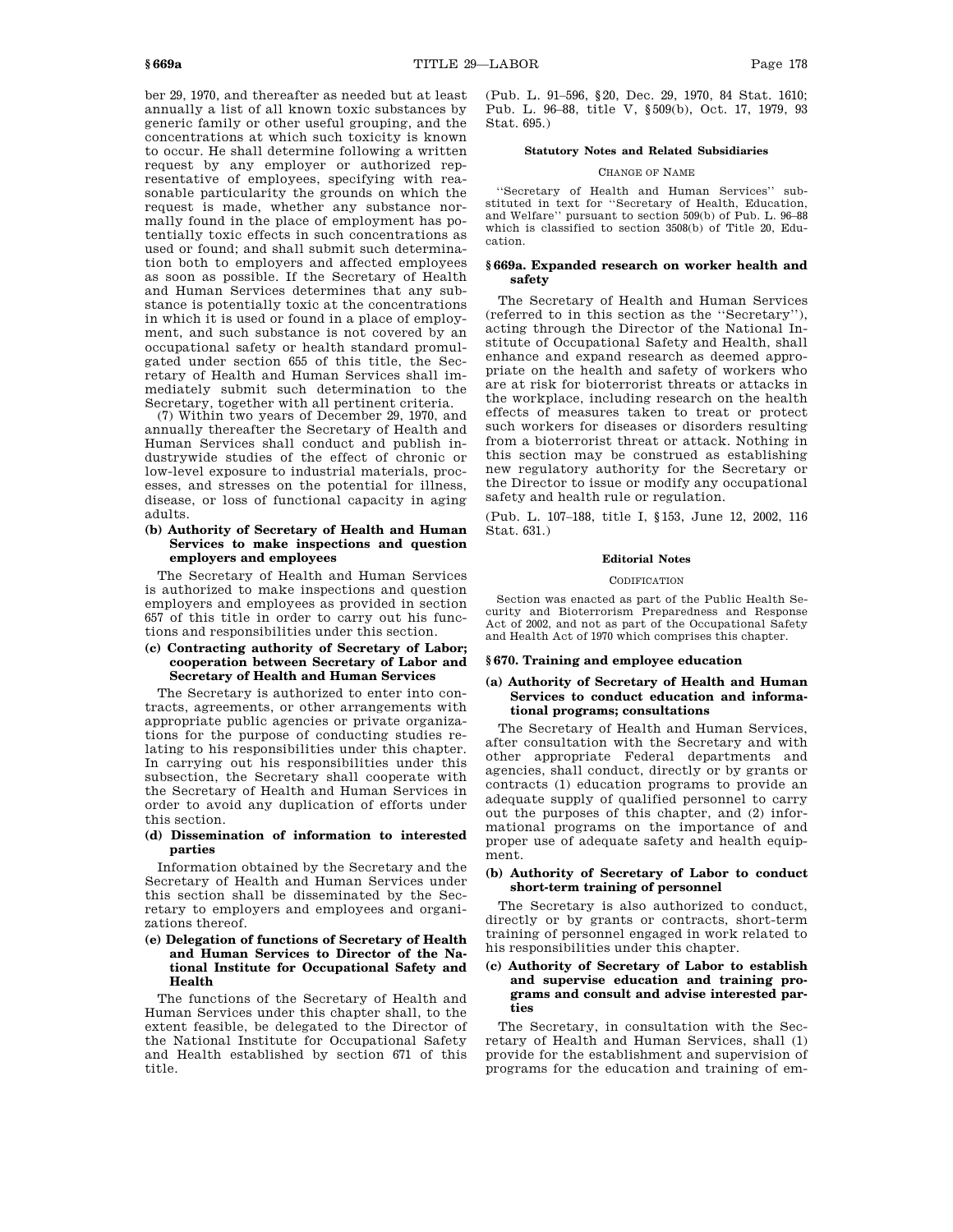ber 29, 1970, and thereafter as needed but at least annually a list of all known toxic substances by generic family or other useful grouping, and the concentrations at which such toxicity is known to occur. He shall determine following a written request by any employer or authorized representative of employees, specifying with reasonable particularity the grounds on which the request is made, whether any substance normally found in the place of employment has potentially toxic effects in such concentrations as used or found; and shall submit such determination both to employers and affected employees as soon as possible. If the Secretary of Health and Human Services determines that any substance is potentially toxic at the concentrations in which it is used or found in a place of employment, and such substance is not covered by an occupational safety or health standard promulgated under section 655 of this title, the Secretary of Health and Human Services shall immediately submit such determination to the Secretary, together with all pertinent criteria.

(7) Within two years of December 29, 1970, and annually thereafter the Secretary of Health and Human Services shall conduct and publish industrywide studies of the effect of chronic or low-level exposure to industrial materials, processes, and stresses on the potential for illness, disease, or loss of functional capacity in aging adults.

**(b) Authority of Secretary of Health and Human Services to make inspections and question employers and employees**

The Secretary of Health and Human Services is authorized to make inspections and question employers and employees as provided in section 657 of this title in order to carry out his functions and responsibilities under this section.

**(c) Contracting authority of Secretary of Labor; cooperation between Secretary of Labor and Secretary of Health and Human Services**

The Secretary is authorized to enter into contracts, agreements, or other arrangements with appropriate public agencies or private organizations for the purpose of conducting studies relating to his responsibilities under this chapter. In carrying out his responsibilities under this subsection, the Secretary shall cooperate with the Secretary of Health and Human Services in order to avoid any duplication of efforts under this section.

**(d) Dissemination of information to interested parties**

Information obtained by the Secretary and the Secretary of Health and Human Services under this section shall be disseminated by the Secretary to employers and employees and organizations thereof.

**(e) Delegation of functions of Secretary of Health and Human Services to Director of the National Institute for Occupational Safety and Health**

The functions of the Secretary of Health and Human Services under this chapter shall, to the extent feasible, be delegated to the Director of the National Institute for Occupational Safety and Health established by section 671 of this title.

(Pub. L. 91–596, §20, Dec. 29, 1970, 84 Stat. 1610; Pub. L. 96–88, title V, §509(b), Oct. 17, 1979, 93 Stat. 695.)

**Statutory Notes and Related Subsidiaries**

CHANGE OF NAME

"Secretary of Health and Human Services" substituted in text for "Secretary of Health, Education, and Welfare" pursuant to section 509(b) of Pub. L. 96–88 which is classified to section 3508(b) of Title 20, Education.

## §669a. Expanded research on worker health and safety

The Secretary of Health and Human Services (referred to in this section as the "Secretary"), acting through the Director of the National Institute of Occupational Safety and Health, shall enhance and expand research as deemed appropriate on the health and safety of workers who are at risk for bioterrorist threats or attacks in the workplace, including research on the health effects of measures taken to treat or protect such workers for diseases or disorders resulting from a bioterrorist threat or attack. Nothing in this section may be construed as establishing new regulatory authority for the Secretary or the Director to issue or modify any occupational safety and health rule or regulation.

(Pub. L. 107–188, title I, §153, June 12, 2002, 116 Stat. 631.)

**Editorial Notes**

CODIFICATION

Section was enacted as part of the Public Health Security and Bioterrorism Preparedness and Response Act of 2002, and not as part of the Occupational Safety and Health Act of 1970 which comprises this chapter.

## §670. Training and employee education

**(a) Authority of Secretary of Health and Human Services to conduct education and informational programs; consultations**

The Secretary of Health and Human Services, after consultation with the Secretary and with other appropriate Federal departments and agencies, shall conduct, directly or by grants or contracts (1) education programs to provide an adequate supply of qualified personnel to carry out the purposes of this chapter, and (2) informational programs on the importance of and proper use of adequate safety and health equipment.

**(b) Authority of Secretary of Labor to conduct short-term training of personnel**

The Secretary is also authorized to conduct, directly or by grants or contracts, short-term training of personnel engaged in work related to his responsibilities under this chapter.

**(c) Authority of Secretary of Labor to establish and supervise education and training programs and consult and advise interested parties**

The Secretary, in consultation with the Secretary of Health and Human Services, shall (1) provide for the establishment and supervision of programs for the education and training of em-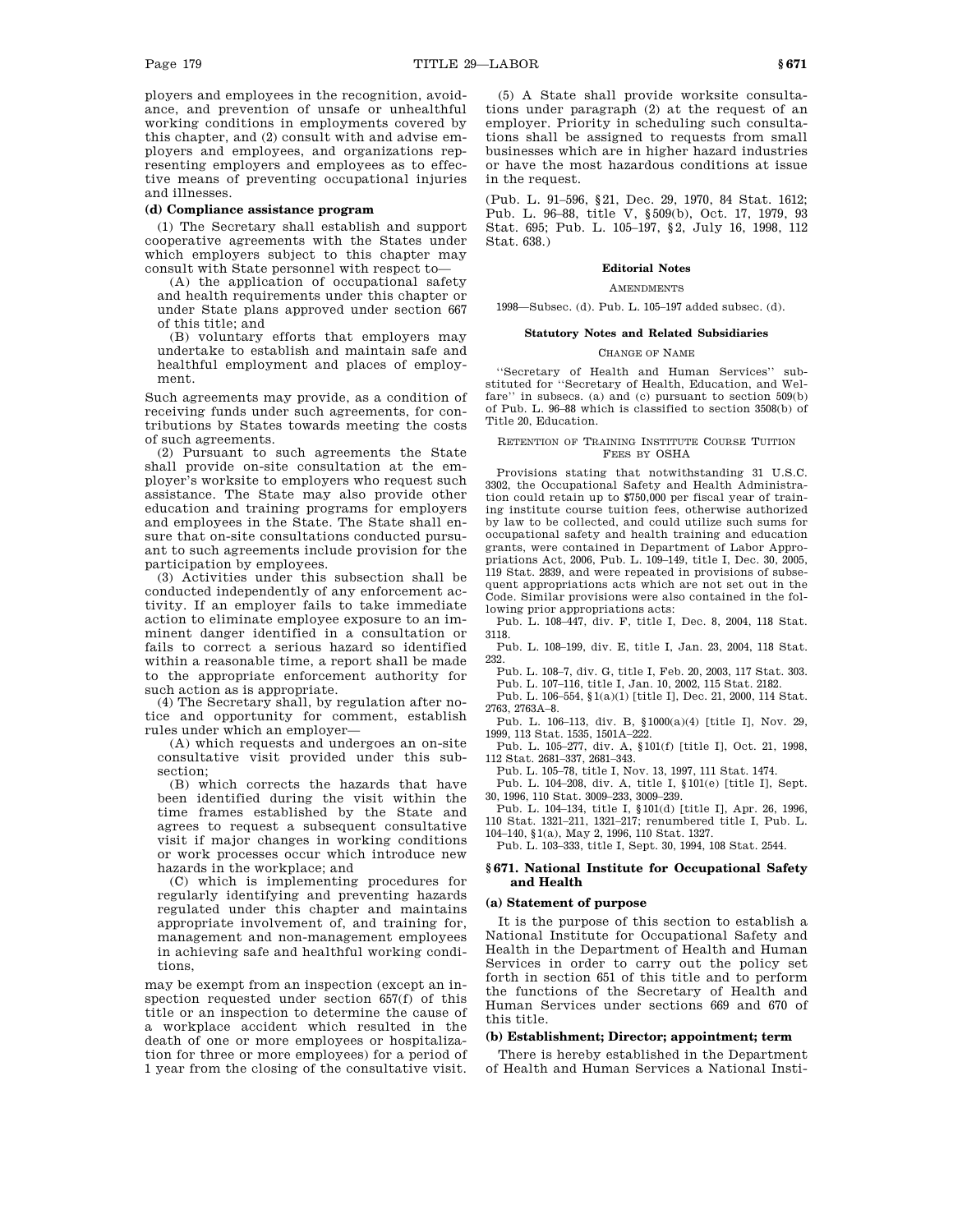ployers and employees in the recognition, avoidance, and prevention of unsafe or unhealthful working conditions in employments covered by this chapter, and (2) consult with and advise employers and employees, and organizations representing employers and employees as to effective means of preventing occupational injuries and illnesses.

**(d) Compliance assistance program**

(1) The Secretary shall establish and support cooperative agreements with the States under which employers subject to this chapter may consult with State personnel with respect to—

(A) the application of occupational safety and health requirements under this chapter or under State plans approved under section 667 of this title; and

(B) voluntary efforts that employers may undertake to establish and maintain safe and healthful employment and places of employment.

Such agreements may provide, as a condition of receiving funds under such agreements, for contributions by States towards meeting the costs of such agreements.

(2) Pursuant to such agreements the State shall provide on-site consultation at the employer's worksite to employers who request such assistance. The State may also provide other education and training programs for employers and employees in the State. The State shall ensure that on-site consultations conducted pursuant to such agreements include provision for the participation by employees.

(3) Activities under this subsection shall be conducted independently of any enforcement activity. If an employer fails to take immediate action to eliminate employee exposure to an imminent danger identified in a consultation or fails to correct a serious hazard so identified within a reasonable time, a report shall be made to the appropriate enforcement authority for such action as is appropriate.

(4) The Secretary shall, by regulation after notice and opportunity for comment, establish rules under which an employer—

(A) which requests and undergoes an on-site consultative visit provided under this subsection;

(B) which corrects the hazards that have been identified during the visit within the time frames established by the State and agrees to request a subsequent consultative visit if major changes in working conditions or work processes occur which introduce new hazards in the workplace; and

(C) which is implementing procedures for regularly identifying and preventing hazards regulated under this chapter and maintains appropriate involvement of, and training for, management and non-management employees in achieving safe and healthful working conditions,

may be exempt from an inspection (except an inspection requested under section 657(f) of this title or an inspection to determine the cause of a workplace accident which resulted in the death of one or more employees or hospitalization for three or more employees) for a period of 1 year from the closing of the consultative visit.

(5) A State shall provide worksite consultations under paragraph (2) at the request of an employer. Priority in scheduling such consultations shall be assigned to requests from small businesses which are in higher hazard industries or have the most hazardous conditions at issue in the request.

(Pub. L. 91–596, §21, Dec. 29, 1970, 84 Stat. 1612; Pub. L. 96–88, title V, §509(b), Oct. 17, 1979, 93 Stat. 695; Pub. L. 105–197, §2, July 16, 1998, 112 Stat. 638.)

#### Editorial Notes

##### AMENDMENTS

1998—Subsec. (d). Pub. L. 105–197 added subsec. (d).

#### Statutory Notes and Related Subsidiaries

##### CHANGE OF NAME

''Secretary of Health and Human Services'' substituted for ''Secretary of Health, Education, and Welfare'' in subsecs. (a) and (c) pursuant to section 509(b) of Pub. L. 96–88 which is classified to section 3508(b) of Title 20, Education.

##### RETENTION OF TRAINING INSTITUTE COURSE TUITION FEES BY OSHA

Provisions stating that notwithstanding 31 U.S.C. 3302, the Occupational Safety and Health Administration could retain up to $750,000 per fiscal year of training institute course tuition fees, otherwise authorized by law to be collected, and could utilize such sums for occupational safety and health training and education grants, were contained in Department of Labor Appropriations Act, 2006, Pub. L. 109–149, title I, Dec. 30, 2005, 119 Stat. 2839, and were repeated in provisions of subsequent appropriations acts which are not set out in the Code. Similar provisions were also contained in the following prior appropriations acts:

Pub. L. 108–447, div. F, title I, Dec. 8, 2004, 118 Stat. 3118.

Pub. L. 108–199, div. E, title I, Jan. 23, 2004, 118 Stat. 232.

Pub. L. 108–7, div. G, title I, Feb. 20, 2003, 117 Stat. 303.

Pub. L. 107–116, title I, Jan. 10, 2002, 115 Stat. 2182.

Pub. L. 106–554, §1(a)(1) [title I], Dec. 21, 2000, 114 Stat. 2763, 2763A–8.

Pub. L. 106–113, div. B, §1000(a)(4) [title I], Nov. 29, 1999, 113 Stat. 1535, 1501A–222.

Pub. L. 105–277, div. A, §101(f) [title I], Oct. 21, 1998, 112 Stat. 2681–337, 2681–343.

Pub. L. 105–78, title I, Nov. 13, 1997, 111 Stat. 1474.

Pub. L. 104–208, div. A, title I, §101(e) [title I], Sept. 30, 1996, 110 Stat. 3009–233, 3009–239.

Pub. L. 104–134, title I, §101(d) [title I], Apr. 26, 1996, 110 Stat. 1321–211, 1321–217; renumbered title I, Pub. L. 104–140, §1(a), May 2, 1996, 110 Stat. 1327.

Pub. L. 103–333, title I, Sept. 30, 1994, 108 Stat. 2544.

### §671. National Institute for Occupational Safety and Health

**(a) Statement of purpose**

It is the purpose of this section to establish a National Institute for Occupational Safety and Health in the Department of Health and Human Services in order to carry out the policy set forth in section 651 of this title and to perform the functions of the Secretary of Health and Human Services under sections 669 and 670 of this title.

**(b) Establishment; Director; appointment; term**

There is hereby established in the Department of Health and Human Services a National Insti-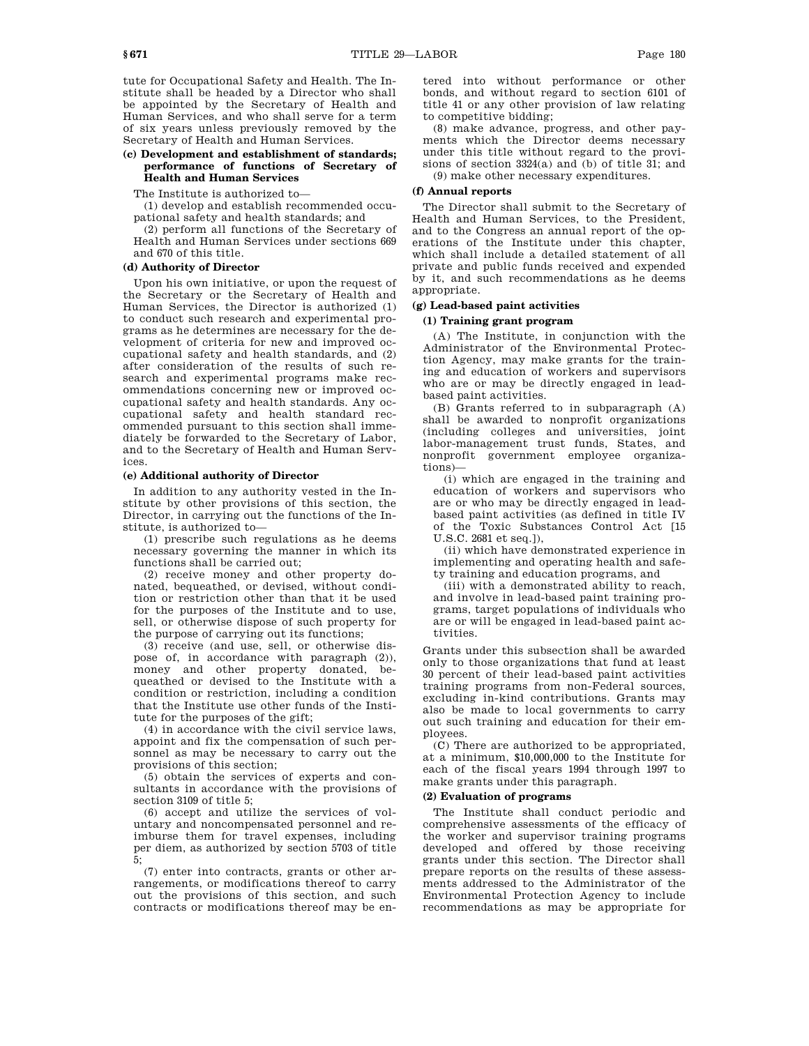tute for Occupational Safety and Health. The Institute shall be headed by a Director who shall be appointed by the Secretary of Health and Human Services, and who shall serve for a term of six years unless previously removed by the Secretary of Health and Human Services.

**(c) Development and establishment of standards; performance of functions of Secretary of Health and Human Services**

The Institute is authorized to—

(1) develop and establish recommended occupational safety and health standards; and

(2) perform all functions of the Secretary of Health and Human Services under sections 669 and 670 of this title.

**(d) Authority of Director**

Upon his own initiative, or upon the request of the Secretary or the Secretary of Health and Human Services, the Director is authorized (1) to conduct such research and experimental programs as he determines are necessary for the development of criteria for new and improved occupational safety and health standards, and (2) after consideration of the results of such research and experimental programs make recommendations concerning new or improved occupational safety and health standards. Any occupational safety and health standard recommended pursuant to this section shall immediately be forwarded to the Secretary of Labor, and to the Secretary of Health and Human Services.

**(e) Additional authority of Director**

In addition to any authority vested in the Institute by other provisions of this section, the Director, in carrying out the functions of the Institute, is authorized to—

(1) prescribe such regulations as he deems necessary governing the manner in which its functions shall be carried out;

(2) receive money and other property donated, bequeathed, or devised, without condition or restriction other than that it be used for the purposes of the Institute and to use, sell, or otherwise dispose of such property for the purpose of carrying out its functions;

(3) receive (and use, sell, or otherwise dispose of, in accordance with paragraph (2)), money and other property donated, bequeathed or devised to the Institute with a condition or restriction, including a condition that the Institute use other funds of the Institute for the purposes of the gift;

(4) in accordance with the civil service laws, appoint and fix the compensation of such personnel as may be necessary to carry out the provisions of this section;

(5) obtain the services of experts and consultants in accordance with the provisions of section 3109 of title 5;

(6) accept and utilize the services of voluntary and noncompensated personnel and reimburse them for travel expenses, including per diem, as authorized by section 5703 of title 5;

(7) enter into contracts, grants or other arrangements, or modifications thereof to carry out the provisions of this section, and such contracts or modifications thereof may be entered into without performance or other bonds, and without regard to section 6101 of title 41 or any other provision of law relating to competitive bidding;

(8) make advance, progress, and other payments which the Director deems necessary under this title without regard to the provisions of section 3324(a) and (b) of title 31; and

(9) make other necessary expenditures.

**(f) Annual reports**

The Director shall submit to the Secretary of Health and Human Services, to the President, and to the Congress an annual report of the operations of the Institute under this chapter, which shall include a detailed statement of all private and public funds received and expended by it, and such recommendations as he deems appropriate.

**(g) Lead-based paint activities**

**(1) Training grant program**

(A) The Institute, in conjunction with the Administrator of the Environmental Protection Agency, may make grants for the training and education of workers and supervisors who are or may be directly engaged in lead-based paint activities.

(B) Grants referred to in subparagraph (A) shall be awarded to nonprofit organizations (including colleges and universities, joint labor-management trust funds, States, and nonprofit government employee organizations)—

(i) which are engaged in the training and education of workers and supervisors who are or who may be directly engaged in lead-based paint activities (as defined in title IV of the Toxic Substances Control Act [15 U.S.C. 2681 et seq.]),

(ii) which have demonstrated experience in implementing and operating health and safety training and education programs, and

(iii) with a demonstrated ability to reach, and involve in lead-based paint training programs, target populations of individuals who are or will be engaged in lead-based paint activities.

Grants under this subsection shall be awarded only to those organizations that fund at least 30 percent of their lead-based paint activities training programs from non-Federal sources, excluding in-kind contributions. Grants may also be made to local governments to carry out such training and education for their employees.

(C) There are authorized to be appropriated, at a minimum, $10,000,000 to the Institute for each of the fiscal years 1994 through 1997 to make grants under this paragraph.

**(2) Evaluation of programs**

The Institute shall conduct periodic and comprehensive assessments of the efficacy of the worker and supervisor training programs developed and offered by those receiving grants under this section. The Director shall prepare reports on the results of these assessments addressed to the Administrator of the Environmental Protection Agency to include recommendations as may be appropriate for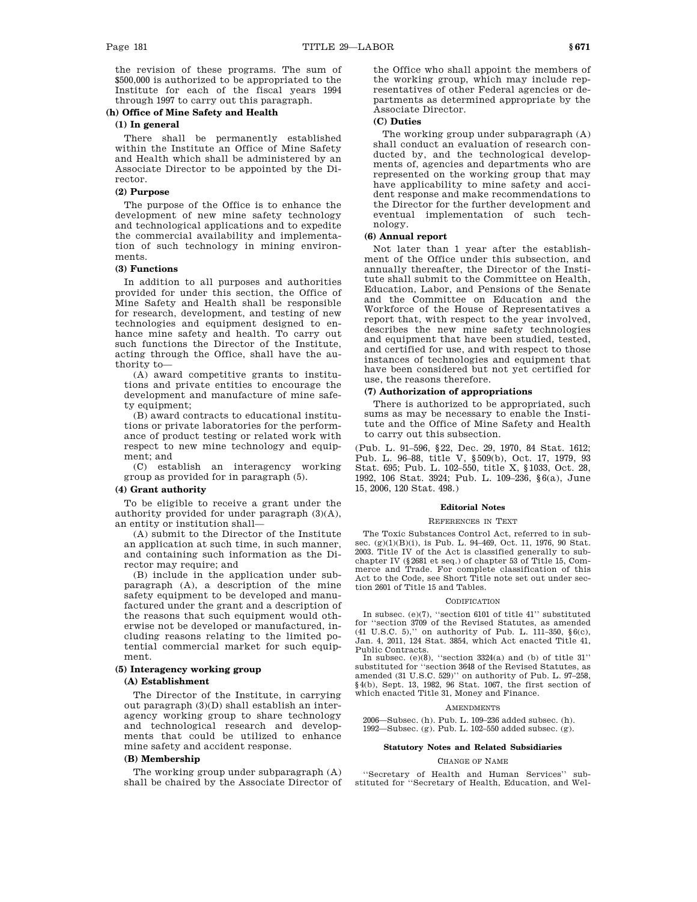the revision of these programs. The sum of $500,000 is authorized to be appropriated to the Institute for each of the fiscal years 1994 through 1997 to carry out this paragraph.

### (h) Office of Mine Safety and Health

#### (1) In general

There shall be permanently established within the Institute an Office of Mine Safety and Health which shall be administered by an Associate Director to be appointed by the Director.

#### (2) Purpose

The purpose of the Office is to enhance the development of new mine safety technology and technological applications and to expedite the commercial availability and implementation of such technology in mining environments.

#### (3) Functions

In addition to all purposes and authorities provided for under this section, the Office of Mine Safety and Health shall be responsible for research, development, and testing of new technologies and equipment designed to enhance mine safety and health. To carry out such functions the Director of the Institute, acting through the Office, shall have the authority to—

(A) award competitive grants to institutions and private entities to encourage the development and manufacture of mine safety equipment;

(B) award contracts to educational institutions or private laboratories for the performance of product testing or related work with respect to new mine technology and equipment; and

(C) establish an interagency working group as provided for in paragraph (5).

#### (4) Grant authority

To be eligible to receive a grant under the authority provided for under paragraph (3)(A), an entity or institution shall—

(A) submit to the Director of the Institute an application at such time, in such manner, and containing such information as the Director may require; and

(B) include in the application under subparagraph (A), a description of the mine safety equipment to be developed and manufactured under the grant and a description of the reasons that such equipment would otherwise not be developed or manufactured, including reasons relating to the limited potential commercial market for such equipment.

#### (5) Interagency working group

##### (A) Establishment

The Director of the Institute, in carrying out paragraph (3)(D) shall establish an interagency working group to share technology and technological research and developments that could be utilized to enhance mine safety and accident response.

##### (B) Membership

The working group under subparagraph (A) shall be chaired by the Associate Director of the Office who shall appoint the members of the working group, which may include representatives of other Federal agencies or departments as determined appropriate by the Associate Director.

##### (C) Duties

The working group under subparagraph (A) shall conduct an evaluation of research conducted by, and the technological developments of, agencies and departments who are represented on the working group that may have applicability to mine safety and accident response and make recommendations to the Director for the further development and eventual implementation of such technology.

#### (6) Annual report

Not later than 1 year after the establishment of the Office under this subsection, and annually thereafter, the Director of the Institute shall submit to the Committee on Health, Education, Labor, and Pensions of the Senate and the Committee on Education and the Workforce of the House of Representatives a report that, with respect to the year involved, describes the new mine safety technologies and equipment that have been studied, tested, and certified for use, and with respect to those instances of technologies and equipment that have been considered but not yet certified for use, the reasons therefore.

#### (7) Authorization of appropriations

There is authorized to be appropriated, such sums as may be necessary to enable the Institute and the Office of Mine Safety and Health to carry out this subsection.

(Pub. L. 91–596, §22, Dec. 29, 1970, 84 Stat. 1612; Pub. L. 96–88, title V, §509(b), Oct. 17, 1979, 93 Stat. 695; Pub. L. 102–550, title X, §1033, Oct. 28, 1992, 106 Stat. 3924; Pub. L. 109–236, §6(a), June 15, 2006, 120 Stat. 498.)

## Editorial Notes

### References in Text

The Toxic Substances Control Act, referred to in subsec. (g)(1)(B)(i), is Pub. L. 94–469, Oct. 11, 1976, 90 Stat. 2003. Title IV of the Act is classified generally to subchapter IV (§2681 et seq.) of chapter 53 of Title 15, Commerce and Trade. For complete classification of this Act to the Code, see Short Title note set out under section 2601 of Title 15 and Tables.

### Codification

In subsec. (e)(7), "section 6101 of title 41" substituted for "section 3709 of the Revised Statutes, as amended (41 U.S.C. 5)," on authority of Pub. L. 111–350, §6(c), Jan. 4, 2011, 124 Stat. 3854, which Act enacted Title 41, Public Contracts.

In subsec. (e)(8), "section 3324(a) and (b) of title 31" substituted for "section 3648 of the Revised Statutes, as amended (31 U.S.C. 529)" on authority of Pub. L. 97–258, §4(b), Sept. 13, 1982, 96 Stat. 1067, the first section of which enacted Title 31, Money and Finance.

### Amendments

2006—Subsec. (h). Pub. L. 109–236 added subsec. (h).

1992—Subsec. (g). Pub. L. 102–550 added subsec. (g).

## Statutory Notes and Related Subsidiaries

### Change of Name

"Secretary of Health and Human Services" substituted for "Secretary of Health, Education, and Wel-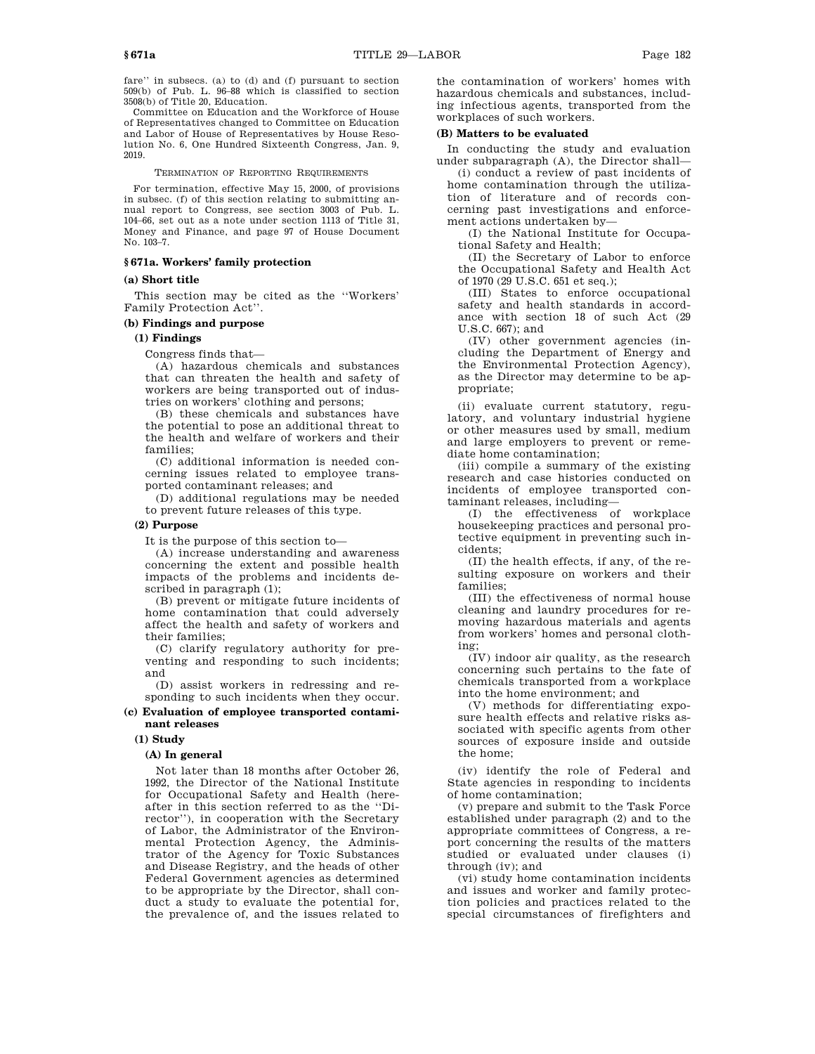fare'' in subsecs. (a) to (d) and (f) pursuant to section 509(b) of Pub. L. 96–88 which is classified to section 3508(b) of Title 20, Education.

Committee on Education and the Workforce of House of Representatives changed to Committee on Education and Labor of House of Representatives by House Resolution No. 6, One Hundred Sixteenth Congress, Jan. 9, 2019.

TERMINATION OF REPORTING REQUIREMENTS

For termination, effective May 15, 2000, of provisions in subsec. (f) of this section relating to submitting annual report to Congress, see section 3003 of Pub. L. 104–66, set out as a note under section 1113 of Title 31, Money and Finance, and page 97 of House Document No. 103–7.

## § 671a. Workers' family protection

### (a) Short title

This section may be cited as the ''Workers' Family Protection Act''.

### (b) Findings and purpose

#### (1) Findings

Congress finds that—

(A) hazardous chemicals and substances that can threaten the health and safety of workers are being transported out of industries on workers' clothing and persons;

(B) these chemicals and substances have the potential to pose an additional threat to the health and welfare of workers and their families;

(C) additional information is needed concerning issues related to employee transported contaminant releases; and

(D) additional regulations may be needed to prevent future releases of this type.

#### (2) Purpose

It is the purpose of this section to—

(A) increase understanding and awareness concerning the extent and possible health impacts of the problems and incidents described in paragraph (1);

(B) prevent or mitigate future incidents of home contamination that could adversely affect the health and safety of workers and their families;

(C) clarify regulatory authority for preventing and responding to such incidents; and

(D) assist workers in redressing and responding to such incidents when they occur.

### (c) Evaluation of employee transported contaminant releases

#### (1) Study

##### (A) In general

Not later than 18 months after October 26, 1992, the Director of the National Institute for Occupational Safety and Health (hereafter in this section referred to as the ''Director''), in cooperation with the Secretary of Labor, the Administrator of the Environmental Protection Agency, the Administrator of the Agency for Toxic Substances and Disease Registry, and the heads of other Federal Government agencies as determined to be appropriate by the Director, shall conduct a study to evaluate the potential for, the prevalence of, and the issues related to the contamination of workers' homes with hazardous chemicals and substances, including infectious agents, transported from the workplaces of such workers.

##### (B) Matters to be evaluated

In conducting the study and evaluation under subparagraph (A), the Director shall—

(i) conduct a review of past incidents of home contamination through the utilization of literature and of records concerning past investigations and enforcement actions undertaken by—

(I) the National Institute for Occupational Safety and Health;

(II) the Secretary of Labor to enforce the Occupational Safety and Health Act of 1970 (29 U.S.C. 651 et seq.);

(III) States to enforce occupational safety and health standards in accordance with section 18 of such Act (29 U.S.C. 667); and

(IV) other government agencies (including the Department of Energy and the Environmental Protection Agency), as the Director may determine to be appropriate;

(ii) evaluate current statutory, regulatory, and voluntary industrial hygiene or other measures used by small, medium and large employers to prevent or remediate home contamination;

(iii) compile a summary of the existing research and case histories conducted on incidents of employee transported contaminant releases, including—

(I) the effectiveness of workplace housekeeping practices and personal protective equipment in preventing such incidents;

(II) the health effects, if any, of the resulting exposure on workers and their families;

(III) the effectiveness of normal house cleaning and laundry procedures for removing hazardous materials and agents from workers' homes and personal clothing;

(IV) indoor air quality, as the research concerning such pertains to the fate of chemicals transported from a workplace into the home environment; and

(V) methods for differentiating exposure health effects and relative risks associated with specific agents from other sources of exposure inside and outside the home;

(iv) identify the role of Federal and State agencies in responding to incidents of home contamination;

(v) prepare and submit to the Task Force established under paragraph (2) and to the appropriate committees of Congress, a report concerning the results of the matters studied or evaluated under clauses (i) through (iv); and

(vi) study home contamination incidents and issues and worker and family protection policies and practices related to the special circumstances of firefighters and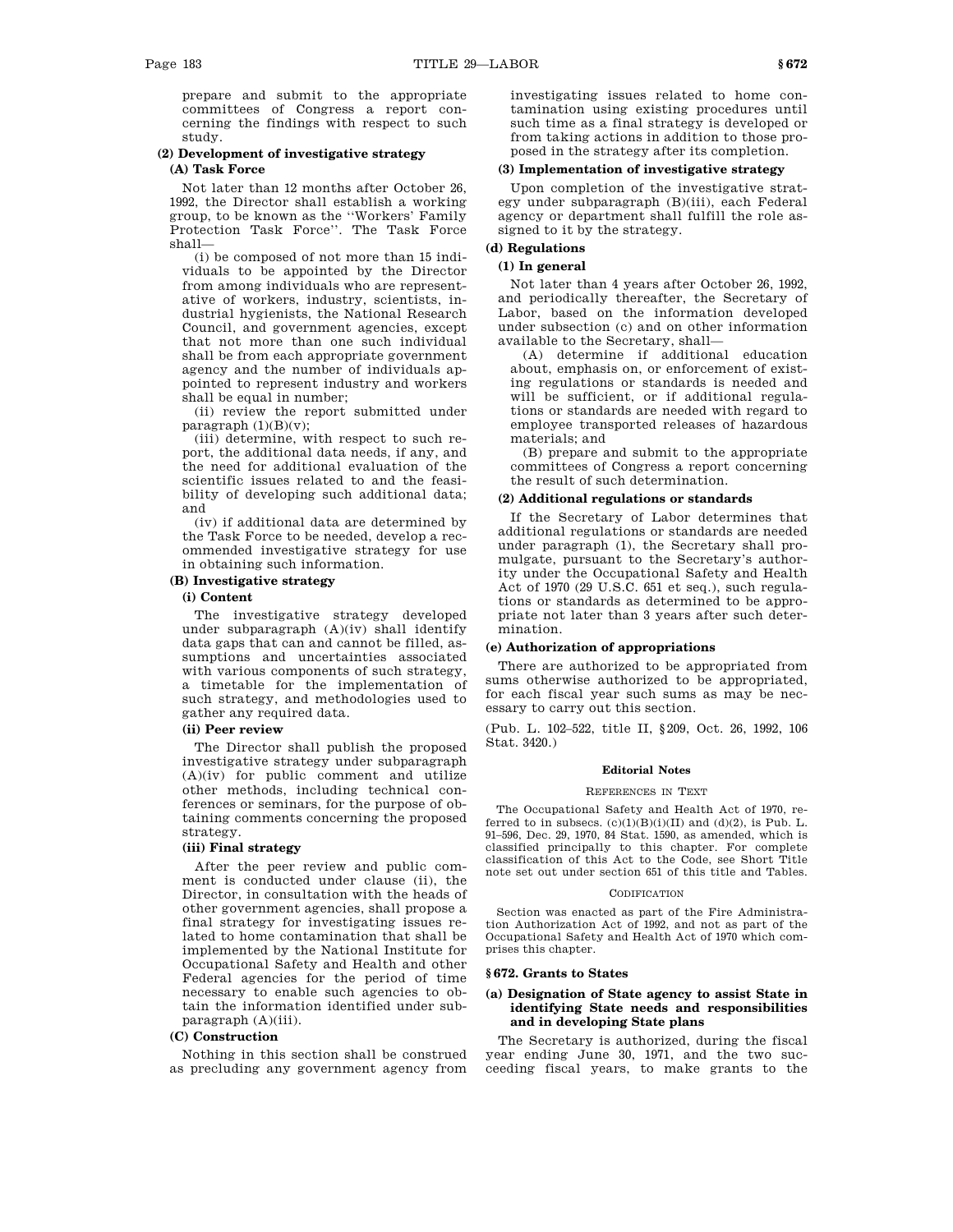prepare and submit to the appropriate committees of Congress a report concerning the findings with respect to such study.

#### (2) Development of investigative strategy

##### (A) Task Force

Not later than 12 months after October 26, 1992, the Director shall establish a working group, to be known as the ''Workers' Family Protection Task Force''. The Task Force shall—

(i) be composed of not more than 15 individuals to be appointed by the Director from among individuals who are representative of workers, industry, scientists, industrial hygienists, the National Research Council, and government agencies, except that not more than one such individual shall be from each appropriate government agency and the number of individuals appointed to represent industry and workers shall be equal in number;

(ii) review the report submitted under paragraph (1)(B)(v);

(iii) determine, with respect to such report, the additional data needs, if any, and the need for additional evaluation of the scientific issues related to and the feasibility of developing such additional data; and

(iv) if additional data are determined by the Task Force to be needed, develop a recommended investigative strategy for use in obtaining such information.

##### (B) Investigative strategy

###### (i) Content

The investigative strategy developed under subparagraph (A)(iv) shall identify data gaps that can and cannot be filled, assumptions and uncertainties associated with various components of such strategy, a timetable for the implementation of such strategy, and methodologies used to gather any required data.

###### (ii) Peer review

The Director shall publish the proposed investigative strategy under subparagraph (A)(iv) for public comment and utilize other methods, including technical conferences or seminars, for the purpose of obtaining comments concerning the proposed strategy.

###### (iii) Final strategy

After the peer review and public comment is conducted under clause (ii), the Director, in consultation with the heads of other government agencies, shall propose a final strategy for investigating issues related to home contamination that shall be implemented by the National Institute for Occupational Safety and Health and other Federal agencies for the period of time necessary to enable such agencies to obtain the information identified under subparagraph (A)(iii).

##### (C) Construction

Nothing in this section shall be construed as precluding any government agency from investigating issues related to home contamination using existing procedures until such time as a final strategy is developed or from taking actions in addition to those proposed in the strategy after its completion.

#### (3) Implementation of investigative strategy

Upon completion of the investigative strategy under subparagraph (B)(iii), each Federal agency or department shall fulfill the role assigned to it by the strategy.

### (d) Regulations

#### (1) In general

Not later than 4 years after October 26, 1992, and periodically thereafter, the Secretary of Labor, based on the information developed under subsection (c) and on other information available to the Secretary, shall—

(A) determine if additional education about, emphasis on, or enforcement of existing regulations or standards is needed and will be sufficient, or if additional regulations or standards are needed with regard to employee transported releases of hazardous materials; and

(B) prepare and submit to the appropriate committees of Congress a report concerning the result of such determination.

#### (2) Additional regulations or standards

If the Secretary of Labor determines that additional regulations or standards are needed under paragraph (1), the Secretary shall promulgate, pursuant to the Secretary's authority under the Occupational Safety and Health Act of 1970 (29 U.S.C. 651 et seq.), such regulations or standards as determined to be appropriate not later than 3 years after such determination.

### (e) Authorization of appropriations

There are authorized to be appropriated from sums otherwise authorized to be appropriated, for each fiscal year such sums as may be necessary to carry out this section.

(Pub. L. 102–522, title II, §209, Oct. 26, 1992, 106 Stat. 3420.)

**Editorial Notes**

REFERENCES IN TEXT

The Occupational Safety and Health Act of 1970, referred to in subsecs. (c)(1)(B)(i)(II) and (d)(2), is Pub. L. 91–596, Dec. 29, 1970, 84 Stat. 1590, as amended, which is classified principally to this chapter. For complete classification of this Act to the Code, see Short Title note set out under section 651 of this title and Tables.

CODIFICATION

Section was enacted as part of the Fire Administration Authorization Act of 1992, and not as part of the Occupational Safety and Health Act of 1970 which comprises this chapter.

## §672. Grants to States

### (a) Designation of State agency to assist State in identifying State needs and responsibilities and in developing State plans

The Secretary is authorized, during the fiscal year ending June 30, 1971, and the two succeeding fiscal years, to make grants to the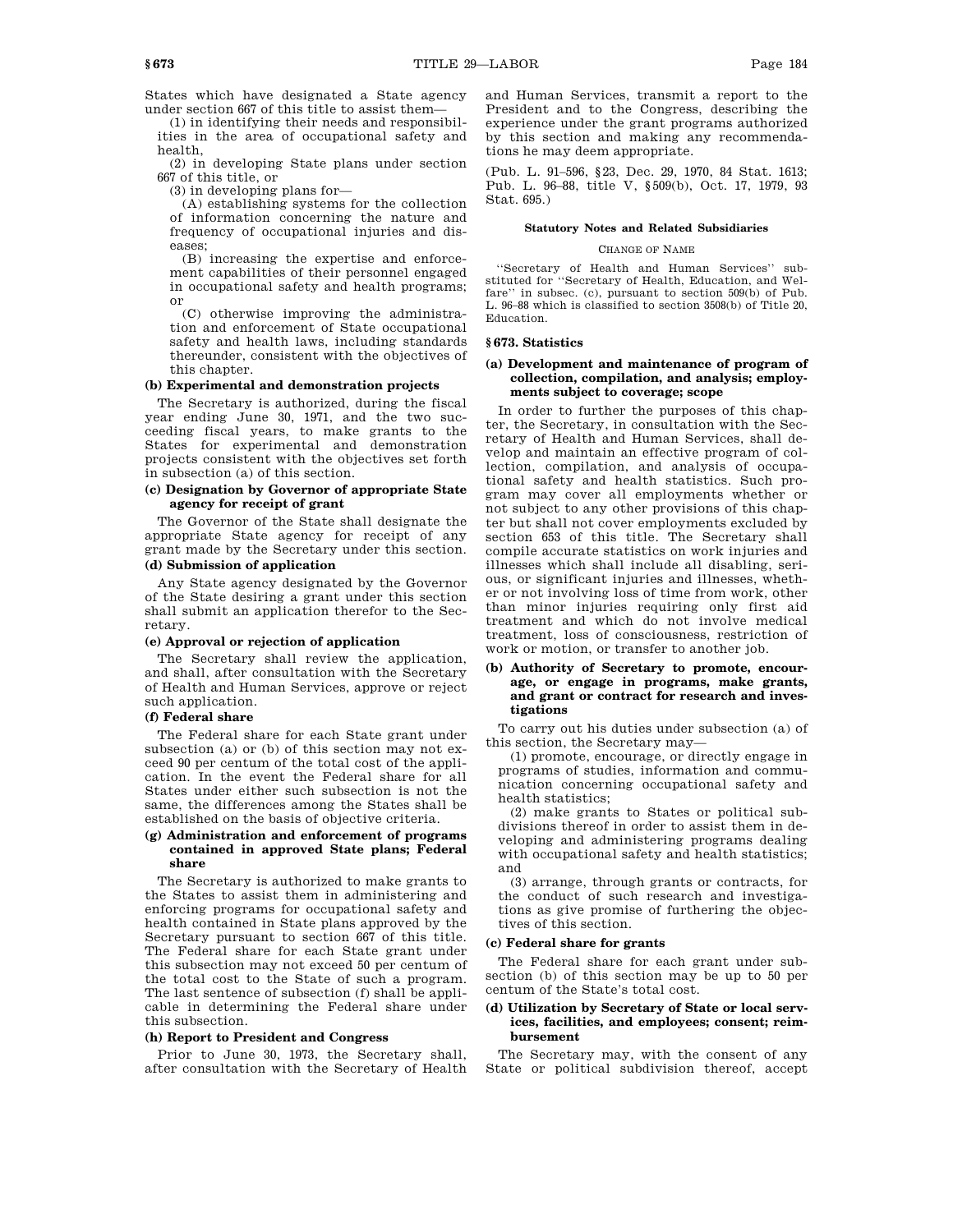States which have designated a State agency under section 667 of this title to assist them—

(1) in identifying their needs and responsibilities in the area of occupational safety and health,

(2) in developing State plans under section 667 of this title, or

(3) in developing plans for—

(A) establishing systems for the collection of information concerning the nature and frequency of occupational injuries and diseases;

(B) increasing the expertise and enforcement capabilities of their personnel engaged in occupational safety and health programs; or

(C) otherwise improving the administration and enforcement of State occupational safety and health laws, including standards thereunder, consistent with the objectives of this chapter.

#### (b) Experimental and demonstration projects

The Secretary is authorized, during the fiscal year ending June 30, 1971, and the two succeeding fiscal years, to make grants to the States for experimental and demonstration projects consistent with the objectives set forth in subsection (a) of this section.

#### (c) Designation by Governor of appropriate State agency for receipt of grant

The Governor of the State shall designate the appropriate State agency for receipt of any grant made by the Secretary under this section.

#### (d) Submission of application

Any State agency designated by the Governor of the State desiring a grant under this section shall submit an application therefor to the Secretary.

#### (e) Approval or rejection of application

The Secretary shall review the application, and shall, after consultation with the Secretary of Health and Human Services, approve or reject such application.

#### (f) Federal share

The Federal share for each State grant under subsection (a) or (b) of this section may not exceed 90 per centum of the total cost of the application. In the event the Federal share for all States under either such subsection is not the same, the differences among the States shall be established on the basis of objective criteria.

#### (g) Administration and enforcement of programs contained in approved State plans; Federal share

The Secretary is authorized to make grants to the States to assist them in administering and enforcing programs for occupational safety and health contained in State plans approved by the Secretary pursuant to section 667 of this title. The Federal share for each State grant under this subsection may not exceed 50 per centum of the total cost to the State of such a program. The last sentence of subsection (f) shall be applicable in determining the Federal share under this subsection.

#### (h) Report to President and Congress

Prior to June 30, 1973, the Secretary shall, after consultation with the Secretary of Health and Human Services, transmit a report to the President and to the Congress, describing the experience under the grant programs authorized by this section and making any recommendations he may deem appropriate.

(Pub. L. 91–596, §23, Dec. 29, 1970, 84 Stat. 1613; Pub. L. 96–88, title V, §509(b), Oct. 17, 1979, 93 Stat. 695.)

##### Statutory Notes and Related Subsidiaries

###### Change of Name

''Secretary of Health and Human Services'' substituted for ''Secretary of Health, Education, and Welfare'' in subsec. (c), pursuant to section 509(b) of Pub. L. 96–88 which is classified to section 3508(b) of Title 20, Education.

### §673. Statistics

#### (a) Development and maintenance of program of collection, compilation, and analysis; employments subject to coverage; scope

In order to further the purposes of this chapter, the Secretary, in consultation with the Secretary of Health and Human Services, shall develop and maintain an effective program of collection, compilation, and analysis of occupational safety and health statistics. Such program may cover all employments whether or not subject to any other provisions of this chapter but shall not cover employments excluded by section 653 of this title. The Secretary shall compile accurate statistics on work injuries and illnesses which shall include all disabling, serious, or significant injuries and illnesses, whether or not involving loss of time from work, other than minor injuries requiring only first aid treatment and which do not involve medical treatment, loss of consciousness, restriction of work or motion, or transfer to another job.

#### (b) Authority of Secretary to promote, encourage, or engage in programs, make grants, and grant or contract for research and investigations

To carry out his duties under subsection (a) of this section, the Secretary may—

(1) promote, encourage, or directly engage in programs of studies, information and communication concerning occupational safety and health statistics;

(2) make grants to States or political subdivisions thereof in order to assist them in developing and administering programs dealing with occupational safety and health statistics; and

(3) arrange, through grants or contracts, for the conduct of such research and investigations as give promise of furthering the objectives of this section.

#### (c) Federal share for grants

The Federal share for each grant under subsection (b) of this section may be up to 50 per centum of the State's total cost.

#### (d) Utilization by Secretary of State or local services, facilities, and employees; consent; reimbursement

The Secretary may, with the consent of any State or political subdivision thereof, accept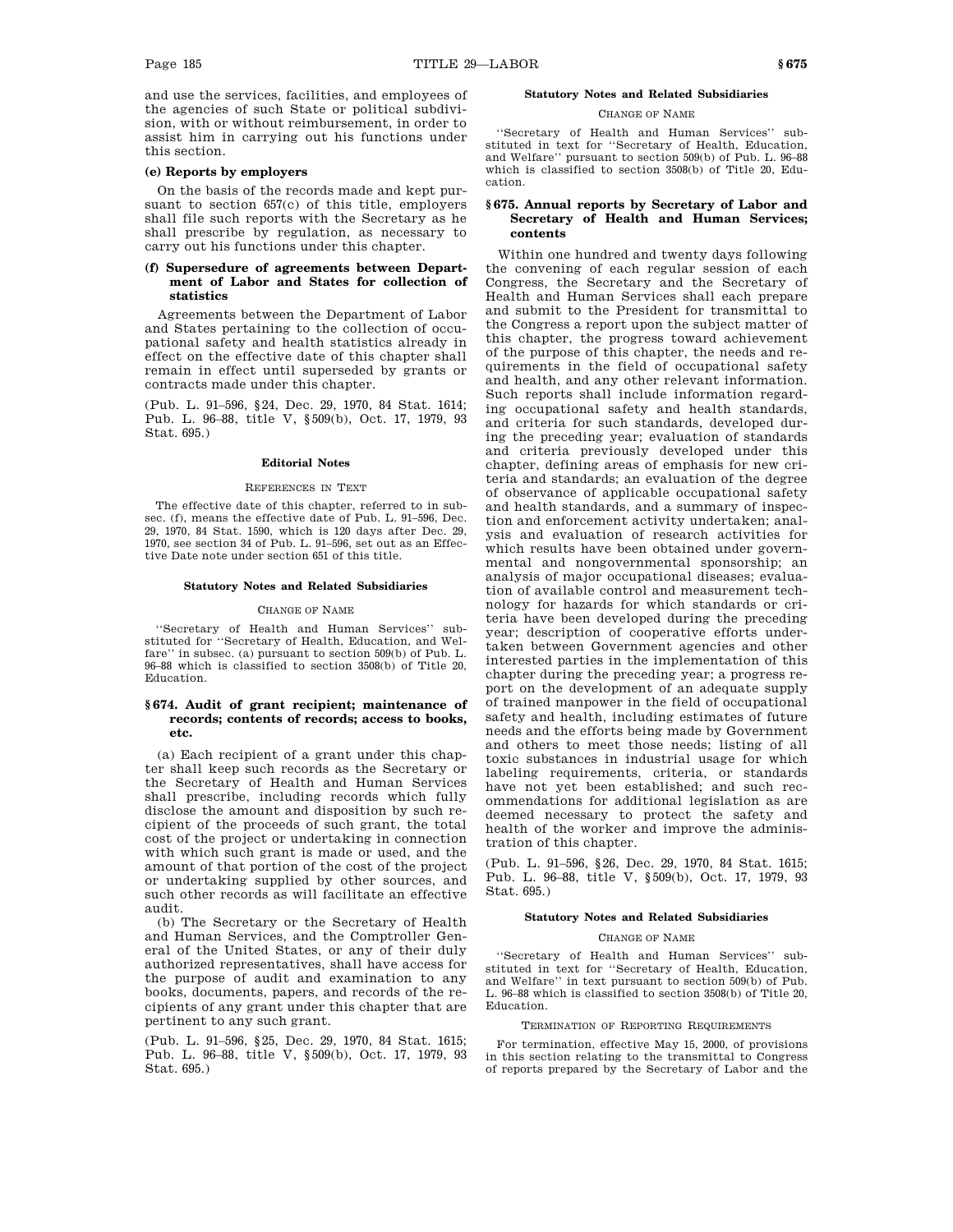and use the services, facilities, and employees of the agencies of such State or political subdivision, with or without reimbursement, in order to assist him in carrying out his functions under this section.

**(e) Reports by employers**

On the basis of the records made and kept pursuant to section 657(c) of this title, employers shall file such reports with the Secretary as he shall prescribe by regulation, as necessary to carry out his functions under this chapter.

**(f) Supersedure of agreements between Department of Labor and States for collection of statistics**

Agreements between the Department of Labor and States pertaining to the collection of occupational safety and health statistics already in effect on the effective date of this chapter shall remain in effect until superseded by grants or contracts made under this chapter.

(Pub. L. 91–596, §24, Dec. 29, 1970, 84 Stat. 1614; Pub. L. 96–88, title V, §509(b), Oct. 17, 1979, 93 Stat. 695.)

#### Editorial Notes

REFERENCES IN TEXT

The effective date of this chapter, referred to in subsec. (f), means the effective date of Pub. L. 91–596, Dec. 29, 1970, 84 Stat. 1590, which is 120 days after Dec. 29, 1970, see section 34 of Pub. L. 91–596, set out as an Effective Date note under section 651 of this title.

#### Statutory Notes and Related Subsidiaries

CHANGE OF NAME

"Secretary of Health and Human Services" substituted for "Secretary of Health, Education, and Welfare" in subsec. (a) pursuant to section 509(b) of Pub. L. 96–88 which is classified to section 3508(b) of Title 20, Education.

### §674. Audit of grant recipient; maintenance of records; contents of records; access to books, etc.

(a) Each recipient of a grant under this chapter shall keep such records as the Secretary or the Secretary of Health and Human Services shall prescribe, including records which fully disclose the amount and disposition by such recipient of the proceeds of such grant, the total cost of the project or undertaking in connection with which such grant is made or used, and the amount of that portion of the cost of the project or undertaking supplied by other sources, and such other records as will facilitate an effective audit.

(b) The Secretary or the Secretary of Health and Human Services, and the Comptroller General of the United States, or any of their duly authorized representatives, shall have access for the purpose of audit and examination to any books, documents, papers, and records of the recipients of any grant under this chapter that are pertinent to any such grant.

(Pub. L. 91–596, §25, Dec. 29, 1970, 84 Stat. 1615; Pub. L. 96–88, title V, §509(b), Oct. 17, 1979, 93 Stat. 695.)

#### Statutory Notes and Related Subsidiaries

CHANGE OF NAME

"Secretary of Health and Human Services" substituted in text for "Secretary of Health, Education, and Welfare" pursuant to section 509(b) of Pub. L. 96–88 which is classified to section 3508(b) of Title 20, Education.

### §675. Annual reports by Secretary of Labor and Secretary of Health and Human Services; contents

Within one hundred and twenty days following the convening of each regular session of each Congress, the Secretary and the Secretary of Health and Human Services shall each prepare and submit to the President for transmittal to the Congress a report upon the subject matter of this chapter, the progress toward achievement of the purpose of this chapter, the needs and requirements in the field of occupational safety and health, and any other relevant information. Such reports shall include information regarding occupational safety and health standards, and criteria for such standards, developed during the preceding year; evaluation of standards and criteria previously developed under this chapter, defining areas of emphasis for new criteria and standards; an evaluation of the degree of observance of applicable occupational safety and health standards, and a summary of inspection and enforcement activity undertaken; analysis and evaluation of research activities for which results have been obtained under governmental and nongovernmental sponsorship; an analysis of major occupational diseases; evaluation of available control and measurement technology for hazards for which standards or criteria have been developed during the preceding year; description of cooperative efforts undertaken between Government agencies and other interested parties in the implementation of this chapter during the preceding year; a progress report on the development of an adequate supply of trained manpower in the field of occupational safety and health, including estimates of future needs and the efforts being made by Government and others to meet those needs; listing of all toxic substances in industrial usage for which labeling requirements, criteria, or standards have not yet been established; and such recommendations for additional legislation as are deemed necessary to protect the safety and health of the worker and improve the administration of this chapter.

(Pub. L. 91–596, §26, Dec. 29, 1970, 84 Stat. 1615; Pub. L. 96–88, title V, §509(b), Oct. 17, 1979, 93 Stat. 695.)

#### Statutory Notes and Related Subsidiaries

CHANGE OF NAME

"Secretary of Health and Human Services" substituted in text for "Secretary of Health, Education, and Welfare" in text pursuant to section 509(b) of Pub. L. 96–88 which is classified to section 3508(b) of Title 20, Education.

TERMINATION OF REPORTING REQUIREMENTS

For termination, effective May 15, 2000, of provisions in this section relating to the transmittal to Congress of reports prepared by the Secretary of Labor and the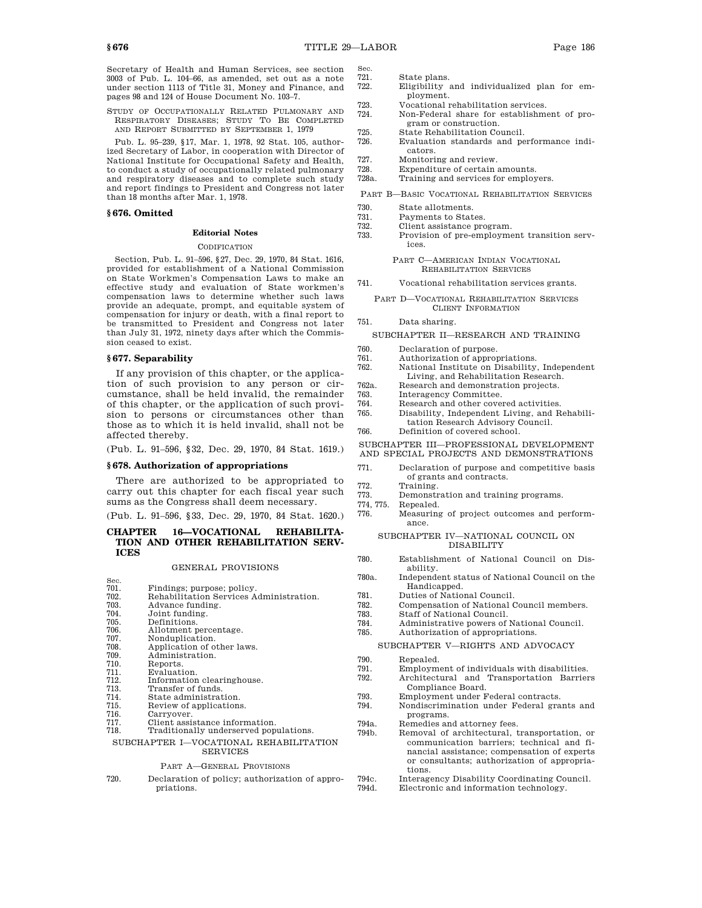Secretary of Health and Human Services, see section 3003 of Pub. L. 104–66, as amended, set out as a note under section 1113 of Title 31, Money and Finance, and pages 98 and 124 of House Document No. 103–7.

STUDY OF OCCUPATIONALLY RELATED PULMONARY AND RESPIRATORY DISEASES; STUDY TO BE COMPLETED AND REPORT SUBMITTED BY SEPTEMBER 1, 1979

Pub. L. 95–239, §17, Mar. 1, 1978, 92 Stat. 105, authorized Secretary of Labor, in cooperation with Director of National Institute for Occupational Safety and Health, to conduct a study of occupationally related pulmonary and respiratory diseases and to complete such study and report findings to President and Congress not later than 18 months after Mar. 1, 1978.

### § 676. Omitted

**Editorial Notes**

CODIFICATION

Section, Pub. L. 91–596, §27, Dec. 29, 1970, 84 Stat. 1616, provided for establishment of a National Commission on State Workmen's Compensation Laws to make an effective study and evaluation of State workmen's compensation laws to determine whether such laws provide an adequate, prompt, and equitable system of compensation for injury or death, with a final report to be transmitted to President and Congress not later than July 31, 1972, ninety days after which the Commission ceased to exist.

### § 677. Separability

If any provision of this chapter, or the application of such provision to any person or circumstance, shall be held invalid, the remainder of this chapter, or the application of such provision to persons or circumstances other than those as to which it is held invalid, shall not be affected thereby.

(Pub. L. 91–596, §32, Dec. 29, 1970, 84 Stat. 1619.)

### § 678. Authorization of appropriations

There are authorized to be appropriated to carry out this chapter for each fiscal year such sums as the Congress shall deem necessary.

(Pub. L. 91–596, §33, Dec. 29, 1970, 84 Stat. 1620.)

## CHAPTER 16—VOCATIONAL REHABILITATION AND OTHER REHABILITATION SERVICES

GENERAL PROVISIONS

| Sec. | |
|---|---|
| 701. | Findings; purpose; policy. |
| 702. | Rehabilitation Services Administration. |
| 703. | Advance funding. |
| 704. | Joint funding. |
| 705. | Definitions. |
| 706. | Allotment percentage. |
| 707. | Nonduplication. |
| 708. | Application of other laws. |
| 709. | Administration. |
| 710. | Reports. |
| 711. | Evaluation. |
| 712. | Information clearinghouse. |
| 713. | Transfer of funds. |
| 714. | State administration. |
| 715. | Review of applications. |
| 716. | Carryover. |
| 717. | Client assistance information. |
| 718. | Traditionally underserved populations. |

SUBCHAPTER I—VOCATIONAL REHABILITATION SERVICES

PART A—GENERAL PROVISIONS

| Sec. | |
|---|---|
| 720. | Declaration of policy; authorization of appropriations. |
| 721. | State plans. |
| 722. | Eligibility and individualized plan for employment. |
| 723. | Vocational rehabilitation services. |
| 724. | Non-Federal share for establishment of program or construction. |
| 725. | State Rehabilitation Council. |
| 726. | Evaluation standards and performance indicators. |
| 727. | Monitoring and review. |
| 728. | Expenditure of certain amounts. |
| 728a. | Training and services for employers. |

PART B—BASIC VOCATIONAL REHABILITATION SERVICES

| | |
|---|---|
| 730. | State allotments. |
| 731. | Payments to States. |
| 732. | Client assistance program. |
| 733. | Provision of pre-employment transition services. |

PART C—AMERICAN INDIAN VOCATIONAL REHABILITATION SERVICES

| | |
|---|---|
| 741. | Vocational rehabilitation services grants. |

PART D—VOCATIONAL REHABILITATION SERVICES CLIENT INFORMATION

| | |
|---|---|
| 751. | Data sharing. |

SUBCHAPTER II—RESEARCH AND TRAINING

| | |
|---|---|
| 760. | Declaration of purpose. |
| 761. | Authorization of appropriations. |
| 762. | National Institute on Disability, Independent Living, and Rehabilitation Research. |
| 762a. | Research and demonstration projects. |
| 763. | Interagency Committee. |
| 764. | Research and other covered activities. |
| 765. | Disability, Independent Living, and Rehabilitation Research Advisory Council. |
| 766. | Definition of covered school. |

SUBCHAPTER III—PROFESSIONAL DEVELOPMENT AND SPECIAL PROJECTS AND DEMONSTRATIONS

| | |
|---|---|
| 771. | Declaration of purpose and competitive basis of grants and contracts. |
| 772. | Training. |
| 773. | Demonstration and training programs. |
| 774, 775. | Repealed. |
| 776. | Measuring of project outcomes and performance. |

SUBCHAPTER IV—NATIONAL COUNCIL ON DISABILITY

| | |
|---|---|
| 780. | Establishment of National Council on Disability. |
| 780a. | Independent status of National Council on the Handicapped. |
| 781. | Duties of National Council. |
| 782. | Compensation of National Council members. |
| 783. | Staff of National Council. |
| 784. | Administrative powers of National Council. |
| 785. | Authorization of appropriations. |

SUBCHAPTER V—RIGHTS AND ADVOCACY

| | |
|---|---|
| 790. | Repealed. |
| 791. | Employment of individuals with disabilities. |
| 792. | Architectural and Transportation Barriers Compliance Board. |
| 793. | Employment under Federal contracts. |
| 794. | Nondiscrimination under Federal grants and programs. |
| 794a. | Remedies and attorney fees. |
| 794b. | Removal of architectural, transportation, or communication barriers; technical and financial assistance; compensation of experts or consultants; authorization of appropriations. |
| 794c. | Interagency Disability Coordinating Council. |
| 794d. | Electronic and information technology. |